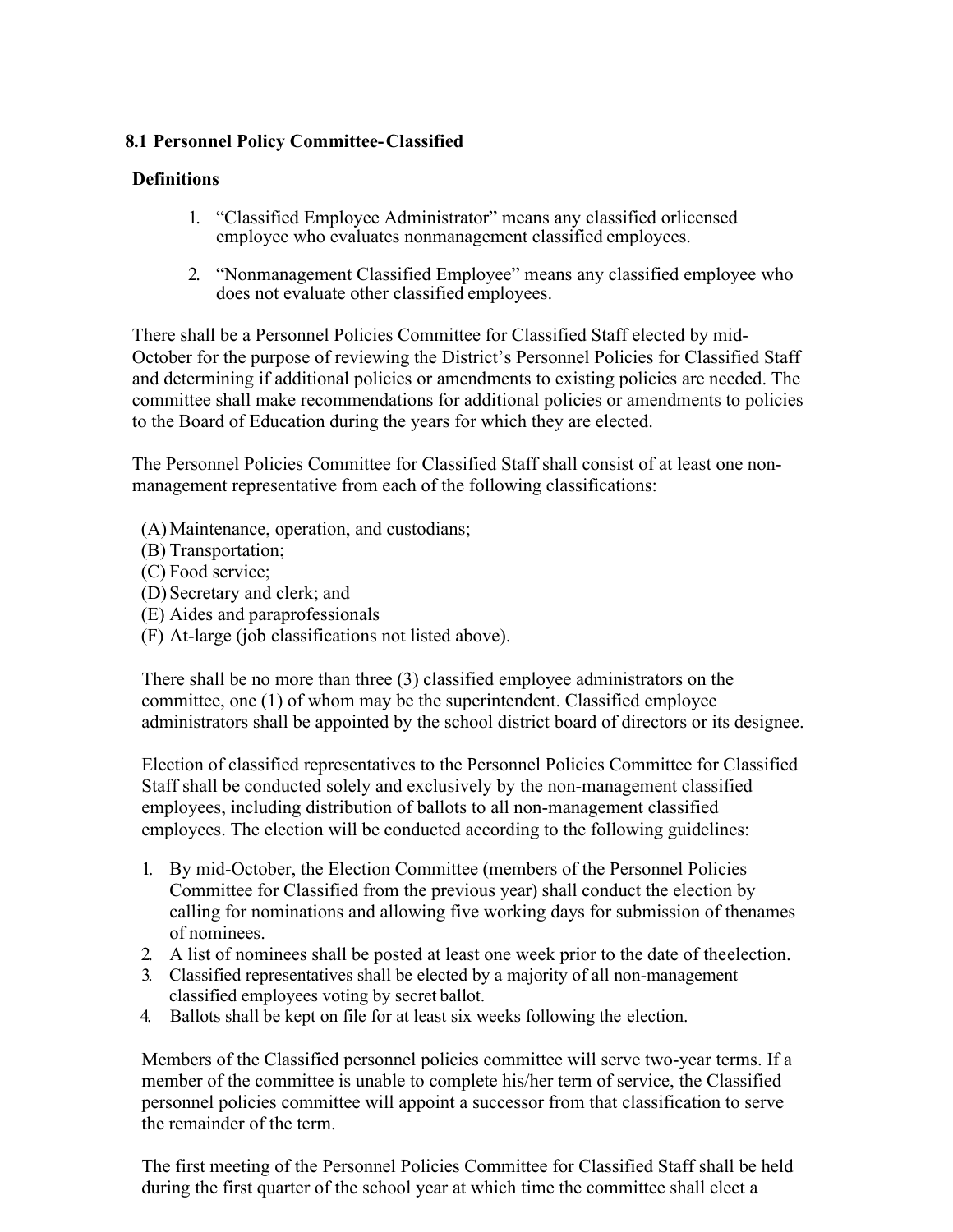## 8.1 Personnel Policy Committee-Classified

### Definitions

1. "Classified Employee Administrator" means any classified orlicensed employee who evaluates nonmanagement classified employees.

2. "Nonmanagement Classified Employee" means any classified employee who does not evaluate other classified employees.

There shall be a Personnel Policies Committee for Classified Staff elected by mid-October for the purpose of reviewing the District's Personnel Policies for Classified Staff and determining if additional policies or amendments to existing policies are needed. The committee shall make recommendations for additional policies or amendments to policies to the Board of Education during the years for which they are elected.

The Personnel Policies Committee for Classified Staff shall consist of at least one non-management representative from each of the following classifications:

(A) Maintenance, operation, and custodians;
(B) Transportation;
(C) Food service;
(D) Secretary and clerk; and
(E) Aides and paraprofessionals
(F) At-large (job classifications not listed above).

There shall be no more than three (3) classified employee administrators on the committee, one (1) of whom may be the superintendent. Classified employee administrators shall be appointed by the school district board of directors or its designee.

Election of classified representatives to the Personnel Policies Committee for Classified Staff shall be conducted solely and exclusively by the non-management classified employees, including distribution of ballots to all non-management classified employees. The election will be conducted according to the following guidelines:

1. By mid-October, the Election Committee (members of the Personnel Policies Committee for Classified from the previous year) shall conduct the election by calling for nominations and allowing five working days for submission of thenames of nominees.
2. A list of nominees shall be posted at least one week prior to the date of theelection.
3. Classified representatives shall be elected by a majority of all non-management classified employees voting by secret ballot.
4. Ballots shall be kept on file for at least six weeks following the election.

Members of the Classified personnel policies committee will serve two-year terms. If a member of the committee is unable to complete his/her term of service, the Classified personnel policies committee will appoint a successor from that classification to serve the remainder of the term.

The first meeting of the Personnel Policies Committee for Classified Staff shall be held during the first quarter of the school year at which time the committee shall elect a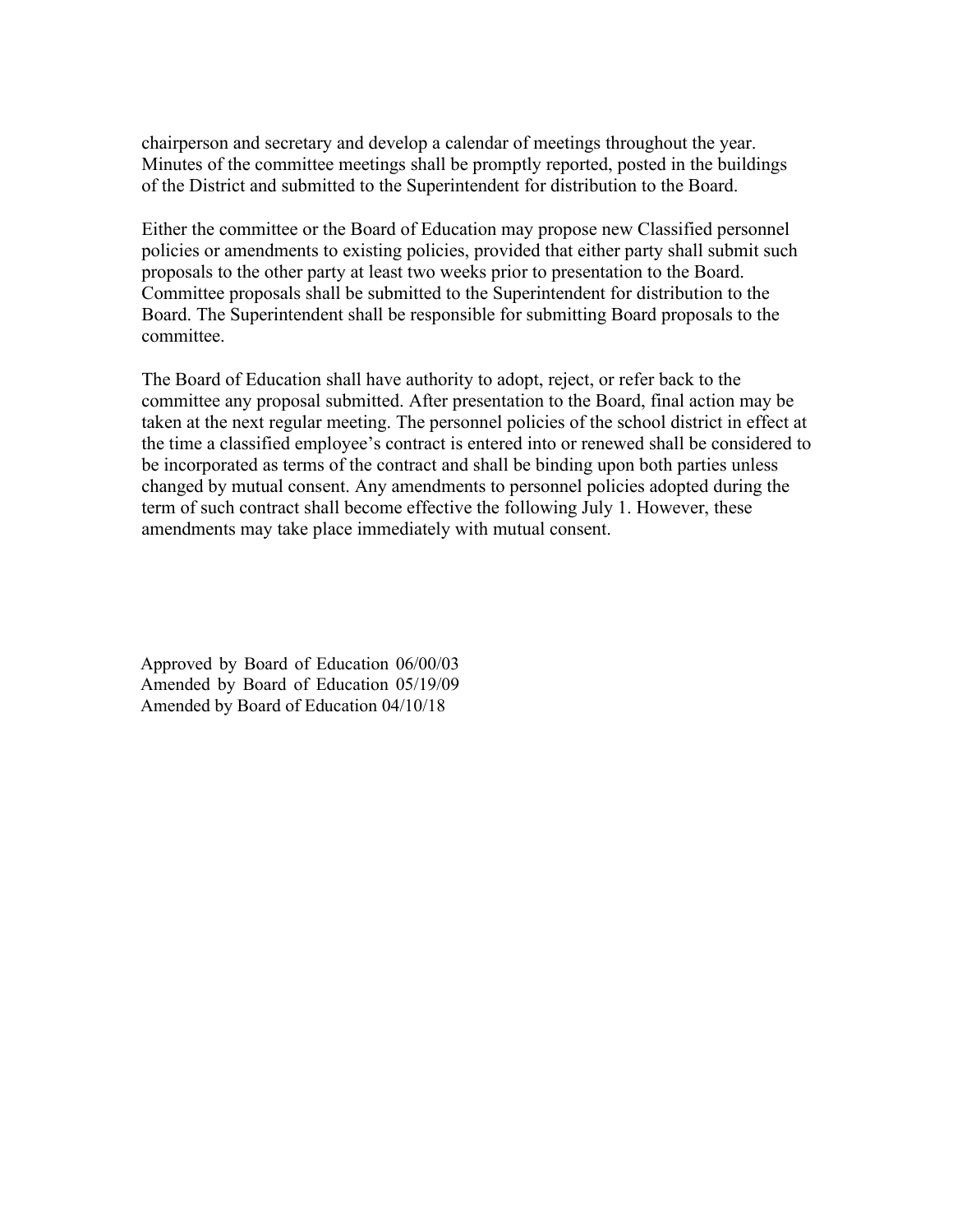chairperson and secretary and develop a calendar of meetings throughout the year. Minutes of the committee meetings shall be promptly reported, posted in the buildings of the District and submitted to the Superintendent for distribution to the Board.

Either the committee or the Board of Education may propose new Classified personnel policies or amendments to existing policies, provided that either party shall submit such proposals to the other party at least two weeks prior to presentation to the Board. Committee proposals shall be submitted to the Superintendent for distribution to the Board. The Superintendent shall be responsible for submitting Board proposals to the committee.

The Board of Education shall have authority to adopt, reject, or refer back to the committee any proposal submitted. After presentation to the Board, final action may be taken at the next regular meeting. The personnel policies of the school district in effect at the time a classified employee's contract is entered into or renewed shall be considered to be incorporated as terms of the contract and shall be binding upon both parties unless changed by mutual consent. Any amendments to personnel policies adopted during the term of such contract shall become effective the following July 1. However, these amendments may take place immediately with mutual consent.

Approved by Board of Education 06/00/03
Amended by Board of Education 05/19/09
Amended by Board of Education 04/10/18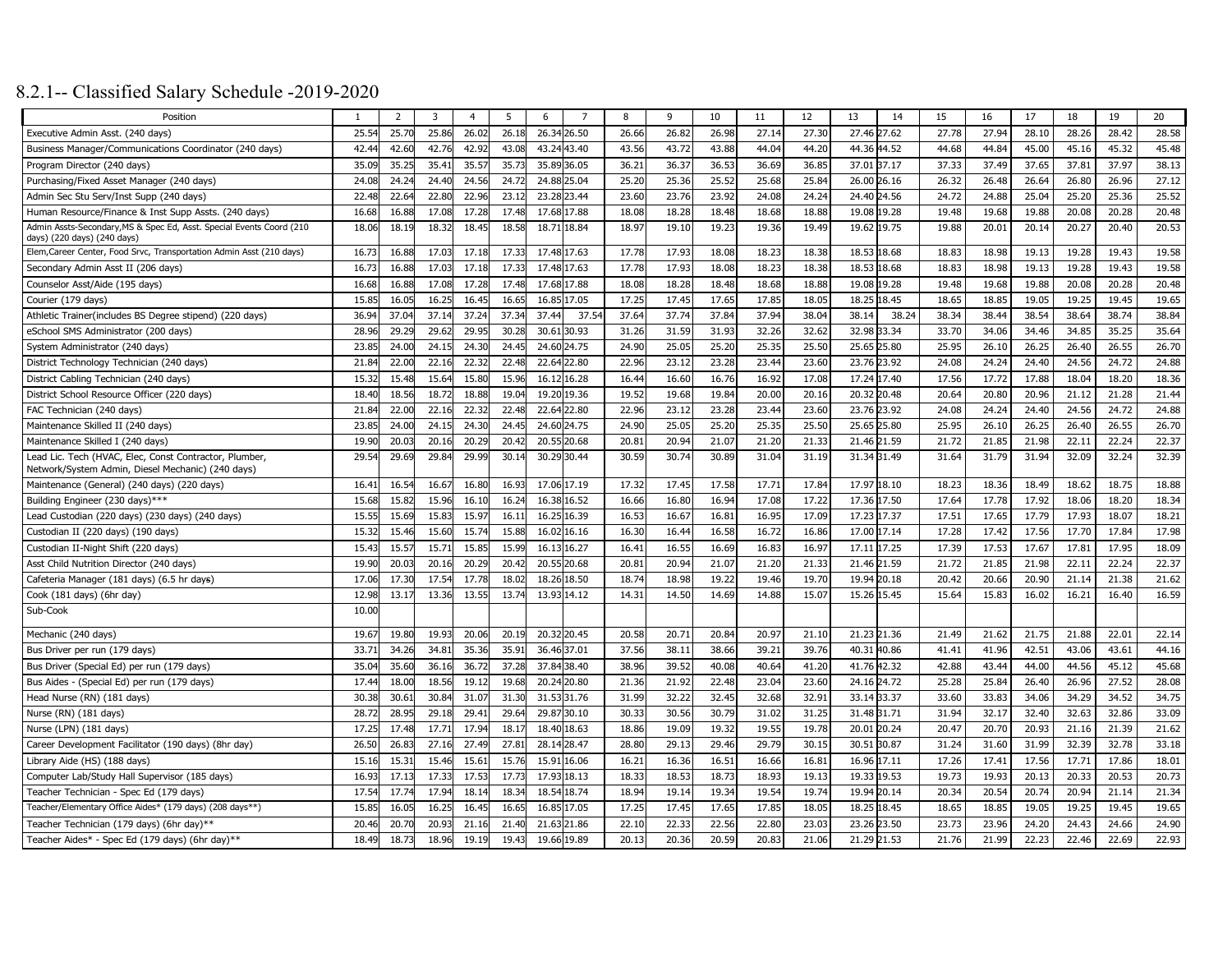# 8.2.1-- Classified Salary Schedule -2019-2020

| Position | 1 | 2 | 3 | 4 | 5 | 6 | 7 | 8 | 9 | 10 | 11 | 12 | 13 | 14 | 15 | 16 | 17 | 18 | 19 | 20 |
|---|---|---|---|---|---|---|---|---|---|---|---|---|---|---|---|---|---|---|---|---|
| Executive Admin Asst. (240 days) | 25.54 | 25.70 | 25.86 | 26.02 | 26.18 | 26.34 | 26.50 | 26.66 | 26.82 | 26.98 | 27.14 | 27.30 | 27.46 | 27.62 | 27.78 | 27.94 | 28.10 | 28.26 | 28.42 | 28.58 |
| Business Manager/Communications Coordinator (240 days) | 42.44 | 42.60 | 42.76 | 42.92 | 43.08 | 43.24 | 43.40 | 43.56 | 43.72 | 43.88 | 44.04 | 44.20 | 44.36 | 44.52 | 44.68 | 44.84 | 45.00 | 45.16 | 45.32 | 45.48 |
| Program Director (240 days) | 35.09 | 35.25 | 35.41 | 35.57 | 35.73 | 35.89 | 36.05 | 36.21 | 36.37 | 36.53 | 36.69 | 36.85 | 37.01 | 37.17 | 37.33 | 37.49 | 37.65 | 37.81 | 37.97 | 38.13 |
| Purchasing/Fixed Asset Manager (240 days) | 24.08 | 24.24 | 24.40 | 24.56 | 24.72 | 24.88 | 25.04 | 25.20 | 25.36 | 25.52 | 25.68 | 25.84 | 26.00 | 26.16 | 26.32 | 26.48 | 26.64 | 26.80 | 26.96 | 27.12 |
| Admin Sec Stu Serv/Inst Supp (240 days) | 22.48 | 22.64 | 22.80 | 22.96 | 23.12 | 23.28 | 23.44 | 23.60 | 23.76 | 23.92 | 24.08 | 24.24 | 24.40 | 24.56 | 24.72 | 24.88 | 25.04 | 25.20 | 25.36 | 25.52 |
| Human Resource/Finance & Inst Supp Assts. (240 days) | 16.68 | 16.88 | 17.08 | 17.28 | 17.48 | 17.68 | 17.88 | 18.08 | 18.28 | 18.48 | 18.68 | 18.88 | 19.08 | 19.28 | 19.48 | 19.68 | 19.88 | 20.08 | 20.28 | 20.48 |
| Admin Assts-Secondary,MS & Spec Ed, Asst. Special Events Coord (210 days) (220 days) (240 days) | 18.06 | 18.19 | 18.32 | 18.45 | 18.58 | 18.71 | 18.84 | 18.97 | 19.10 | 19.23 | 19.36 | 19.49 | 19.62 | 19.75 | 19.88 | 20.01 | 20.14 | 20.27 | 20.40 | 20.53 |
| Elem,Career Center, Food Srvc, Transportation Admin Asst (210 days) | 16.73 | 16.88 | 17.03 | 17.18 | 17.33 | 17.48 | 17.63 | 17.78 | 17.93 | 18.08 | 18.23 | 18.38 | 18.53 | 18.68 | 18.83 | 18.98 | 19.13 | 19.28 | 19.43 | 19.58 |
| Secondary Admin Asst II (206 days) | 16.73 | 16.88 | 17.03 | 17.18 | 17.33 | 17.48 | 17.63 | 17.78 | 17.93 | 18.08 | 18.23 | 18.38 | 18.53 | 18.68 | 18.83 | 18.98 | 19.13 | 19.28 | 19.43 | 19.58 |
| Counselor Asst/Aide (195 days) | 16.68 | 16.88 | 17.08 | 17.28 | 17.48 | 17.68 | 17.88 | 18.08 | 18.28 | 18.48 | 18.68 | 18.88 | 19.08 | 19.28 | 19.48 | 19.68 | 19.88 | 20.08 | 20.28 | 20.48 |
| Courier (179 days) | 15.85 | 16.05 | 16.25 | 16.45 | 16.65 | 16.85 | 17.05 | 17.25 | 17.45 | 17.65 | 17.85 | 18.05 | 18.25 | 18.45 | 18.65 | 18.85 | 19.05 | 19.25 | 19.45 | 19.65 |
| Athletic Trainer(includes BS Degree stipend) (220 days) | 36.94 | 37.04 | 37.14 | 37.24 | 37.34 | 37.44 | 37.54 | 37.64 | 37.74 | 37.84 | 37.94 | 38.04 | 38.14 | 38.24 | 38.34 | 38.44 | 38.54 | 38.64 | 38.74 | 38.84 |
| eSchool SMS Administrator (200 days) | 28.96 | 29.29 | 29.62 | 29.95 | 30.28 | 30.61 | 30.93 | 31.26 | 31.59 | 31.93 | 32.26 | 32.62 | 32.98 | 33.34 | 33.70 | 34.06 | 34.46 | 34.85 | 35.25 | 35.64 |
| System Administrator (240 days) | 23.85 | 24.00 | 24.15 | 24.30 | 24.45 | 24.60 | 24.75 | 24.90 | 25.05 | 25.20 | 25.35 | 25.50 | 25.65 | 25.80 | 25.95 | 26.10 | 26.25 | 26.40 | 26.55 | 26.70 |
| District Technology Technician (240 days) | 21.84 | 22.00 | 22.16 | 22.32 | 22.48 | 22.64 | 22.80 | 22.96 | 23.12 | 23.28 | 23.44 | 23.60 | 23.76 | 23.92 | 24.08 | 24.24 | 24.40 | 24.56 | 24.72 | 24.88 |
| District Cabling Technician (240 days) | 15.32 | 15.48 | 15.64 | 15.80 | 15.96 | 16.12 | 16.28 | 16.44 | 16.60 | 16.76 | 16.92 | 17.08 | 17.24 | 17.40 | 17.56 | 17.72 | 17.88 | 18.04 | 18.20 | 18.36 |
| District School Resource Officer (220 days) | 18.40 | 18.56 | 18.72 | 18.88 | 19.04 | 19.20 | 19.36 | 19.52 | 19.68 | 19.84 | 20.00 | 20.16 | 20.32 | 20.48 | 20.64 | 20.80 | 20.96 | 21.12 | 21.28 | 21.44 |
| FAC Technician (240 days) | 21.84 | 22.00 | 22.16 | 22.32 | 22.48 | 22.64 | 22.80 | 22.96 | 23.12 | 23.28 | 23.44 | 23.60 | 23.76 | 23.92 | 24.08 | 24.24 | 24.40 | 24.56 | 24.72 | 24.88 |
| Maintenance Skilled II (240 days) | 23.85 | 24.00 | 24.15 | 24.30 | 24.45 | 24.60 | 24.75 | 24.90 | 25.05 | 25.20 | 25.35 | 25.50 | 25.65 | 25.80 | 25.95 | 26.10 | 26.25 | 26.40 | 26.55 | 26.70 |
| Maintenance Skilled I (240 days) | 19.90 | 20.03 | 20.16 | 20.29 | 20.42 | 20.55 | 20.68 | 20.81 | 20.94 | 21.07 | 21.20 | 21.33 | 21.46 | 21.59 | 21.72 | 21.85 | 21.98 | 22.11 | 22.24 | 22.37 |
| Lead Lic. Tech (HVAC, Elec, Const Contractor, Plumber, Network/System Admin, Diesel Mechanic) (240 days) | 29.54 | 29.69 | 29.84 | 29.99 | 30.14 | 30.29 | 30.44 | 30.59 | 30.74 | 30.89 | 31.04 | 31.19 | 31.34 | 31.49 | 31.64 | 31.79 | 31.94 | 32.09 | 32.24 | 32.39 |
| Maintenance (General) (240 days) (220 days) | 16.41 | 16.54 | 16.67 | 16.80 | 16.93 | 17.06 | 17.19 | 17.32 | 17.45 | 17.58 | 17.71 | 17.84 | 17.97 | 18.10 | 18.23 | 18.36 | 18.49 | 18.62 | 18.75 | 18.88 |
| Building Engineer (230 days)*** | 15.68 | 15.82 | 15.96 | 16.10 | 16.24 | 16.38 | 16.52 | 16.66 | 16.80 | 16.94 | 17.08 | 17.22 | 17.36 | 17.50 | 17.64 | 17.78 | 17.92 | 18.06 | 18.20 | 18.34 |
| Lead Custodian (220 days) (230 days) (240 days) | 15.55 | 15.69 | 15.83 | 15.97 | 16.11 | 16.25 | 16.39 | 16.53 | 16.67 | 16.81 | 16.95 | 17.09 | 17.23 | 17.37 | 17.51 | 17.65 | 17.79 | 17.93 | 18.07 | 18.21 |
| Custodian II (220 days) (190 days) | 15.32 | 15.46 | 15.60 | 15.74 | 15.88 | 16.02 | 16.16 | 16.30 | 16.44 | 16.58 | 16.72 | 16.86 | 17.00 | 17.14 | 17.28 | 17.42 | 17.56 | 17.70 | 17.84 | 17.98 |
| Custodian II-Night Shift (220 days) | 15.43 | 15.57 | 15.71 | 15.85 | 15.99 | 16.13 | 16.27 | 16.41 | 16.55 | 16.69 | 16.83 | 16.97 | 17.11 | 17.25 | 17.39 | 17.53 | 17.67 | 17.81 | 17.95 | 18.09 |
| Asst Child Nutrition Director (240 days) | 19.90 | 20.03 | 20.16 | 20.29 | 20.42 | 20.55 | 20.68 | 20.81 | 20.94 | 21.07 | 21.20 | 21.33 | 21.46 | 21.59 | 21.72 | 21.85 | 21.98 | 22.11 | 22.24 | 22.37 |
| Cafeteria Manager (181 days) (6.5 hr days) | 17.06 | 17.30 | 17.54 | 17.78 | 18.02 | 18.26 | 18.50 | 18.74 | 18.98 | 19.22 | 19.46 | 19.70 | 19.94 | 20.18 | 20.42 | 20.66 | 20.90 | 21.14 | 21.38 | 21.62 |
| Cook (181 days) (6hr day) | 12.98 | 13.17 | 13.36 | 13.55 | 13.74 | 13.93 | 14.12 | 14.31 | 14.50 | 14.69 | 14.88 | 15.07 | 15.26 | 15.45 | 15.64 | 15.83 | 16.02 | 16.21 | 16.40 | 16.59 |
| Sub-Cook | 10.00 | | | | | | | | | | | | | | | | | | | |
| Mechanic (240 days) | 19.67 | 19.80 | 19.93 | 20.06 | 20.19 | 20.32 | 20.45 | 20.58 | 20.71 | 20.84 | 20.97 | 21.10 | 21.23 | 21.36 | 21.49 | 21.62 | 21.75 | 21.88 | 22.01 | 22.14 |
| Bus Driver per run (179 days) | 33.71 | 34.26 | 34.81 | 35.36 | 35.91 | 36.46 | 37.01 | 37.56 | 38.11 | 38.66 | 39.21 | 39.76 | 40.31 | 40.86 | 41.41 | 41.96 | 42.51 | 43.06 | 43.61 | 44.16 |
| Bus Driver (Special Ed) per run (179 days) | 35.04 | 35.60 | 36.16 | 36.72 | 37.28 | 37.84 | 38.40 | 38.96 | 39.52 | 40.08 | 40.64 | 41.20 | 41.76 | 42.32 | 42.88 | 43.44 | 44.00 | 44.56 | 45.12 | 45.68 |
| Bus Aides - (Special Ed) per run (179 days) | 17.44 | 18.00 | 18.56 | 19.12 | 19.68 | 20.24 | 20.80 | 21.36 | 21.92 | 22.48 | 23.04 | 23.60 | 24.16 | 24.72 | 25.28 | 25.84 | 26.40 | 26.96 | 27.52 | 28.08 |
| Head Nurse (RN) (181 days) | 30.38 | 30.61 | 30.84 | 31.07 | 31.30 | 31.53 | 31.76 | 31.99 | 32.22 | 32.45 | 32.68 | 32.91 | 33.14 | 33.37 | 33.60 | 33.83 | 34.06 | 34.29 | 34.52 | 34.75 |
| Nurse (RN) (181 days) | 28.72 | 28.95 | 29.18 | 29.41 | 29.64 | 29.87 | 30.10 | 30.33 | 30.56 | 30.79 | 31.02 | 31.25 | 31.48 | 31.71 | 31.94 | 32.17 | 32.40 | 32.63 | 32.86 | 33.09 |
| Nurse (LPN) (181 days) | 17.25 | 17.48 | 17.71 | 17.94 | 18.17 | 18.40 | 18.63 | 18.86 | 19.09 | 19.32 | 19.55 | 19.78 | 20.01 | 20.24 | 20.47 | 20.70 | 20.93 | 21.16 | 21.39 | 21.62 |
| Career Development Facilitator (190 days) (8hr day) | 26.50 | 26.83 | 27.16 | 27.49 | 27.81 | 28.14 | 28.47 | 28.80 | 29.13 | 29.46 | 29.79 | 30.15 | 30.51 | 30.87 | 31.24 | 31.60 | 31.99 | 32.39 | 32.78 | 33.18 |
| Library Aide (HS) (188 days) | 15.16 | 15.31 | 15.46 | 15.61 | 15.76 | 15.91 | 16.06 | 16.21 | 16.36 | 16.51 | 16.66 | 16.81 | 16.96 | 17.11 | 17.26 | 17.41 | 17.56 | 17.71 | 17.86 | 18.01 |
| Computer Lab/Study Hall Supervisor (185 days) | 16.93 | 17.13 | 17.33 | 17.53 | 17.73 | 17.93 | 18.13 | 18.33 | 18.53 | 18.73 | 18.93 | 19.13 | 19.33 | 19.53 | 19.73 | 19.93 | 20.13 | 20.33 | 20.53 | 20.73 |
| Teacher Technician - Spec Ed (179 days) | 17.54 | 17.74 | 17.94 | 18.14 | 18.34 | 18.54 | 18.74 | 18.94 | 19.14 | 19.34 | 19.54 | 19.74 | 19.94 | 20.14 | 20.34 | 20.54 | 20.74 | 20.94 | 21.14 | 21.34 |
| Teacher/Elementary Office Aides* (179 days) (208 days**) | 15.85 | 16.05 | 16.25 | 16.45 | 16.65 | 16.85 | 17.05 | 17.25 | 17.45 | 17.65 | 17.85 | 18.05 | 18.25 | 18.45 | 18.65 | 18.85 | 19.05 | 19.25 | 19.45 | 19.65 |
| Teacher Technician (179 days) (6hr day)** | 20.46 | 20.70 | 20.93 | 21.16 | 21.40 | 21.63 | 21.86 | 22.10 | 22.33 | 22.56 | 22.80 | 23.03 | 23.26 | 23.50 | 23.73 | 23.96 | 24.20 | 24.43 | 24.66 | 24.90 |
| Teacher Aides* - Spec Ed (179 days) (6hr day)** | 18.49 | 18.73 | 18.96 | 19.19 | 19.43 | 19.66 | 19.89 | 20.13 | 20.36 | 20.59 | 20.83 | 21.06 | 21.29 | 21.53 | 21.76 | 21.99 | 22.23 | 22.46 | 22.69 | 22.93 |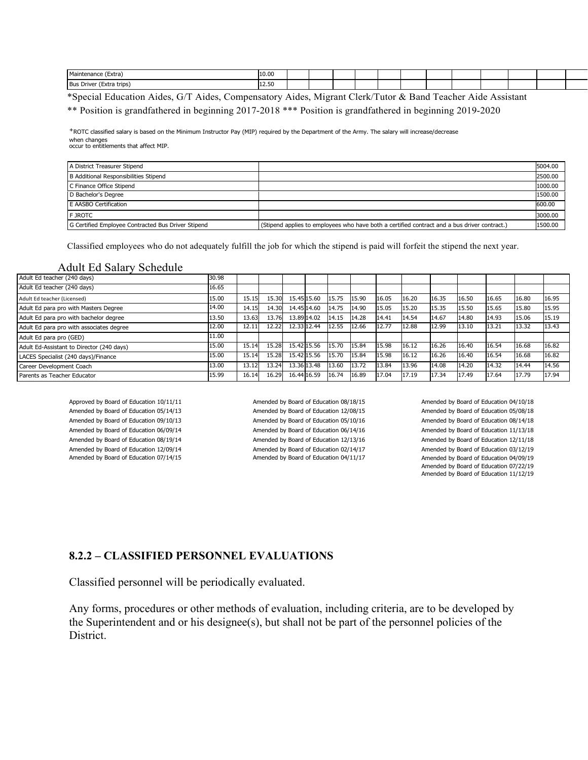| | | | | | | | | | | | | | |
|---|---|---|---|---|---|---|---|---|---|---|---|---|---|
| Maintenance (Extra) | 10.00 | | | | | | | | | | | | |
| Bus Driver (Extra trips) | 12.50 | | | | | | | | | | | | |

*Special Education Aides, G/T Aides, Compensatory Aides, Migrant Clerk/Tutor & Band Teacher Aide Assistant

** Position is grandfathered in beginning 2017-2018 *** Position is grandfathered in beginning 2019-2020

+ROTC classified salary is based on the Minimum Instructor Pay (MIP) required by the Department of the Army. The salary will increase/decrease when changes occur to entitlements that affect MIP.

| | | |
|---|---|---|
| A District Treasurer Stipend | | 5004.00 |
| B Additional Responsibilities Stipend | | 2500.00 |
| C Finance Office Stipend | | 1000.00 |
| D Bachelor's Degree | | 1500.00 |
| E AASBO Certification | | 600.00 |
| F JROTC | | 3000.00 |
| G Certified Employee Contracted Bus Driver Stipend | (Stipend applies to employees who have both a certified contract and a bus driver contract.) | 1500.00 |

Classified employees who do not adequately fulfill the job for which the stipend is paid will forfeit the stipend the next year.

Adult Ed Salary Schedule

| | | | | | | | | | | | | | | |
|---|---|---|---|---|---|---|---|---|---|---|---|---|---|---|
| Adult Ed teacher (240 days) | 30.98 | | | | | | | | | | | | | |
| Adult Ed teacher (240 days) | 16.65 | | | | | | | | | | | | | |
| Adult Ed teacher (Licensed) | 15.00 | 15.15 | 15.30 | 15.45 | 15.60 | 15.75 | 15.90 | 16.05 | 16.20 | 16.35 | 16.50 | 16.65 | 16.80 | 16.95 |
| Adult Ed para pro with Masters Degree | 14.00 | 14.15 | 14.30 | 14.45 | 14.60 | 14.75 | 14.90 | 15.05 | 15.20 | 15.35 | 15.50 | 15.65 | 15.80 | 15.95 |
| Adult Ed para pro with bachelor degree | 13.50 | 13.63 | 13.76 | 13.89 | 14.02 | 14.15 | 14.28 | 14.41 | 14.54 | 14.67 | 14.80 | 14.93 | 15.06 | 15.19 |
| Adult Ed para pro with associates degree | 12.00 | 12.11 | 12.22 | 12.33 | 12.44 | 12.55 | 12.66 | 12.77 | 12.88 | 12.99 | 13.10 | 13.21 | 13.32 | 13.43 |
| Adult Ed para pro (GED) | 11.00 | | | | | | | | | | | | | |
| Adult Ed-Assistant to Director (240 days) | 15.00 | 15.14 | 15.28 | 15.42 | 15.56 | 15.70 | 15.84 | 15.98 | 16.12 | 16.26 | 16.40 | 16.54 | 16.68 | 16.82 |
| LACES Specialist (240 days)/Finance | 15.00 | 15.14 | 15.28 | 15.42 | 15.56 | 15.70 | 15.84 | 15.98 | 16.12 | 16.26 | 16.40 | 16.54 | 16.68 | 16.82 |
| Career Development Coach | 13.00 | 13.12 | 13.24 | 13.36 | 13.48 | 13.60 | 13.72 | 13.84 | 13.96 | 14.08 | 14.20 | 14.32 | 14.44 | 14.56 |
| Parents as Teacher Educator | 15.99 | 16.14 | 16.29 | 16.44 | 16.59 | 16.74 | 16.89 | 17.04 | 17.19 | 17.34 | 17.49 | 17.64 | 17.79 | 17.94 |

Approved by Board of Education 10/11/11
Amended by Board of Education 05/14/13
Amended by Board of Education 09/10/13
Amended by Board of Education 06/09/14
Amended by Board of Education 08/19/14
Amended by Board of Education 12/09/14
Amended by Board of Education 07/14/15
Amended by Board of Education 08/18/15
Amended by Board of Education 12/08/15
Amended by Board of Education 05/10/16
Amended by Board of Education 06/14/16
Amended by Board of Education 12/13/16
Amended by Board of Education 02/14/17
Amended by Board of Education 04/11/17
Amended by Board of Education 04/10/18
Amended by Board of Education 05/08/18
Amended by Board of Education 08/14/18
Amended by Board of Education 11/13/18
Amended by Board of Education 12/11/18
Amended by Board of Education 03/12/19
Amended by Board of Education 04/09/19
Amended by Board of Education 07/22/19
Amended by Board of Education 11/12/19

## 8.2.2 – CLASSIFIED PERSONNEL EVALUATIONS

Classified personnel will be periodically evaluated.

Any forms, procedures or other methods of evaluation, including criteria, are to be developed by the Superintendent and or his designee(s), but shall not be part of the personnel policies of the District.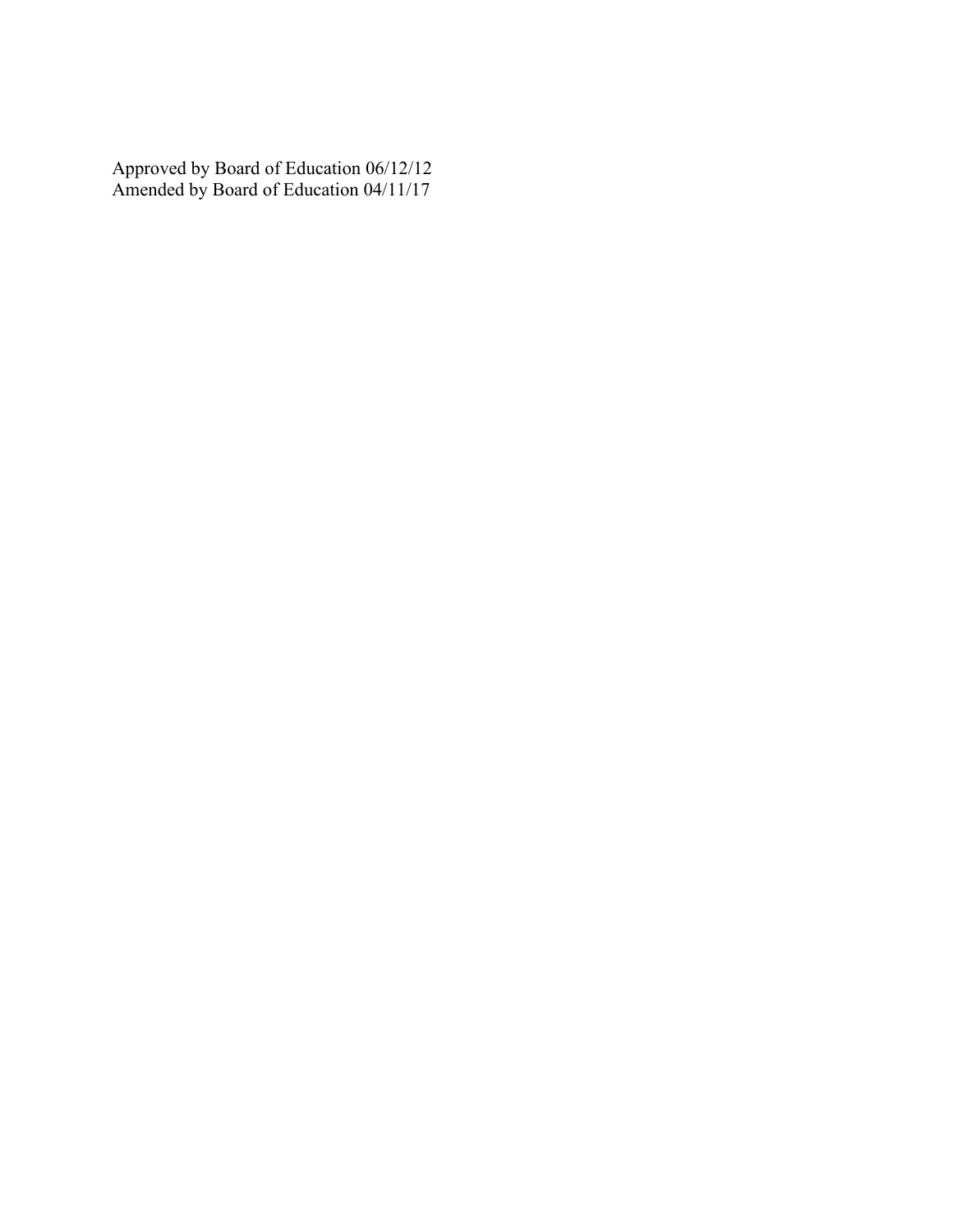Approved by Board of Education 06/12/12
Amended by Board of Education 04/11/17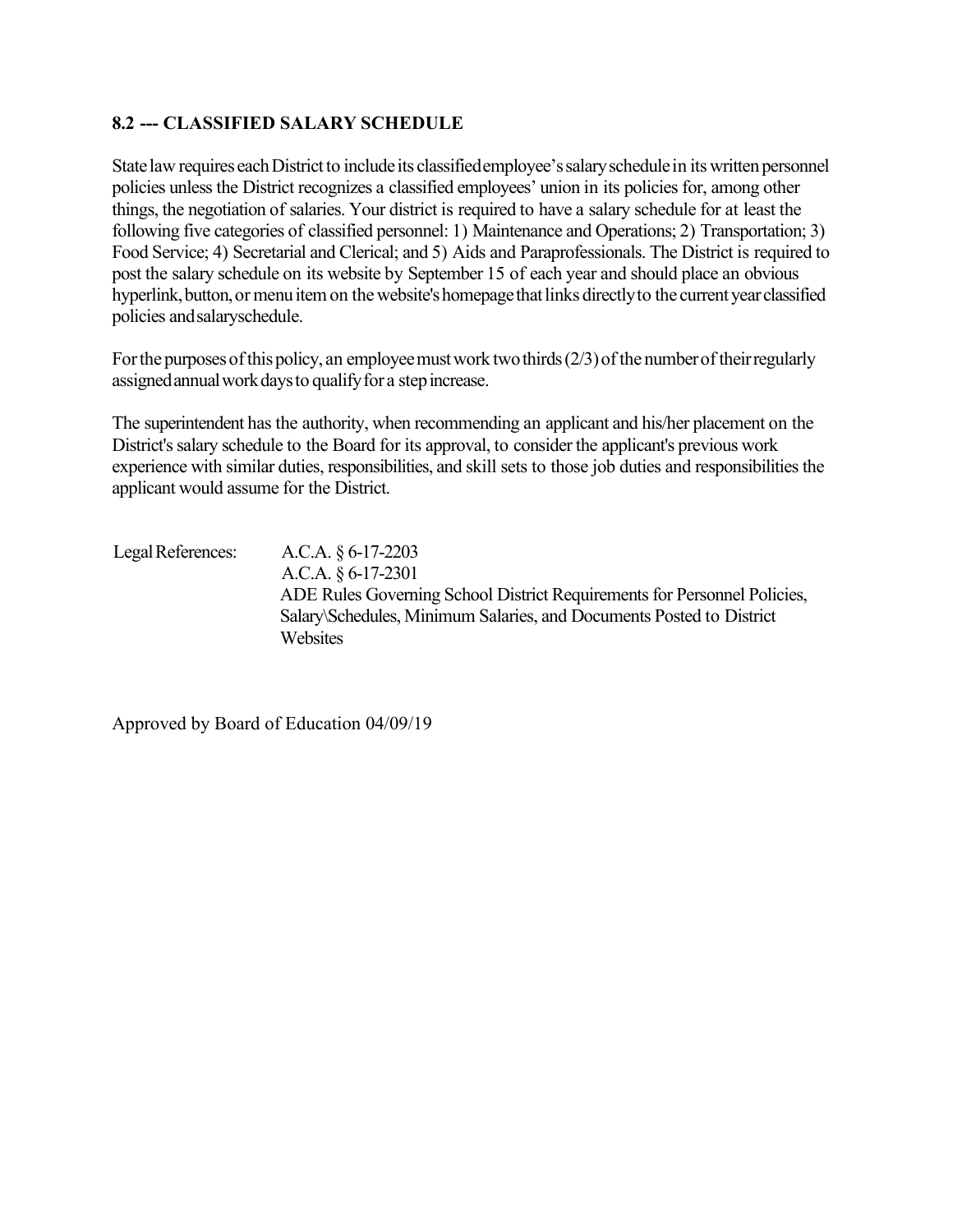## 8.2 --- CLASSIFIED SALARY SCHEDULE

State law requires each District to include its classified employee's salary schedule in its written personnel policies unless the District recognizes a classified employees' union in its policies for, among other things, the negotiation of salaries. Your district is required to have a salary schedule for at least the following five categories of classified personnel: 1) Maintenance and Operations; 2) Transportation; 3) Food Service; 4) Secretarial and Clerical; and 5) Aids and Paraprofessionals. The District is required to post the salary schedule on its website by September 15 of each year and should place an obvious hyperlink, button, or menu item on the website's homepage that links directly to the current year classified policies and salary schedule.

For the purposes of this policy, an employee must work two thirds (2/3) of the number of their regularly assigned annual work days to qualify for a step increase.

The superintendent has the authority, when recommending an applicant and his/her placement on the District's salary schedule to the Board for its approval, to consider the applicant's previous work experience with similar duties, responsibilities, and skill sets to those job duties and responsibilities the applicant would assume for the District.

Legal References: A.C.A. § 6-17-2203
A.C.A. § 6-17-2301
ADE Rules Governing School District Requirements for Personnel Policies, Salary\Schedules, Minimum Salaries, and Documents Posted to District Websites

Approved by Board of Education 04/09/19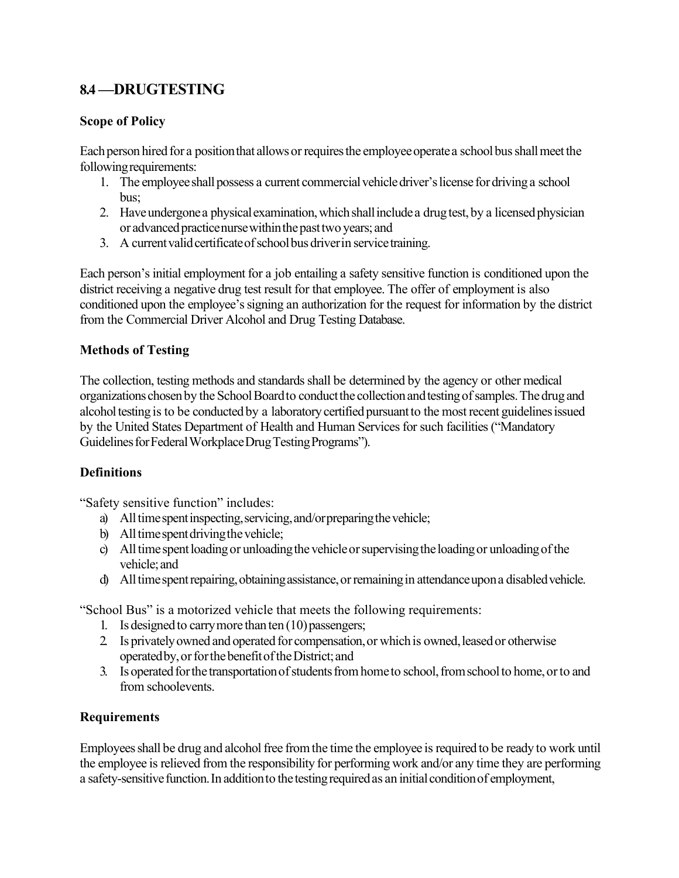## 8.4 —DRUGTESTING

### Scope of Policy

Each person hired for a position that allows or requires the employee operate a school bus shall meet the following requirements:

1. The employee shall possess a current commercial vehicle driver's license for driving a school bus;
2. Have undergone a physical examination, which shall include a drug test, by a licensed physician or advanced practice nurse within the past two years; and
3. A current valid certificate of school bus driver in service training.

Each person's initial employment for a job entailing a safety sensitive function is conditioned upon the district receiving a negative drug test result for that employee. The offer of employment is also conditioned upon the employee's signing an authorization for the request for information by the district from the Commercial Driver Alcohol and Drug Testing Database.

### Methods of Testing

The collection, testing methods and standards shall be determined by the agency or other medical organizations chosen by the School Board to conduct the collection and testing of samples. The drug and alcohol testing is to be conducted by a laboratory certified pursuant to the most recent guidelines issued by the United States Department of Health and Human Services for such facilities ("Mandatory Guidelines for Federal Workplace Drug Testing Programs").

### Definitions

"Safety sensitive function" includes:

a) All time spent inspecting, servicing, and/or preparing the vehicle;
b) All time spent driving the vehicle;
c) All time spent loading or unloading the vehicle or supervising the loading or unloading of the vehicle; and
d) All time spent repairing, obtaining assistance, or remaining in attendance upon a disabled vehicle.

"School Bus" is a motorized vehicle that meets the following requirements:

1. Is designed to carry more than ten (10) passengers;
2. Is privately owned and operated for compensation, or which is owned, leased or otherwise operated by, or for the benefit of the District; and
3. Is operated for the transportation of students from home to school, from school to home, or to and from schoolevents.

### Requirements

Employees shall be drug and alcohol free from the time the employee is required to be ready to work until the employee is relieved from the responsibility for performing work and/or any time they are performing a safety-sensitive function. In addition to the testing required as an initial condition of employment,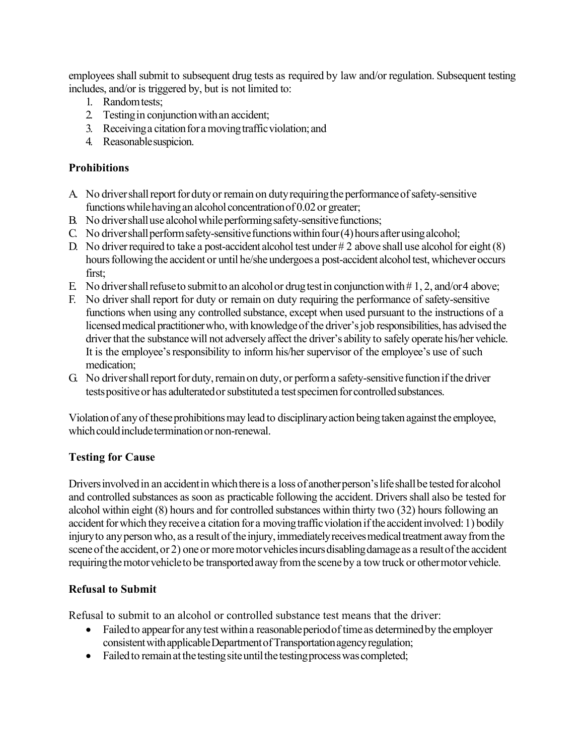employees shall submit to subsequent drug tests as required by law and/or regulation. Subsequent testing includes, and/or is triggered by, but is not limited to:

1. Random tests;
2. Testing in conjunction with an accident;
3. Receiving a citation for a moving traffic violation; and
4. Reasonable suspicion.

## Prohibitions

A. No driver shall report for duty or remain on duty requiring the performance of safety-sensitive functions while having an alcohol concentration of 0.02 or greater;
B. No driver shall use alcohol while performing safety-sensitive functions;
C. No driver shall perform safety-sensitive functions within four (4) hours after using alcohol;
D. No driver required to take a post-accident alcohol test under # 2 above shall use alcohol for eight (8) hours following the accident or until he/she undergoes a post-accident alcohol test, whichever occurs first;
E. No driver shall refuse to submit to an alcohol or drug test in conjunction with # 1, 2, and/or 4 above;
F. No driver shall report for duty or remain on duty requiring the performance of safety-sensitive functions when using any controlled substance, except when used pursuant to the instructions of a licensed medical practitioner who, with knowledge of the driver's job responsibilities, has advised the driver that the substance will not adversely affect the driver's ability to safely operate his/her vehicle. It is the employee's responsibility to inform his/her supervisor of the employee's use of such medication;
G. No driver shall report for duty, remain on duty, or perform a safety-sensitive function if the driver tests positive or has adulterated or substituted a test specimen for controlled substances.

Violation of any of these prohibitions may lead to disciplinary action being taken against the employee, which could include termination or non-renewal.

## Testing for Cause

Drivers involved in an accident in which there is a loss of another person's life shall be tested for alcohol and controlled substances as soon as practicable following the accident. Drivers shall also be tested for alcohol within eight (8) hours and for controlled substances within thirty two (32) hours following an accident for which they receive a citation for a moving traffic violation if the accident involved: 1) bodily injury to any person who, as a result of the injury, immediately receives medical treatment away from the scene of the accident, or 2) one or more motor vehicles incurs disabling damage as a result of the accident requiring the motor vehicle to be transported away from the scene by a tow truck or other motor vehicle.

## Refusal to Submit

Refusal to submit to an alcohol or controlled substance test means that the driver:

- Failed to appear for any test within a reasonable period of time as determined by the employer consistent with applicable Department of Transportation agency regulation;
- Failed to remain at the testing site until the testing process was completed;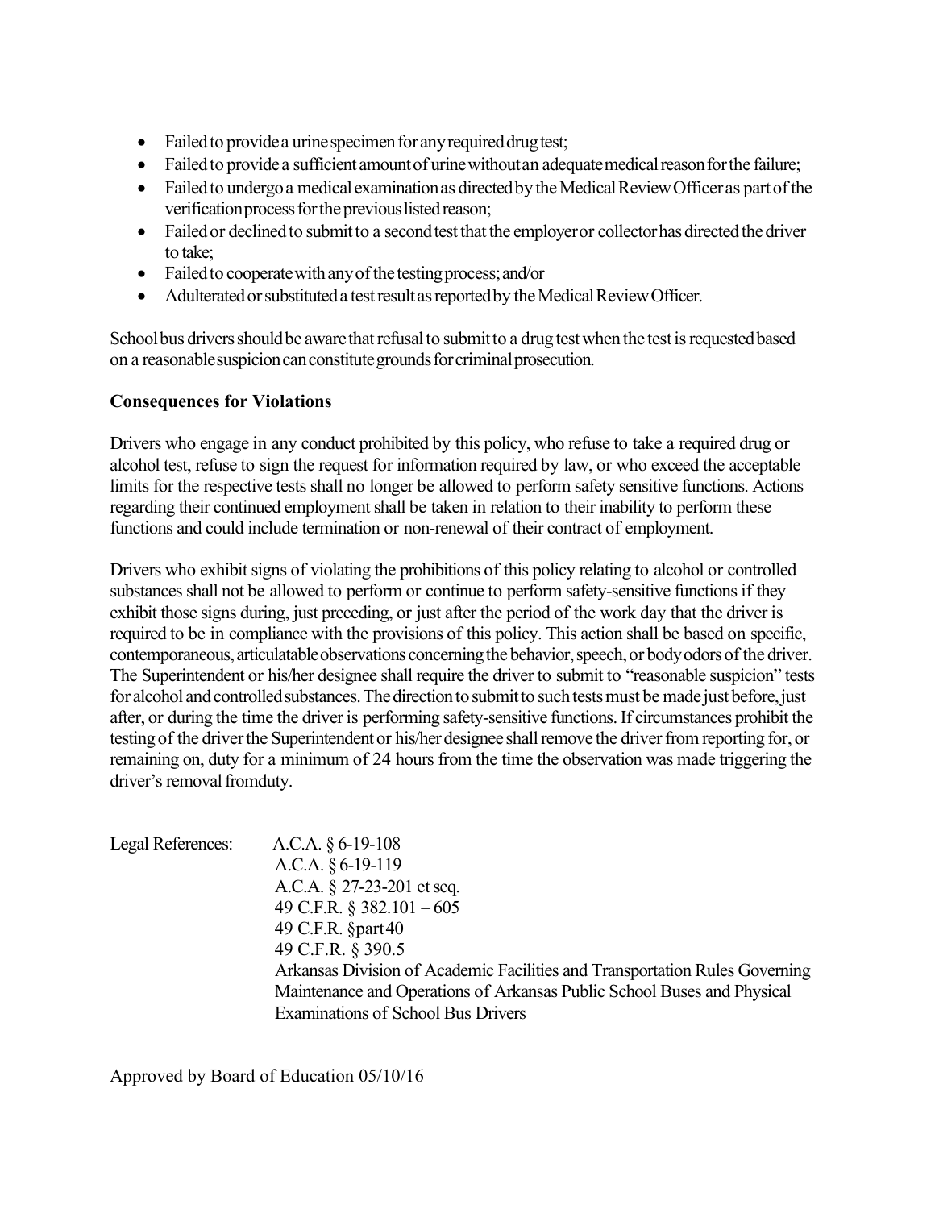- Failed to provide a urine specimen for any required drug test;
- Failed to provide a sufficient amount of urine without an adequate medical reason for the failure;
- Failed to undergo a medical examination as directed by the Medical Review Officer as part of the verification process for the previous listed reason;
- Failed or declined to submit to a second test that the employer or collector has directed the driver to take;
- Failed to cooperate with any of the testing process; and/or
- Adulterated or substituted a test result as reported by the Medical Review Officer.

School bus drivers should be aware that refusal to submit to a drug test when the test is requested based on a reasonable suspicion can constitute grounds for criminal prosecution.

**Consequences for Violations**

Drivers who engage in any conduct prohibited by this policy, who refuse to take a required drug or alcohol test, refuse to sign the request for information required by law, or who exceed the acceptable limits for the respective tests shall no longer be allowed to perform safety sensitive functions. Actions regarding their continued employment shall be taken in relation to their inability to perform these functions and could include termination or non-renewal of their contract of employment.

Drivers who exhibit signs of violating the prohibitions of this policy relating to alcohol or controlled substances shall not be allowed to perform or continue to perform safety-sensitive functions if they exhibit those signs during, just preceding, or just after the period of the work day that the driver is required to be in compliance with the provisions of this policy. This action shall be based on specific, contemporaneous, articulatable observations concerning the behavior, speech, or body odors of the driver. The Superintendent or his/her designee shall require the driver to submit to "reasonable suspicion" tests for alcohol and controlled substances. The direction to submit to such tests must be made just before, just after, or during the time the driver is performing safety-sensitive functions. If circumstances prohibit the testing of the driver the Superintendent or his/her designee shall remove the driver from reporting for, or remaining on, duty for a minimum of 24 hours from the time the observation was made triggering the driver's removal from duty.

Legal References:
A.C.A. § 6-19-108
A.C.A. § 6-19-119
A.C.A. § 27-23-201 et seq.
49 C.F.R. § 382.101 – 605
49 C.F.R. §part 40
49 C.F.R. § 390.5
Arkansas Division of Academic Facilities and Transportation Rules Governing Maintenance and Operations of Arkansas Public School Buses and Physical Examinations of School Bus Drivers

Approved by Board of Education 05/10/16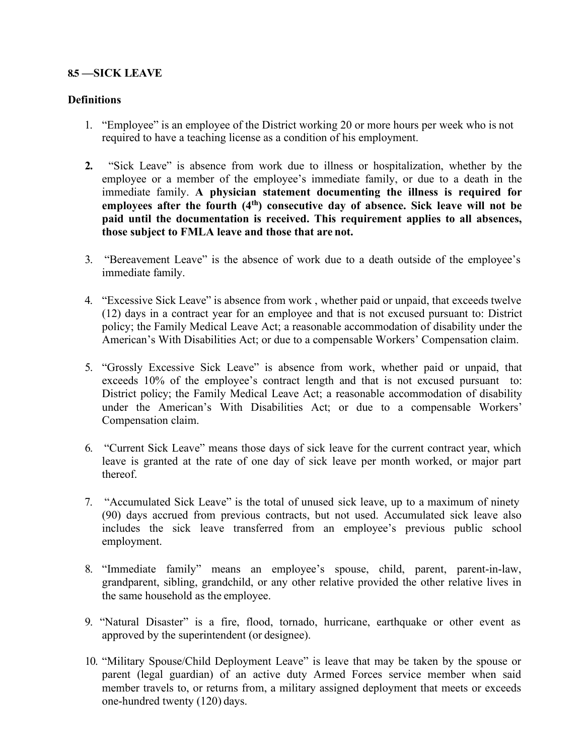**8.5 —SICK LEAVE**

**Definitions**

1. "Employee" is an employee of the District working 20 or more hours per week who is not required to have a teaching license as a condition of his employment.

2. "Sick Leave" is absence from work due to illness or hospitalization, whether by the employee or a member of the employee's immediate family, or due to a death in the immediate family. **A physician statement documenting the illness is required for employees after the fourth (4th) consecutive day of absence. Sick leave will not be paid until the documentation is received. This requirement applies to all absences, those subject to FMLA leave and those that are not.**

3. "Bereavement Leave" is the absence of work due to a death outside of the employee's immediate family.

4. "Excessive Sick Leave" is absence from work , whether paid or unpaid, that exceeds twelve (12) days in a contract year for an employee and that is not excused pursuant to: District policy; the Family Medical Leave Act; a reasonable accommodation of disability under the American's With Disabilities Act; or due to a compensable Workers' Compensation claim.

5. "Grossly Excessive Sick Leave" is absence from work, whether paid or unpaid, that exceeds 10% of the employee's contract length and that is not excused pursuant to: District policy; the Family Medical Leave Act; a reasonable accommodation of disability under the American's With Disabilities Act; or due to a compensable Workers' Compensation claim.

6. "Current Sick Leave" means those days of sick leave for the current contract year, which leave is granted at the rate of one day of sick leave per month worked, or major part thereof.

7. "Accumulated Sick Leave" is the total of unused sick leave, up to a maximum of ninety (90) days accrued from previous contracts, but not used. Accumulated sick leave also includes the sick leave transferred from an employee's previous public school employment.

8. "Immediate family" means an employee's spouse, child, parent, parent-in-law, grandparent, sibling, grandchild, or any other relative provided the other relative lives in the same household as the employee.

9. "Natural Disaster" is a fire, flood, tornado, hurricane, earthquake or other event as approved by the superintendent (or designee).

10. "Military Spouse/Child Deployment Leave" is leave that may be taken by the spouse or parent (legal guardian) of an active duty Armed Forces service member when said member travels to, or returns from, a military assigned deployment that meets or exceeds one-hundred twenty (120) days.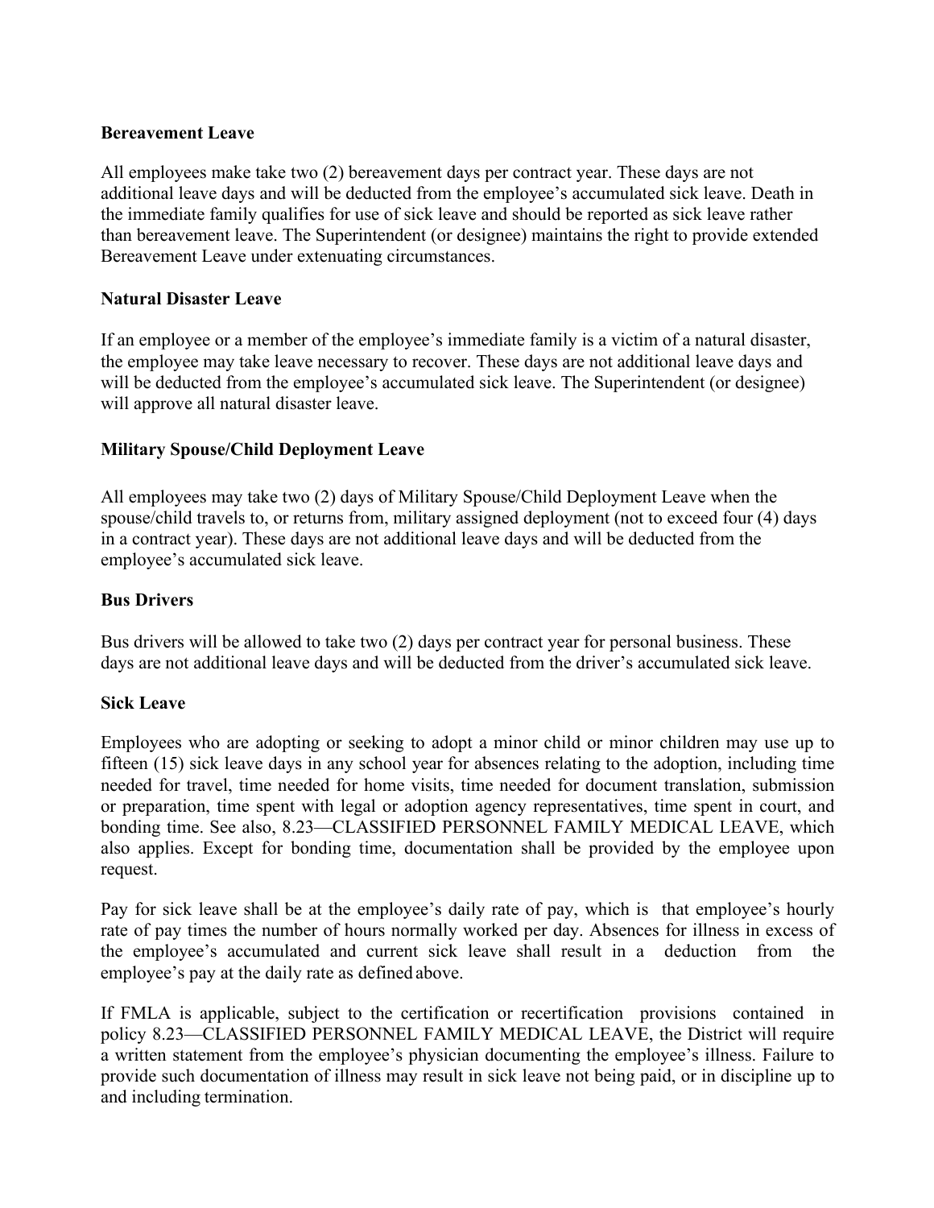**Bereavement Leave**

All employees make take two (2) bereavement days per contract year. These days are not additional leave days and will be deducted from the employee's accumulated sick leave. Death in the immediate family qualifies for use of sick leave and should be reported as sick leave rather than bereavement leave. The Superintendent (or designee) maintains the right to provide extended Bereavement Leave under extenuating circumstances.

**Natural Disaster Leave**

If an employee or a member of the employee's immediate family is a victim of a natural disaster, the employee may take leave necessary to recover. These days are not additional leave days and will be deducted from the employee's accumulated sick leave. The Superintendent (or designee) will approve all natural disaster leave.

**Military Spouse/Child Deployment Leave**

All employees may take two (2) days of Military Spouse/Child Deployment Leave when the spouse/child travels to, or returns from, military assigned deployment (not to exceed four (4) days in a contract year). These days are not additional leave days and will be deducted from the employee's accumulated sick leave.

**Bus Drivers**

Bus drivers will be allowed to take two (2) days per contract year for personal business. These days are not additional leave days and will be deducted from the driver's accumulated sick leave.

**Sick Leave**

Employees who are adopting or seeking to adopt a minor child or minor children may use up to fifteen (15) sick leave days in any school year for absences relating to the adoption, including time needed for travel, time needed for home visits, time needed for document translation, submission or preparation, time spent with legal or adoption agency representatives, time spent in court, and bonding time. See also, 8.23—CLASSIFIED PERSONNEL FAMILY MEDICAL LEAVE, which also applies. Except for bonding time, documentation shall be provided by the employee upon request.

Pay for sick leave shall be at the employee's daily rate of pay, which is that employee's hourly rate of pay times the number of hours normally worked per day. Absences for illness in excess of the employee's accumulated and current sick leave shall result in a deduction from the employee's pay at the daily rate as defined above.

If FMLA is applicable, subject to the certification or recertification provisions contained in policy 8.23—CLASSIFIED PERSONNEL FAMILY MEDICAL LEAVE, the District will require a written statement from the employee's physician documenting the employee's illness. Failure to provide such documentation of illness may result in sick leave not being paid, or in discipline up to and including termination.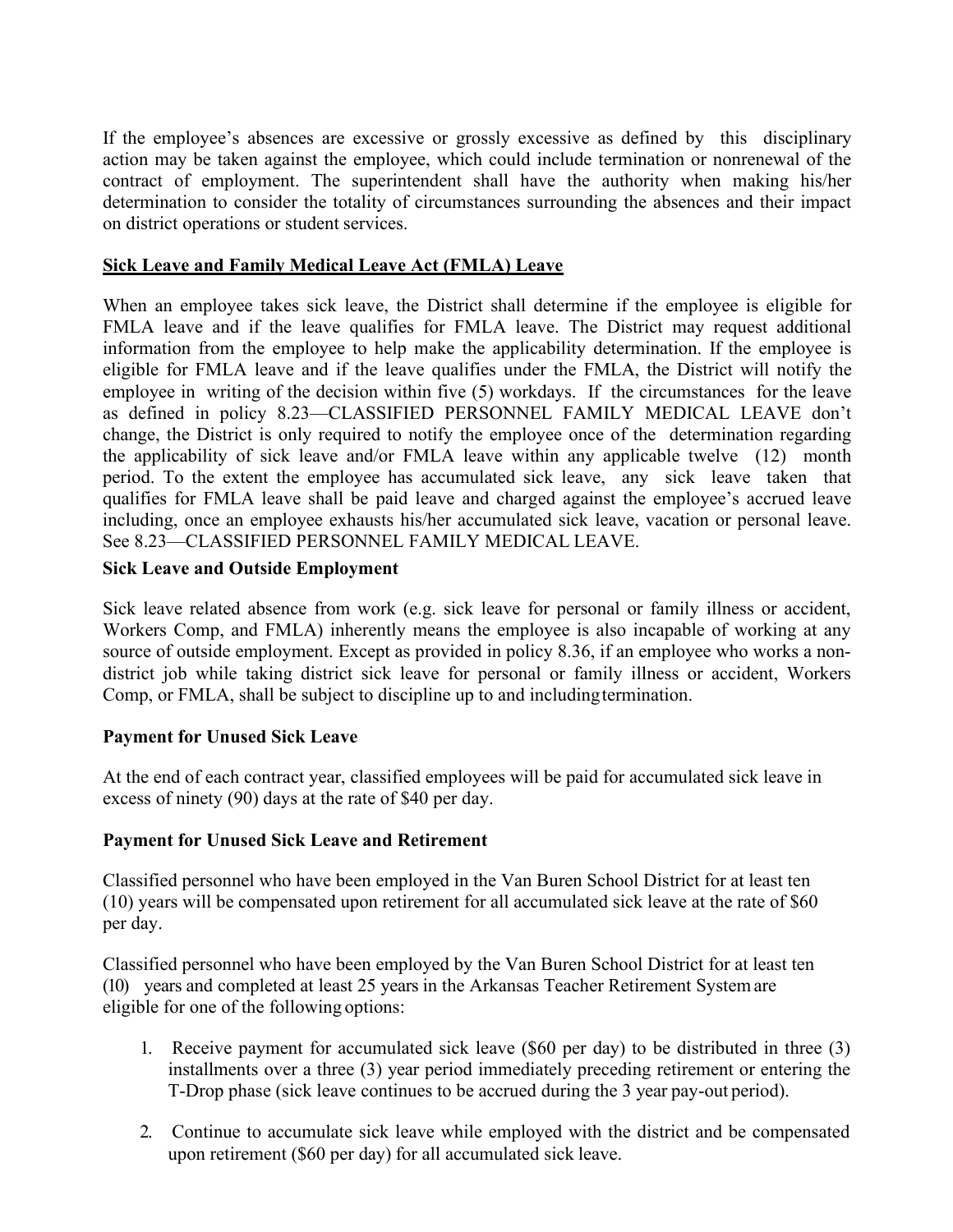If the employee's absences are excessive or grossly excessive as defined by this disciplinary action may be taken against the employee, which could include termination or nonrenewal of the contract of employment. The superintendent shall have the authority when making his/her determination to consider the totality of circumstances surrounding the absences and their impact on district operations or student services.

**Sick Leave and Family Medical Leave Act (FMLA) Leave**

When an employee takes sick leave, the District shall determine if the employee is eligible for FMLA leave and if the leave qualifies for FMLA leave. The District may request additional information from the employee to help make the applicability determination. If the employee is eligible for FMLA leave and if the leave qualifies under the FMLA, the District will notify the employee in writing of the decision within five (5) workdays. If the circumstances for the leave as defined in policy 8.23—CLASSIFIED PERSONNEL FAMILY MEDICAL LEAVE don't change, the District is only required to notify the employee once of the determination regarding the applicability of sick leave and/or FMLA leave within any applicable twelve (12) month period. To the extent the employee has accumulated sick leave, any sick leave taken that qualifies for FMLA leave shall be paid leave and charged against the employee's accrued leave including, once an employee exhausts his/her accumulated sick leave, vacation or personal leave. See 8.23—CLASSIFIED PERSONNEL FAMILY MEDICAL LEAVE.

**Sick Leave and Outside Employment**

Sick leave related absence from work (e.g. sick leave for personal or family illness or accident, Workers Comp, and FMLA) inherently means the employee is also incapable of working at any source of outside employment. Except as provided in policy 8.36, if an employee who works a non-district job while taking district sick leave for personal or family illness or accident, Workers Comp, or FMLA, shall be subject to discipline up to and including termination.

**Payment for Unused Sick Leave**

At the end of each contract year, classified employees will be paid for accumulated sick leave in excess of ninety (90) days at the rate of $40 per day.

**Payment for Unused Sick Leave and Retirement**

Classified personnel who have been employed in the Van Buren School District for at least ten (10) years will be compensated upon retirement for all accumulated sick leave at the rate of $60 per day.

Classified personnel who have been employed by the Van Buren School District for at least ten (10) years and completed at least 25 years in the Arkansas Teacher Retirement System are eligible for one of the following options:

1. Receive payment for accumulated sick leave ($60 per day) to be distributed in three (3) installments over a three (3) year period immediately preceding retirement or entering the T-Drop phase (sick leave continues to be accrued during the 3 year pay-out period).

2. Continue to accumulate sick leave while employed with the district and be compensated upon retirement ($60 per day) for all accumulated sick leave.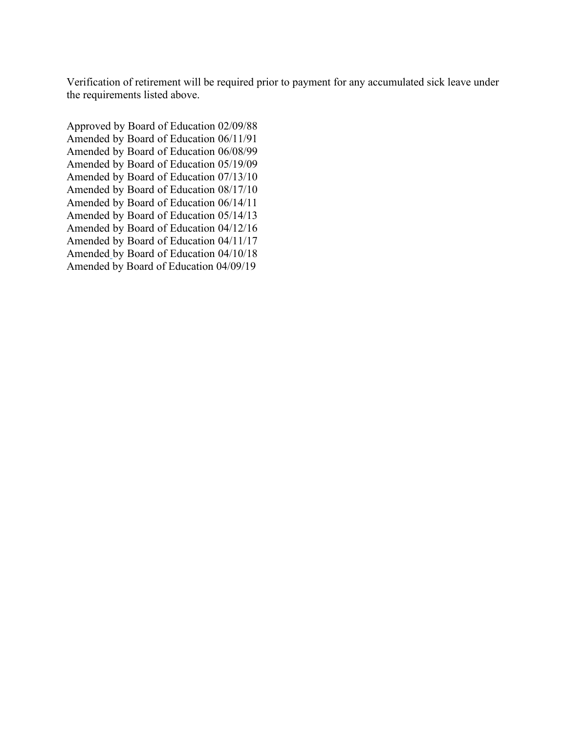Verification of retirement will be required prior to payment for any accumulated sick leave under the requirements listed above.

Approved by Board of Education 02/09/88
Amended by Board of Education 06/11/91
Amended by Board of Education 06/08/99
Amended by Board of Education 05/19/09
Amended by Board of Education 07/13/10
Amended by Board of Education 08/17/10
Amended by Board of Education 06/14/11
Amended by Board of Education 05/14/13
Amended by Board of Education 04/12/16
Amended by Board of Education 04/11/17
Amended by Board of Education 04/10/18
Amended by Board of Education 04/09/19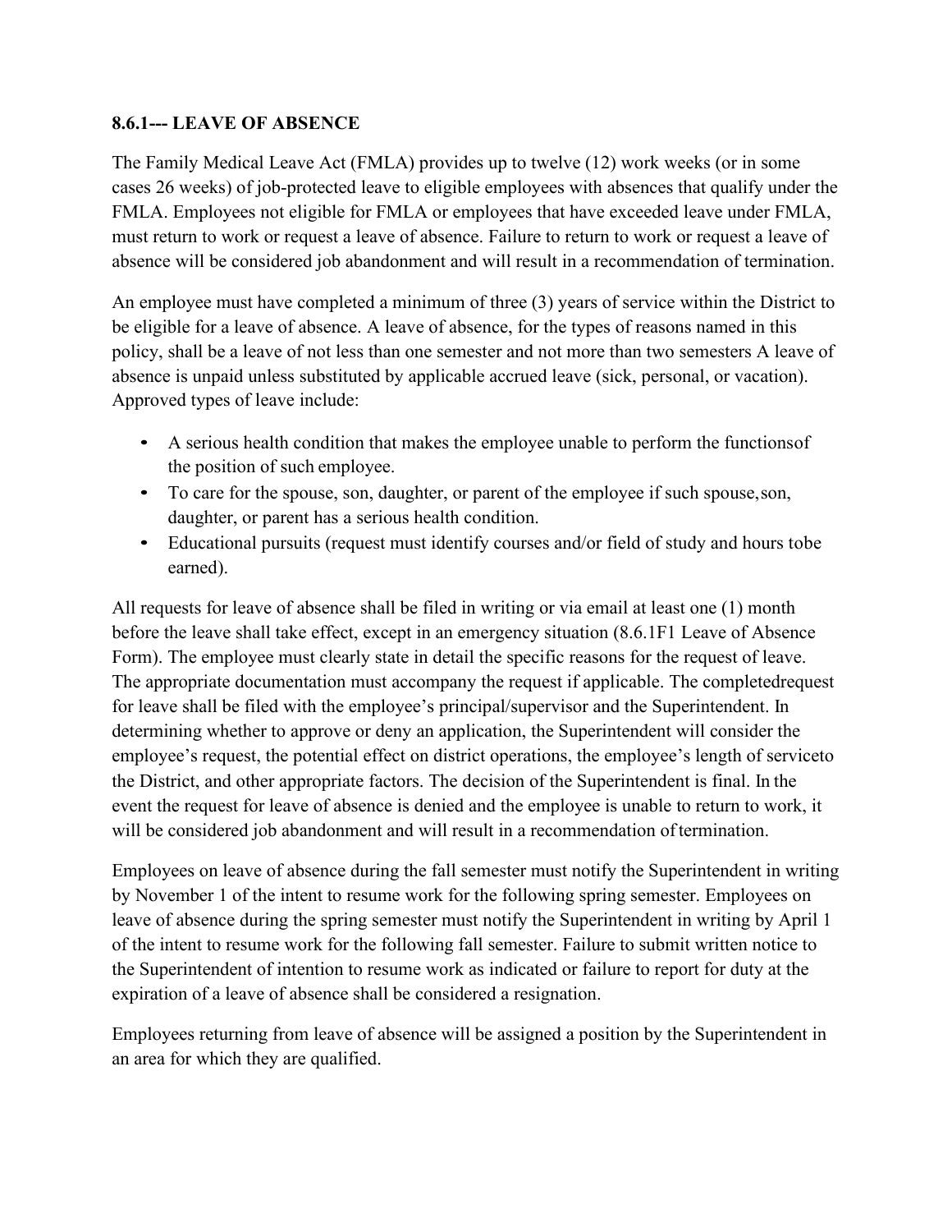### 8.6.1--- LEAVE OF ABSENCE

The Family Medical Leave Act (FMLA) provides up to twelve (12) work weeks (or in some cases 26 weeks) of job-protected leave to eligible employees with absences that qualify under the FMLA. Employees not eligible for FMLA or employees that have exceeded leave under FMLA, must return to work or request a leave of absence. Failure to return to work or request a leave of absence will be considered job abandonment and will result in a recommendation of termination.

An employee must have completed a minimum of three (3) years of service within the District to be eligible for a leave of absence. A leave of absence, for the types of reasons named in this policy, shall be a leave of not less than one semester and not more than two semesters A leave of absence is unpaid unless substituted by applicable accrued leave (sick, personal, or vacation). Approved types of leave include:

- A serious health condition that makes the employee unable to perform the functionsof the position of such employee.
- To care for the spouse, son, daughter, or parent of the employee if such spouse,son, daughter, or parent has a serious health condition.
- Educational pursuits (request must identify courses and/or field of study and hours tobe earned).

All requests for leave of absence shall be filed in writing or via email at least one (1) month before the leave shall take effect, except in an emergency situation (8.6.1F1 Leave of Absence Form). The employee must clearly state in detail the specific reasons for the request of leave. The appropriate documentation must accompany the request if applicable. The completedrequest for leave shall be filed with the employee's principal/supervisor and the Superintendent. In determining whether to approve or deny an application, the Superintendent will consider the employee's request, the potential effect on district operations, the employee's length of serviceto the District, and other appropriate factors. The decision of the Superintendent is final. In the event the request for leave of absence is denied and the employee is unable to return to work, it will be considered job abandonment and will result in a recommendation oftermination.

Employees on leave of absence during the fall semester must notify the Superintendent in writing by November 1 of the intent to resume work for the following spring semester. Employees on leave of absence during the spring semester must notify the Superintendent in writing by April 1 of the intent to resume work for the following fall semester. Failure to submit written notice to the Superintendent of intention to resume work as indicated or failure to report for duty at the expiration of a leave of absence shall be considered a resignation.

Employees returning from leave of absence will be assigned a position by the Superintendent in an area for which they are qualified.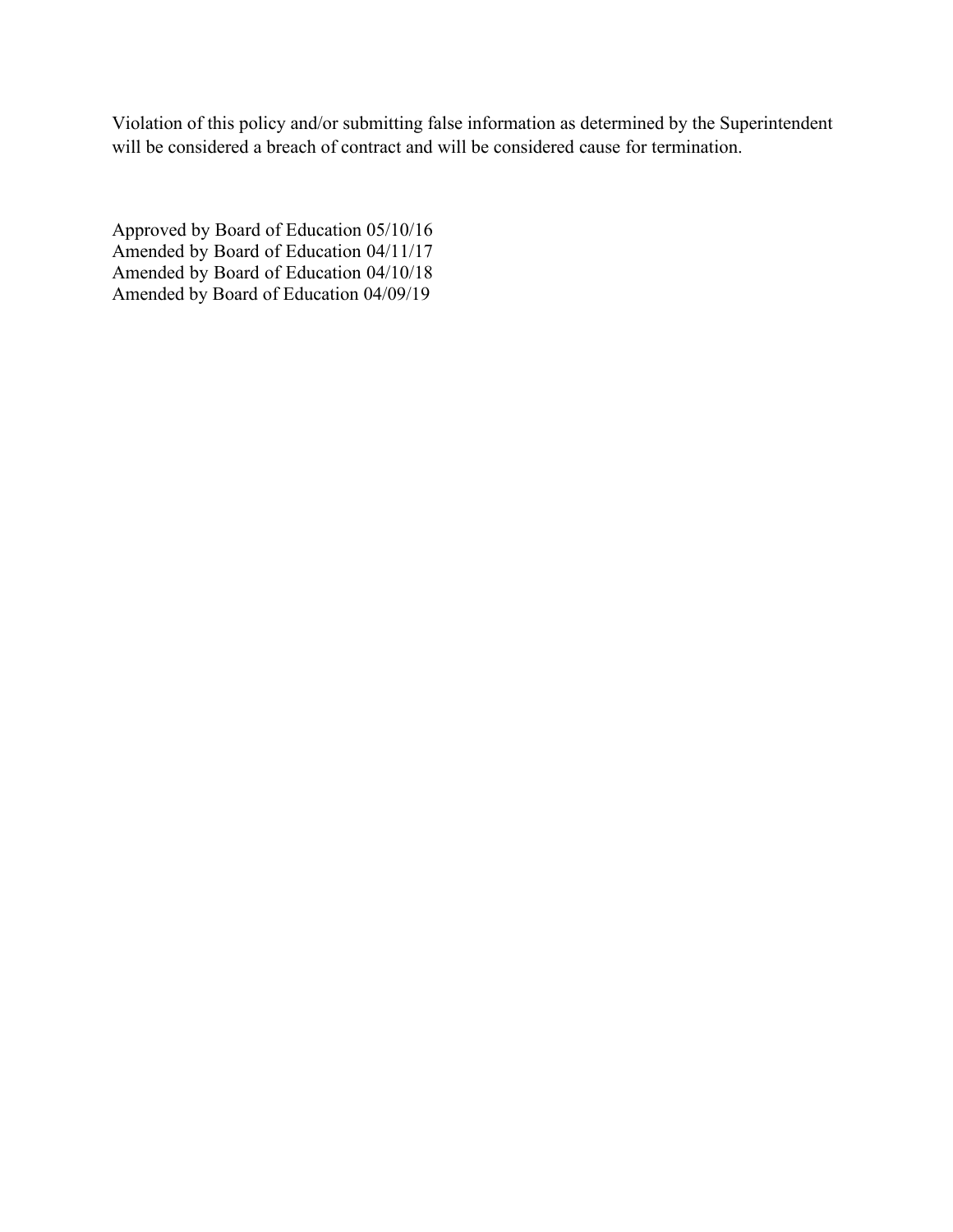Violation of this policy and/or submitting false information as determined by the Superintendent will be considered a breach of contract and will be considered cause for termination.

Approved by Board of Education 05/10/16
Amended by Board of Education 04/11/17
Amended by Board of Education 04/10/18
Amended by Board of Education 04/09/19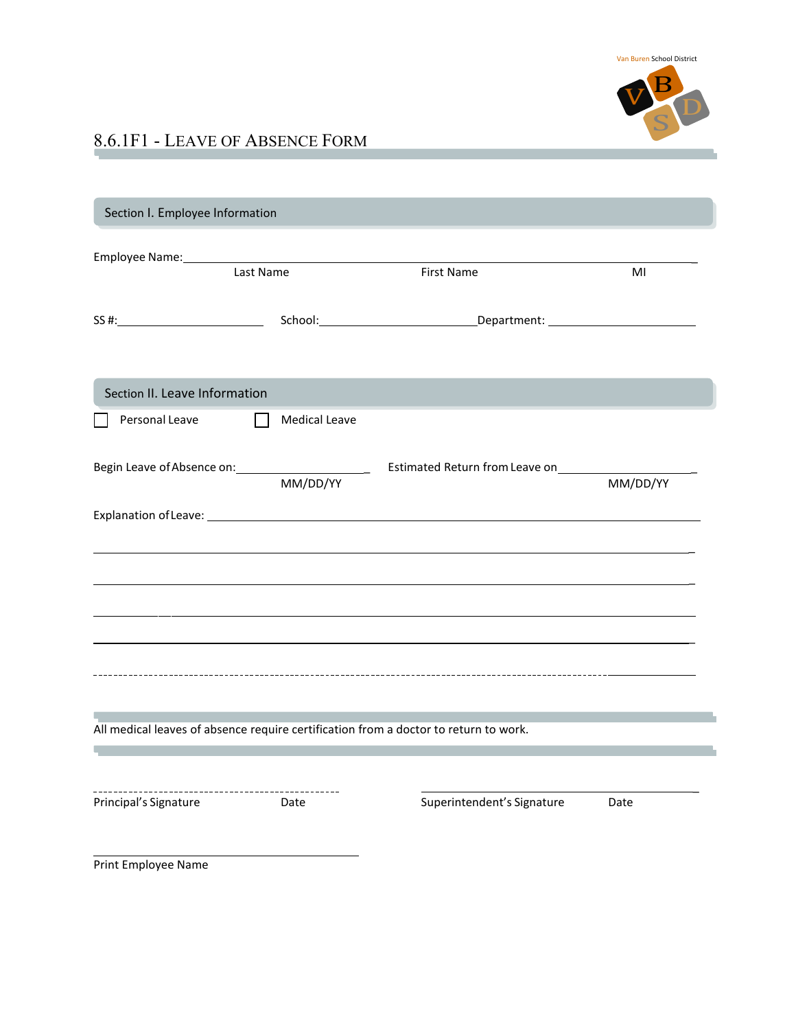Van Buren School District

# 8.6.1F1 - Leave of Absence Form

## Section I. Employee Information

Employee Name:___________________________________________________________

Last Name First Name MI

SS #:______________________ School:________________________ Department: ______________________

## Section II. Leave Information

☐ Personal Leave ☐ Medical Leave

Begin Leave of Absence on:____________________ Estimated Return from Leave on____________________

MM/DD/YY MM/DD/YY

Explanation of Leave: ___________________________________________________________

___________________________________________________________________________

___________________________________________________________________________

___________________________________________________________________________

___________________________________________________________________________

___________________________________________________________________________

All medical leaves of absence require certification from a doctor to return to work.

_____________________________________ _____________________________________

Principal's Signature Date Superintendent's Signature Date

_____________________________________

Print Employee Name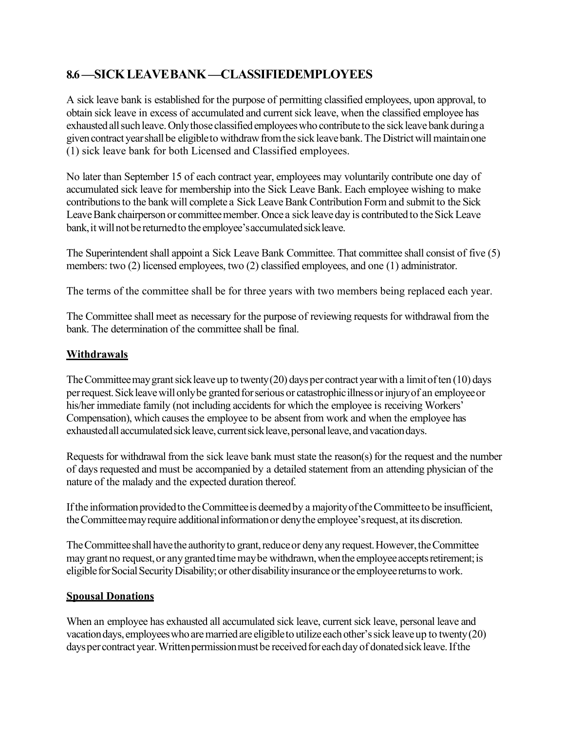## 8.6 —SICK LEAVE BANK —CLASSIFIED EMPLOYEES

A sick leave bank is established for the purpose of permitting classified employees, upon approval, to obtain sick leave in excess of accumulated and current sick leave, when the classified employee has exhausted all such leave. Only those classified employees who contribute to the sick leave bank during a given contract year shall be eligible to withdraw from the sick leave bank. The District will maintain one (1) sick leave bank for both Licensed and Classified employees.

No later than September 15 of each contract year, employees may voluntarily contribute one day of accumulated sick leave for membership into the Sick Leave Bank. Each employee wishing to make contributions to the bank will complete a Sick Leave Bank Contribution Form and submit to the Sick Leave Bank chairperson or committee member. Once a sick leave day is contributed to the Sick Leave bank, it will not be returned to the employee's accumulated sick leave.

The Superintendent shall appoint a Sick Leave Bank Committee. That committee shall consist of five (5) members: two (2) licensed employees, two (2) classified employees, and one (1) administrator.

The terms of the committee shall be for three years with two members being replaced each year.

The Committee shall meet as necessary for the purpose of reviewing requests for withdrawal from the bank. The determination of the committee shall be final.

**Withdrawals**

The Committee may grant sick leave up to twenty (20) days per contract year with a limit of ten (10) days per request. Sick leave will only be granted for serious or catastrophic illness or injury of an employee or his/her immediate family (not including accidents for which the employee is receiving Workers' Compensation), which causes the employee to be absent from work and when the employee has exhausted all accumulated sick leave, current sick leave, personal leave, and vacation days.

Requests for withdrawal from the sick leave bank must state the reason(s) for the request and the number of days requested and must be accompanied by a detailed statement from an attending physician of the nature of the malady and the expected duration thereof.

If the information provided to the Committee is deemed by a majority of the Committee to be insufficient, the Committee may require additional information or deny the employee's request, at its discretion.

The Committee shall have the authority to grant, reduce or deny any request. However, the Committee may grant no request, or any granted time may be withdrawn, when the employee accepts retirement; is eligible for Social Security Disability; or other disability insurance or the employee returns to work.

**Spousal Donations**

When an employee has exhausted all accumulated sick leave, current sick leave, personal leave and vacation days, employees who are married are eligible to utilize each other's sick leave up to twenty (20) days per contract year. Written permission must be received for each day of donated sick leave. If the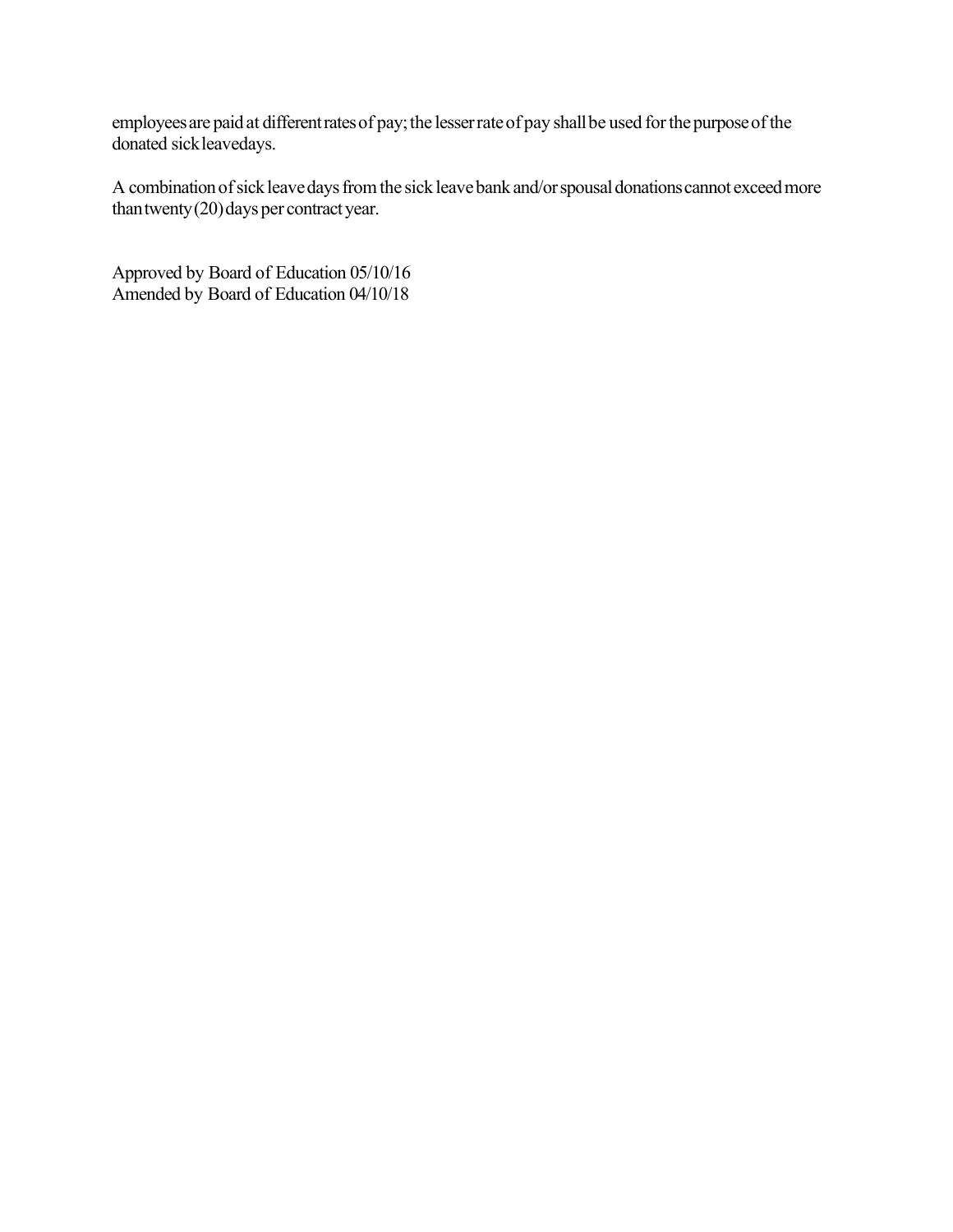employees are paid at different rates of pay; the lesser rate of pay shall be used for the purpose of the donated sick leavedays.

A combination of sick leave days from the sick leave bank and/or spousal donations cannot exceed more than twenty (20) days per contract year.

Approved by Board of Education 05/10/16
Amended by Board of Education 04/10/18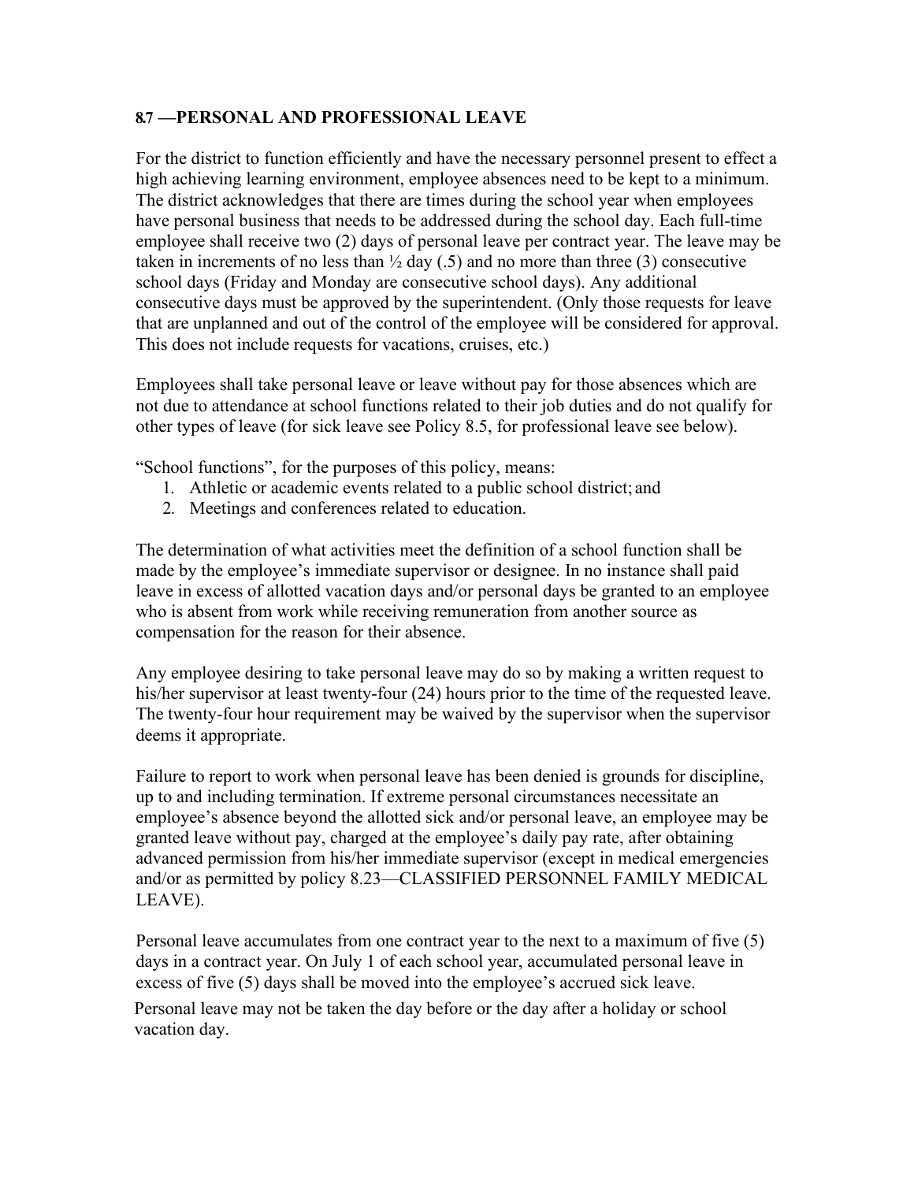## 8.7 —PERSONAL AND PROFESSIONAL LEAVE

For the district to function efficiently and have the necessary personnel present to effect a high achieving learning environment, employee absences need to be kept to a minimum. The district acknowledges that there are times during the school year when employees have personal business that needs to be addressed during the school day. Each full-time employee shall receive two (2) days of personal leave per contract year. The leave may be taken in increments of no less than ½ day (.5) and no more than three (3) consecutive school days (Friday and Monday are consecutive school days). Any additional consecutive days must be approved by the superintendent. (Only those requests for leave that are unplanned and out of the control of the employee will be considered for approval. This does not include requests for vacations, cruises, etc.)

Employees shall take personal leave or leave without pay for those absences which are not due to attendance at school functions related to their job duties and do not qualify for other types of leave (for sick leave see Policy 8.5, for professional leave see below).

"School functions", for the purposes of this policy, means:

1. Athletic or academic events related to a public school district; and
2. Meetings and conferences related to education.

The determination of what activities meet the definition of a school function shall be made by the employee's immediate supervisor or designee. In no instance shall paid leave in excess of allotted vacation days and/or personal days be granted to an employee who is absent from work while receiving remuneration from another source as compensation for the reason for their absence.

Any employee desiring to take personal leave may do so by making a written request to his/her supervisor at least twenty-four (24) hours prior to the time of the requested leave. The twenty-four hour requirement may be waived by the supervisor when the supervisor deems it appropriate.

Failure to report to work when personal leave has been denied is grounds for discipline, up to and including termination. If extreme personal circumstances necessitate an employee's absence beyond the allotted sick and/or personal leave, an employee may be granted leave without pay, charged at the employee's daily pay rate, after obtaining advanced permission from his/her immediate supervisor (except in medical emergencies and/or as permitted by policy 8.23—CLASSIFIED PERSONNEL FAMILY MEDICAL LEAVE).

Personal leave accumulates from one contract year to the next to a maximum of five (5) days in a contract year. On July 1 of each school year, accumulated personal leave in excess of five (5) days shall be moved into the employee's accrued sick leave.

Personal leave may not be taken the day before or the day after a holiday or school vacation day.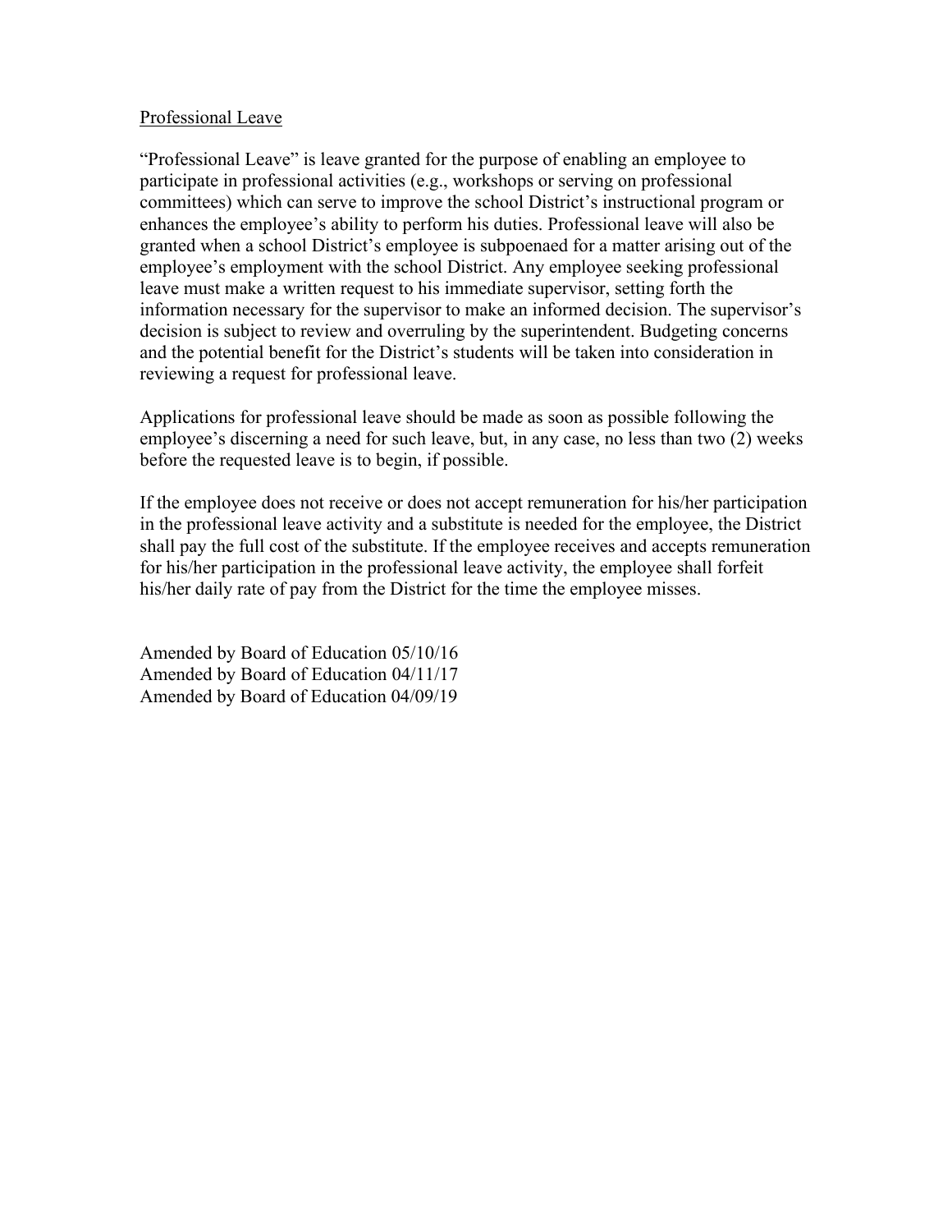## Professional Leave

"Professional Leave" is leave granted for the purpose of enabling an employee to participate in professional activities (e.g., workshops or serving on professional committees) which can serve to improve the school District's instructional program or enhances the employee's ability to perform his duties. Professional leave will also be granted when a school District's employee is subpoenaed for a matter arising out of the employee's employment with the school District. Any employee seeking professional leave must make a written request to his immediate supervisor, setting forth the information necessary for the supervisor to make an informed decision. The supervisor's decision is subject to review and overruling by the superintendent. Budgeting concerns and the potential benefit for the District's students will be taken into consideration in reviewing a request for professional leave.

Applications for professional leave should be made as soon as possible following the employee's discerning a need for such leave, but, in any case, no less than two (2) weeks before the requested leave is to begin, if possible.

If the employee does not receive or does not accept remuneration for his/her participation in the professional leave activity and a substitute is needed for the employee, the District shall pay the full cost of the substitute. If the employee receives and accepts remuneration for his/her participation in the professional leave activity, the employee shall forfeit his/her daily rate of pay from the District for the time the employee misses.

Amended by Board of Education 05/10/16
Amended by Board of Education 04/11/17
Amended by Board of Education 04/09/19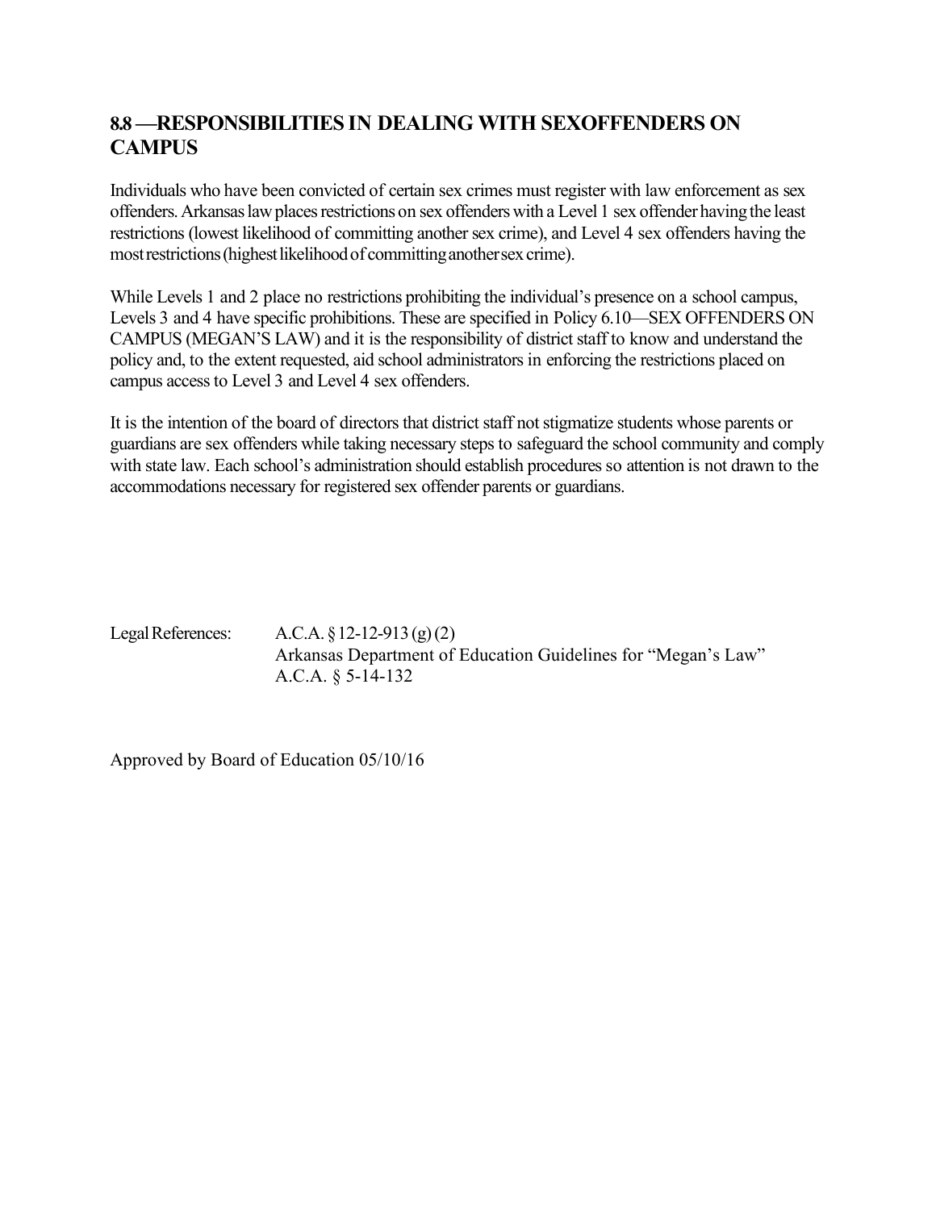## 8.8 —RESPONSIBILITIES IN DEALING WITH SEXOFFENDERS ON CAMPUS

Individuals who have been convicted of certain sex crimes must register with law enforcement as sex offenders. Arkansas law places restrictions on sex offenders with a Level 1 sex offender having the least restrictions (lowest likelihood of committing another sex crime), and Level 4 sex offenders having the most restrictions (highest likelihood of committing another sex crime).

While Levels 1 and 2 place no restrictions prohibiting the individual's presence on a school campus, Levels 3 and 4 have specific prohibitions. These are specified in Policy 6.10—SEX OFFENDERS ON CAMPUS (MEGAN'S LAW) and it is the responsibility of district staff to know and understand the policy and, to the extent requested, aid school administrators in enforcing the restrictions placed on campus access to Level 3 and Level 4 sex offenders.

It is the intention of the board of directors that district staff not stigmatize students whose parents or guardians are sex offenders while taking necessary steps to safeguard the school community and comply with state law. Each school's administration should establish procedures so attention is not drawn to the accommodations necessary for registered sex offender parents or guardians.

Legal References:
A.C.A. § 12-12-913 (g) (2)
Arkansas Department of Education Guidelines for "Megan's Law"
A.C.A. § 5-14-132

Approved by Board of Education 05/10/16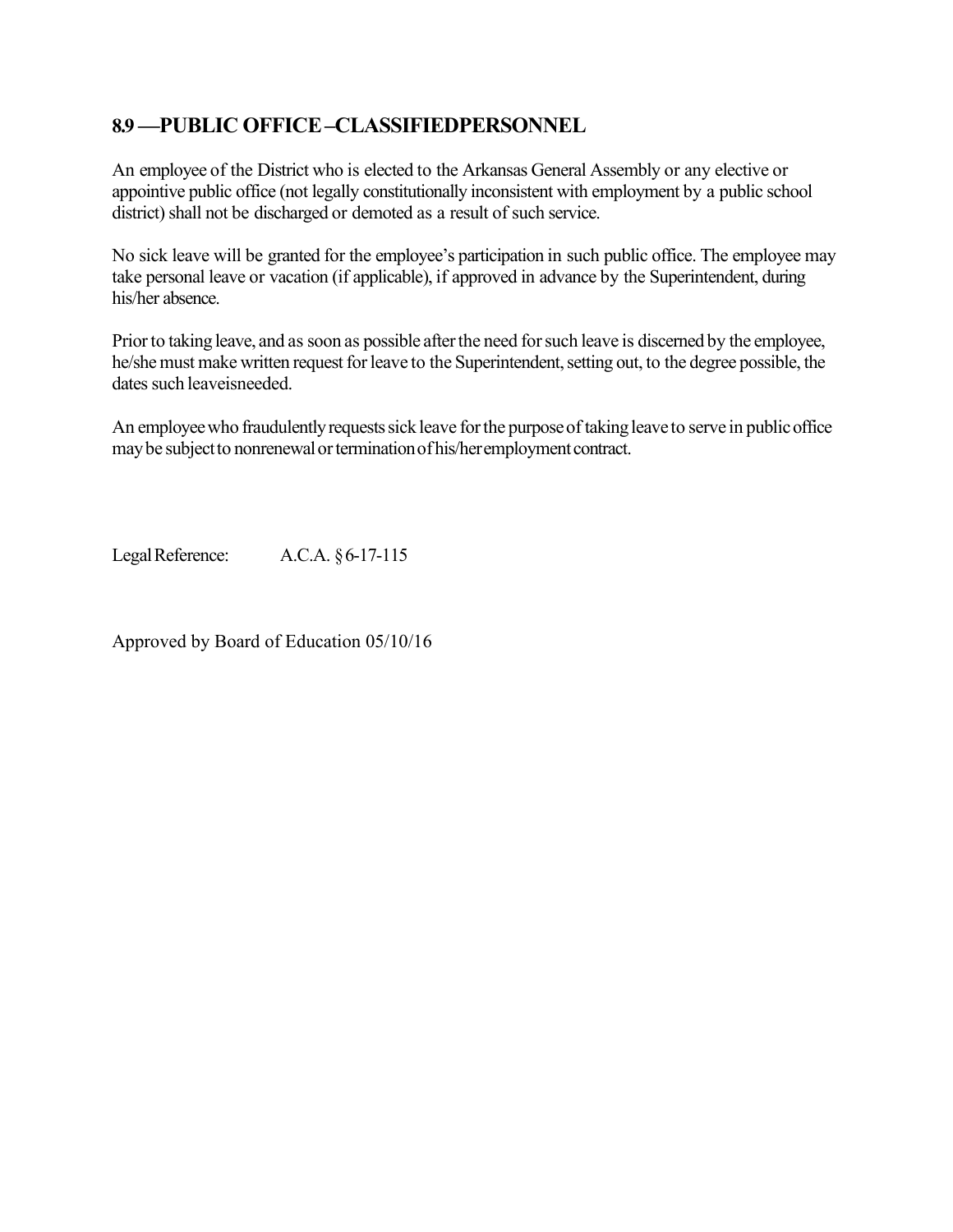## 8.9 —PUBLIC OFFICE –CLASSIFIEDPERSONNEL

An employee of the District who is elected to the Arkansas General Assembly or any elective or appointive public office (not legally constitutionally inconsistent with employment by a public school district) shall not be discharged or demoted as a result of such service.

No sick leave will be granted for the employee's participation in such public office. The employee may take personal leave or vacation (if applicable), if approved in advance by the Superintendent, during his/her absence.

Prior to taking leave, and as soon as possible after the need for such leave is discerned by the employee, he/she must make written request for leave to the Superintendent, setting out, to the degree possible, the dates such leaveisneeded.

An employee who fraudulently requests sick leave for the purpose of taking leave to serve in public office may be subject to nonrenewal or termination of his/her employment contract.

Legal Reference: A.C.A. § 6-17-115

Approved by Board of Education 05/10/16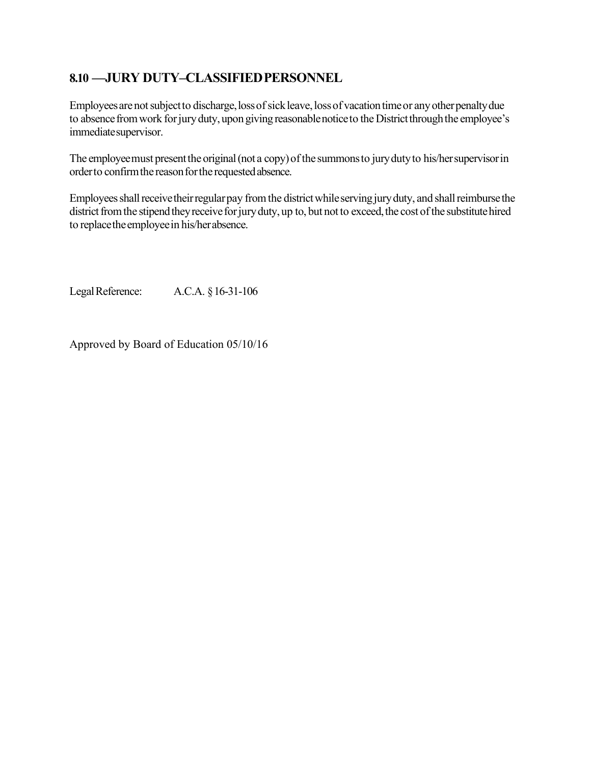## 8.10 —JURY DUTY–CLASSIFIED PERSONNEL

Employees are not subject to discharge, loss of sick leave, loss of vacation time or any other penalty due to absence from work for jury duty, upon giving reasonable notice to the District through the employee's immediate supervisor.

The employee must present the original (not a copy) of the summons to jury duty to his/her supervisor in order to confirm the reason for the requested absence.

Employees shall receive their regular pay from the district while serving jury duty, and shall reimburse the district from the stipend they receive for jury duty, up to, but not to exceed, the cost of the substitute hired to replace the employee in his/her absence.

Legal Reference: A.C.A. § 16-31-106

Approved by Board of Education 05/10/16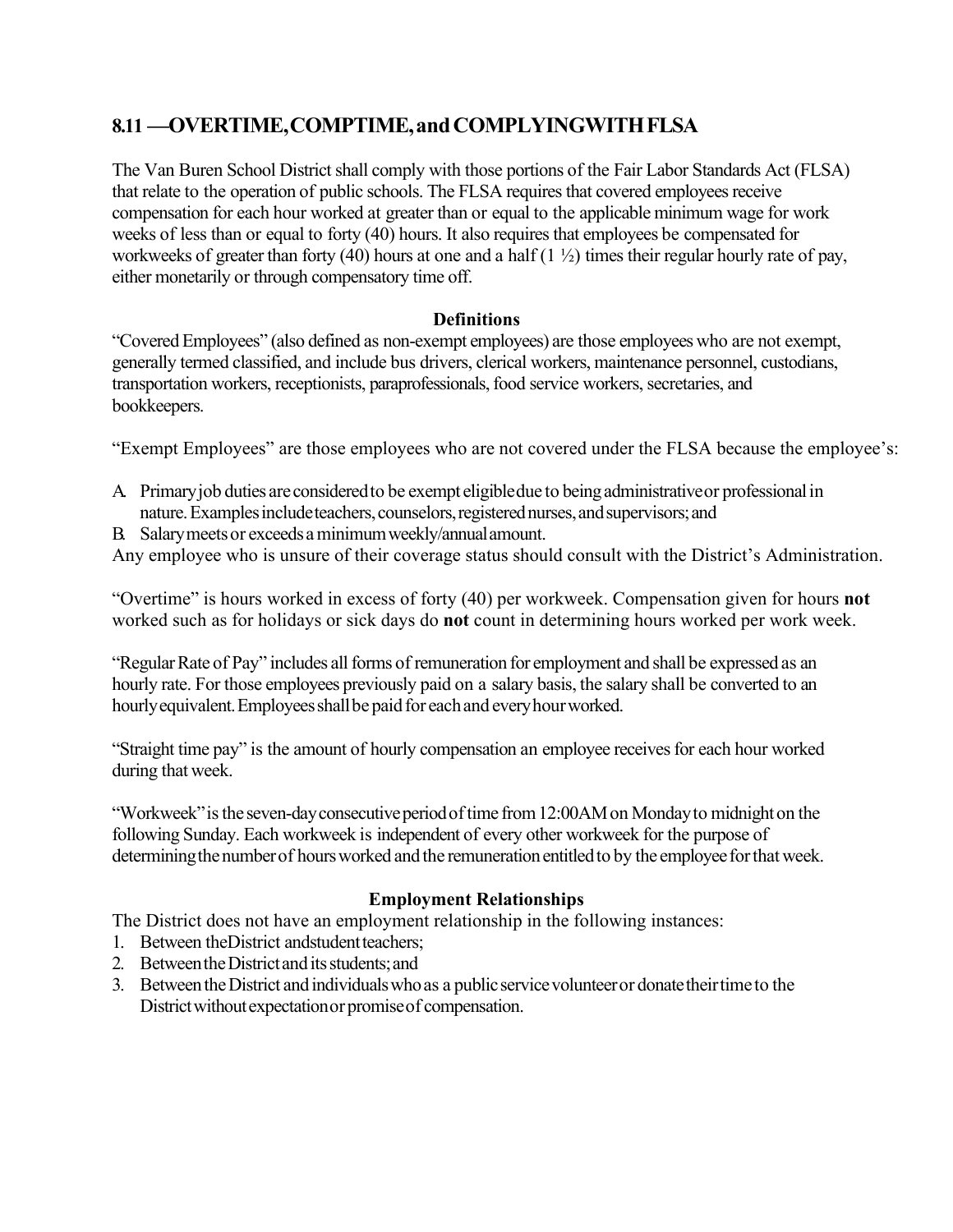## 8.11 —OVERTIME, COMPTIME, and COMPLYING WITH FLSA

The Van Buren School District shall comply with those portions of the Fair Labor Standards Act (FLSA) that relate to the operation of public schools. The FLSA requires that covered employees receive compensation for each hour worked at greater than or equal to the applicable minimum wage for work weeks of less than or equal to forty (40) hours. It also requires that employees be compensated for workweeks of greater than forty (40) hours at one and a half (1 ½) times their regular hourly rate of pay, either monetarily or through compensatory time off.

### Definitions

"Covered Employees" (also defined as non-exempt employees) are those employees who are not exempt, generally termed classified, and include bus drivers, clerical workers, maintenance personnel, custodians, transportation workers, receptionists, paraprofessionals, food service workers, secretaries, and bookkeepers.

"Exempt Employees" are those employees who are not covered under the FLSA because the employee's:

A. Primary job duties are considered to be exempt eligible due to being administrative or professional in nature. Examples include teachers, counselors, registered nurses, and supervisors; and
B. Salary meets or exceeds a minimum weekly/annual amount.

Any employee who is unsure of their coverage status should consult with the District's Administration.

"Overtime" is hours worked in excess of forty (40) per workweek. Compensation given for hours **not** worked such as for holidays or sick days do **not** count in determining hours worked per work week.

"Regular Rate of Pay" includes all forms of remuneration for employment and shall be expressed as an hourly rate. For those employees previously paid on a salary basis, the salary shall be converted to an hourly equivalent. Employees shall be paid for each and every hour worked.

"Straight time pay" is the amount of hourly compensation an employee receives for each hour worked during that week.

"Workweek" is the seven-day consecutive period of time from 12:00AM on Monday to midnight on the following Sunday. Each workweek is independent of every other workweek for the purpose of determining the number of hours worked and the remuneration entitled to by the employee for that week.

### Employment Relationships

The District does not have an employment relationship in the following instances:

1. Between the District and student teachers;
2. Between the District and its students; and
3. Between the District and individuals who as a public service volunteer or donate their time to the District without expectation or promise of compensation.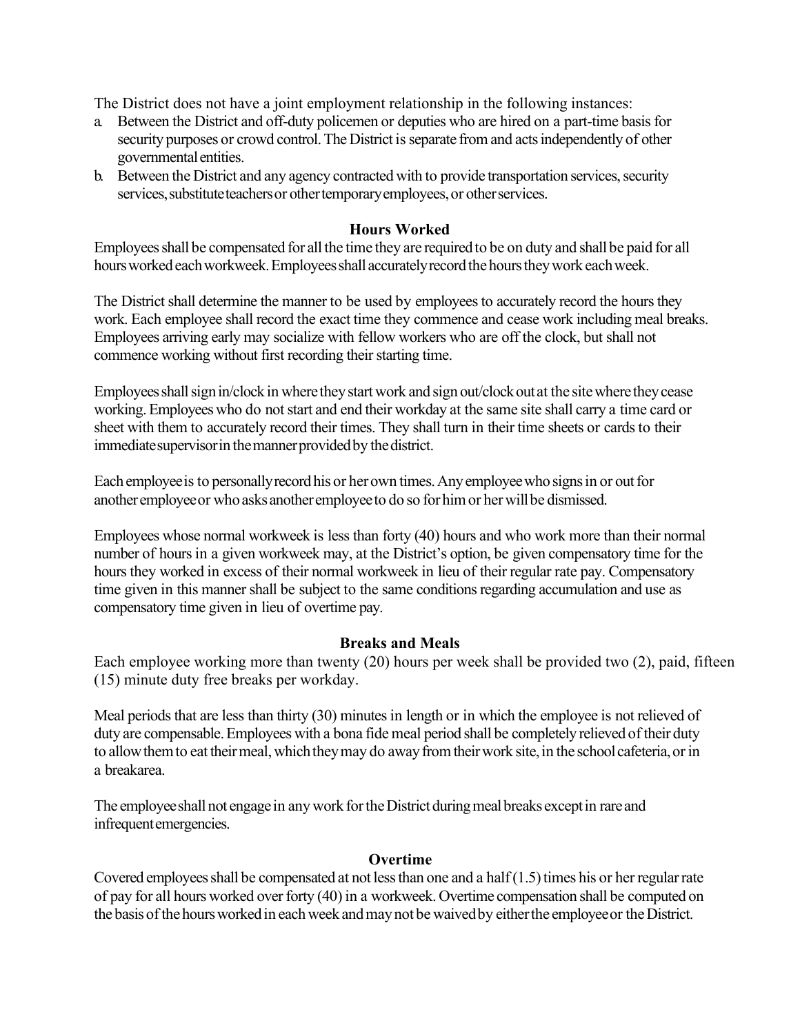The District does not have a joint employment relationship in the following instances:

a. Between the District and off-duty policemen or deputies who are hired on a part-time basis for security purposes or crowd control. The District is separate from and acts independently of other governmental entities.
b. Between the District and any agency contracted with to provide transportation services, security services, substitute teachers or other temporary employees, or other services.

### Hours Worked

Employees shall be compensated for all the time they are required to be on duty and shall be paid for all hours worked each workweek. Employees shall accurately record the hours they work each week.

The District shall determine the manner to be used by employees to accurately record the hours they work. Each employee shall record the exact time they commence and cease work including meal breaks. Employees arriving early may socialize with fellow workers who are off the clock, but shall not commence working without first recording their starting time.

Employees shall sign in/clock in where they start work and sign out/clock out at the site where they cease working. Employees who do not start and end their workday at the same site shall carry a time card or sheet with them to accurately record their times. They shall turn in their time sheets or cards to their immediate supervisor in the manner provided by the district.

Each employee is to personally record his or her own times. Any employee who signs in or out for another employee or who asks another employee to do so for him or her will be dismissed.

Employees whose normal workweek is less than forty (40) hours and who work more than their normal number of hours in a given workweek may, at the District's option, be given compensatory time for the hours they worked in excess of their normal workweek in lieu of their regular rate pay. Compensatory time given in this manner shall be subject to the same conditions regarding accumulation and use as compensatory time given in lieu of overtime pay.

### Breaks and Meals

Each employee working more than twenty (20) hours per week shall be provided two (2), paid, fifteen (15) minute duty free breaks per workday.

Meal periods that are less than thirty (30) minutes in length or in which the employee is not relieved of duty are compensable. Employees with a bona fide meal period shall be completely relieved of their duty to allow them to eat their meal, which they may do away from their work site, in the school cafeteria, or in a breakarea.

The employee shall not engage in any work for the District during meal breaks except in rare and infrequent emergencies.

### Overtime

Covered employees shall be compensated at not less than one and a half (1.5) times his or her regular rate of pay for all hours worked over forty (40) in a workweek. Overtime compensation shall be computed on the basis of the hours worked in each week and may not be waived by either the employee or the District.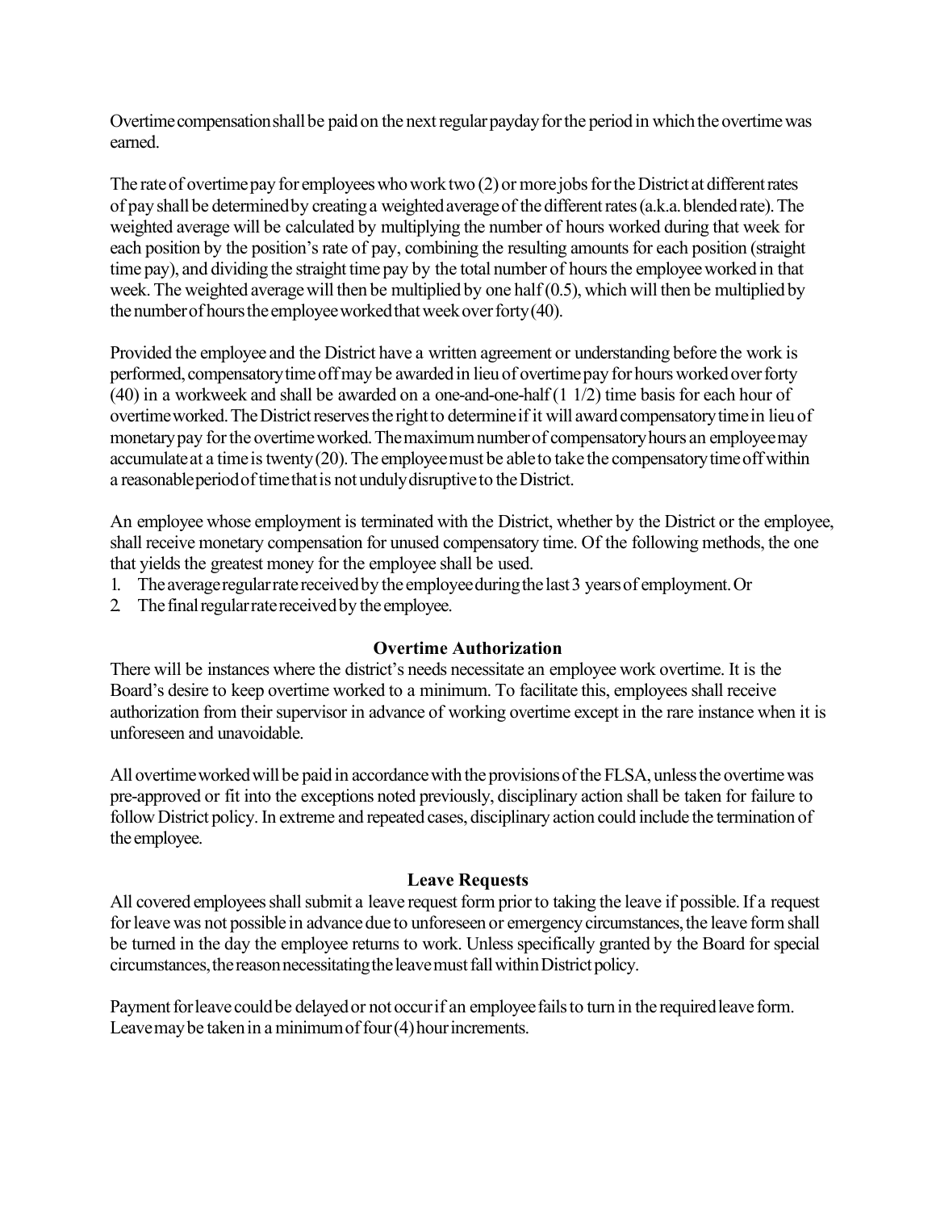Overtime compensation shall be paid on the next regular payday for the period in which the overtime was earned.

The rate of overtime pay for employees who work two (2) or more jobs for the District at different rates of pay shall be determined by creating a weighted average of the different rates (a.k.a. blended rate). The weighted average will be calculated by multiplying the number of hours worked during that week for each position by the position's rate of pay, combining the resulting amounts for each position (straight time pay), and dividing the straight time pay by the total number of hours the employee worked in that week. The weighted average will then be multiplied by one half (0.5), which will then be multiplied by the number of hours the employee worked that week over forty (40).

Provided the employee and the District have a written agreement or understanding before the work is performed, compensatory time off may be awarded in lieu of overtime pay for hours worked over forty (40) in a workweek and shall be awarded on a one-and-one-half (1 1/2) time basis for each hour of overtime worked. The District reserves the right to determine if it will award compensatory time in lieu of monetary pay for the overtime worked. The maximum number of compensatory hours an employee may accumulate at a time is twenty (20). The employee must be able to take the compensatory time off within a reasonable period of time that is not unduly disruptive to the District.

An employee whose employment is terminated with the District, whether by the District or the employee, shall receive monetary compensation for unused compensatory time. Of the following methods, the one that yields the greatest money for the employee shall be used.

1. The average regular rate received by the employee during the last 3 years of employment. Or
2. The final regular rate received by the employee.

### Overtime Authorization

There will be instances where the district's needs necessitate an employee work overtime. It is the Board's desire to keep overtime worked to a minimum. To facilitate this, employees shall receive authorization from their supervisor in advance of working overtime except in the rare instance when it is unforeseen and unavoidable.

All overtime worked will be paid in accordance with the provisions of the FLSA, unless the overtime was pre-approved or fit into the exceptions noted previously, disciplinary action shall be taken for failure to follow District policy. In extreme and repeated cases, disciplinary action could include the termination of the employee.

### Leave Requests

All covered employees shall submit a leave request form prior to taking the leave if possible. If a request for leave was not possible in advance due to unforeseen or emergency circumstances, the leave form shall be turned in the day the employee returns to work. Unless specifically granted by the Board for special circumstances, the reason necessitating the leave must fall within District policy.

Payment for leave could be delayed or not occur if an employee fails to turn in the required leave form. Leave may be taken in a minimum of four (4) hour increments.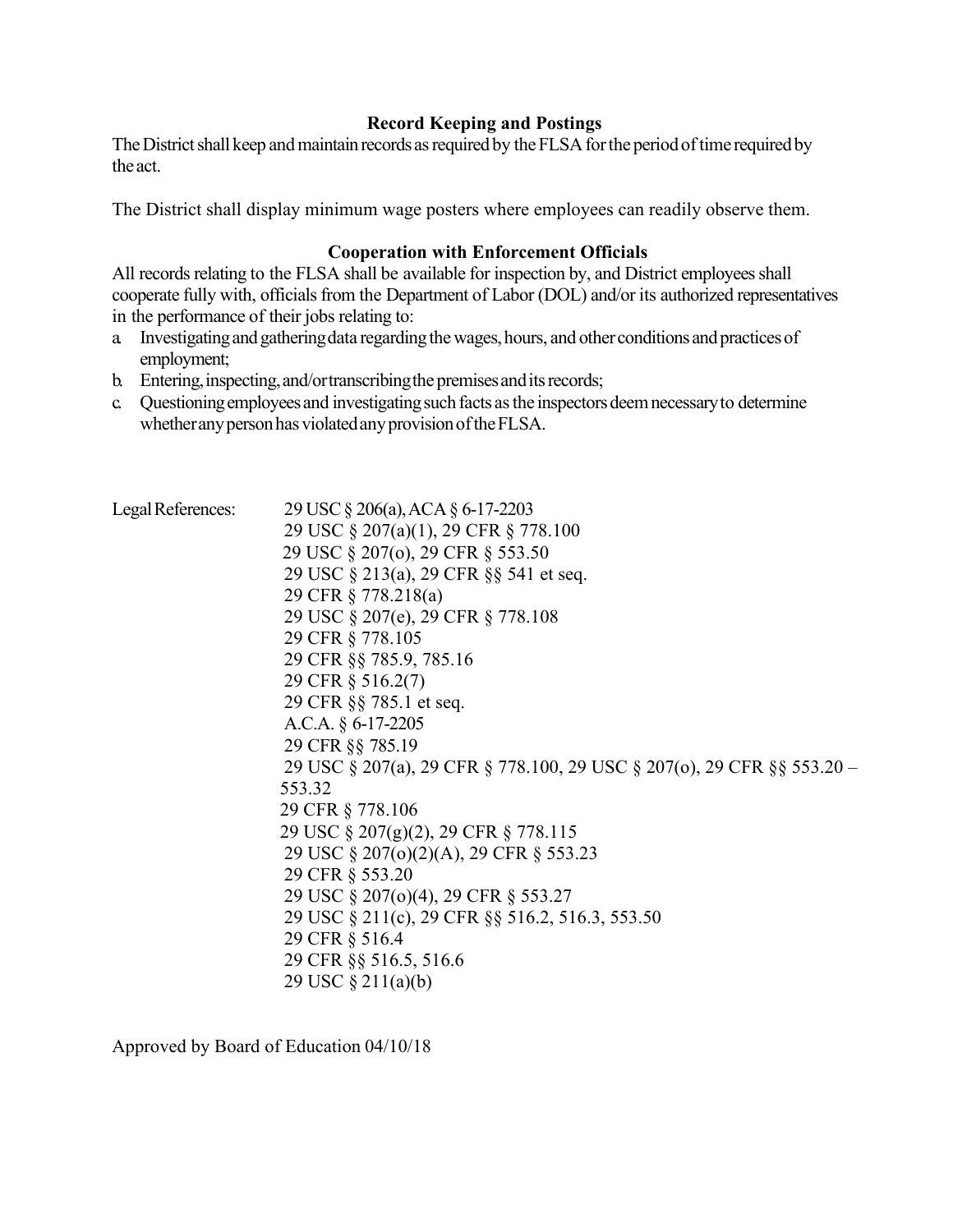### Record Keeping and Postings

The District shall keep and maintain records as required by the FLSA for the period of time required by the act.

The District shall display minimum wage posters where employees can readily observe them.

### Cooperation with Enforcement Officials

All records relating to the FLSA shall be available for inspection by, and District employees shall cooperate fully with, officials from the Department of Labor (DOL) and/or its authorized representatives in the performance of their jobs relating to:

a. Investigating and gathering data regarding the wages, hours, and other conditions and practices of employment;
b. Entering, inspecting, and/or transcribing the premises and its records;
c. Questioning employees and investigating such facts as the inspectors deem necessary to determine whether any person has violated any provision of the FLSA.

Legal References:
29 USC § 206(a), ACA § 6-17-2203
29 USC § 207(a)(1), 29 CFR § 778.100
29 USC § 207(o), 29 CFR § 553.50
29 USC § 213(a), 29 CFR §§ 541 et seq.
29 CFR § 778.218(a)
29 USC § 207(e), 29 CFR § 778.108
29 CFR § 778.105
29 CFR §§ 785.9, 785.16
29 CFR § 516.2(7)
29 CFR §§ 785.1 et seq.
A.C.A. § 6-17-2205
29 CFR §§ 785.19
29 USC § 207(a), 29 CFR § 778.100, 29 USC § 207(o), 29 CFR §§ 553.20 – 553.32
29 CFR § 778.106
29 USC § 207(g)(2), 29 CFR § 778.115
29 USC § 207(o)(2)(A), 29 CFR § 553.23
29 CFR § 553.20
29 USC § 207(o)(4), 29 CFR § 553.27
29 USC § 211(c), 29 CFR §§ 516.2, 516.3, 553.50
29 CFR § 516.4
29 CFR §§ 516.5, 516.6
29 USC § 211(a)(b)

Approved by Board of Education 04/10/18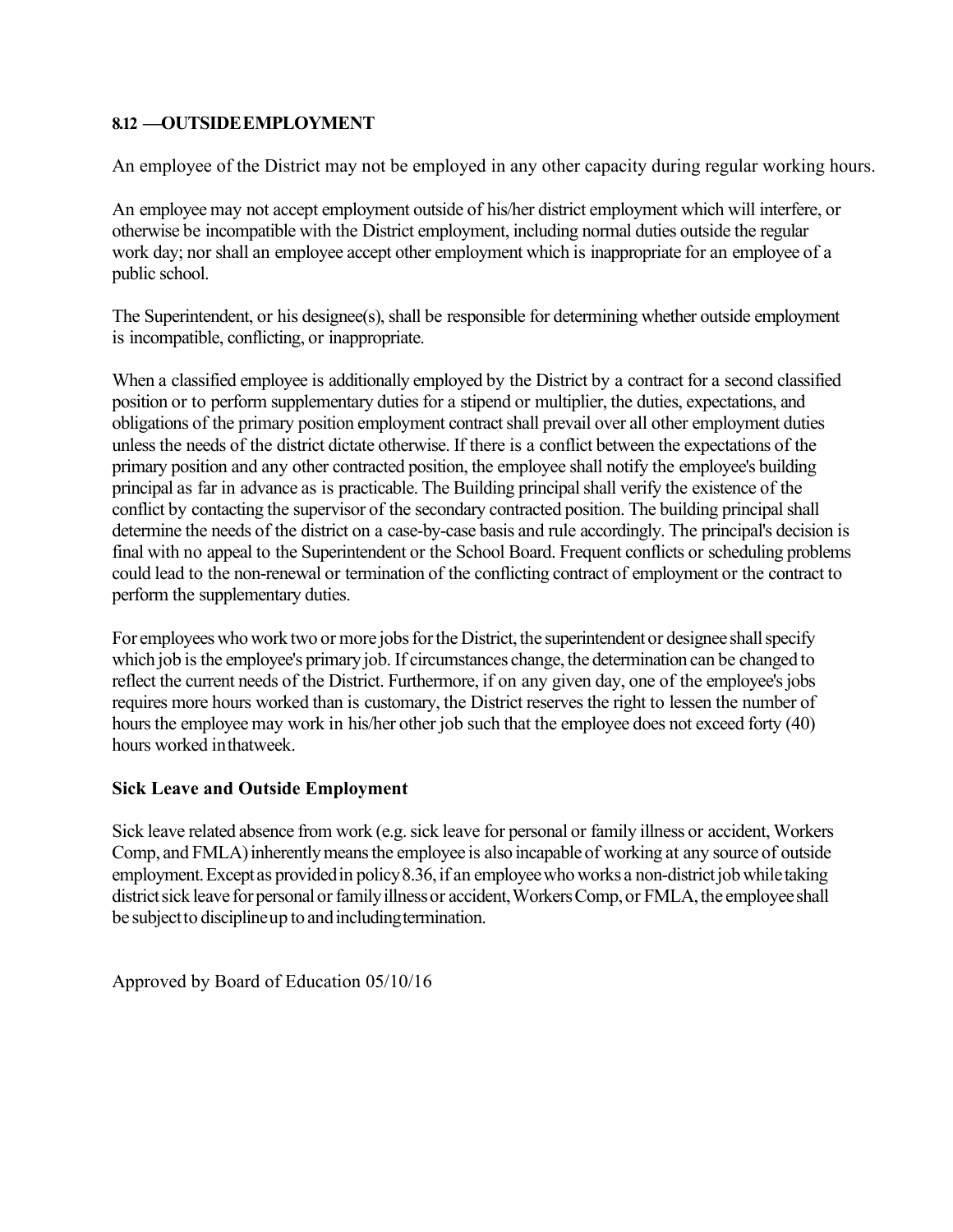## 8.12 —OUTSIDE EMPLOYMENT

An employee of the District may not be employed in any other capacity during regular working hours.

An employee may not accept employment outside of his/her district employment which will interfere, or otherwise be incompatible with the District employment, including normal duties outside the regular work day; nor shall an employee accept other employment which is inappropriate for an employee of a public school.

The Superintendent, or his designee(s), shall be responsible for determining whether outside employment is incompatible, conflicting, or inappropriate.

When a classified employee is additionally employed by the District by a contract for a second classified position or to perform supplementary duties for a stipend or multiplier, the duties, expectations, and obligations of the primary position employment contract shall prevail over all other employment duties unless the needs of the district dictate otherwise. If there is a conflict between the expectations of the primary position and any other contracted position, the employee shall notify the employee's building principal as far in advance as is practicable. The Building principal shall verify the existence of the conflict by contacting the supervisor of the secondary contracted position. The building principal shall determine the needs of the district on a case-by-case basis and rule accordingly. The principal's decision is final with no appeal to the Superintendent or the School Board. Frequent conflicts or scheduling problems could lead to the non-renewal or termination of the conflicting contract of employment or the contract to perform the supplementary duties.

For employees who work two or more jobs for the District, the superintendent or designee shall specify which job is the employee's primary job. If circumstances change, the determination can be changed to reflect the current needs of the District. Furthermore, if on any given day, one of the employee's jobs requires more hours worked than is customary, the District reserves the right to lessen the number of hours the employee may work in his/her other job such that the employee does not exceed forty (40) hours worked in that week.

### Sick Leave and Outside Employment

Sick leave related absence from work (e.g. sick leave for personal or family illness or accident, Workers Comp, and FMLA) inherently means the employee is also incapable of working at any source of outside employment. Except as provided in policy 8.36, if an employee who works a non-district job while taking district sick leave for personal or family illness or accident, Workers Comp, or FMLA, the employee shall be subject to discipline up to and including termination.

Approved by Board of Education 05/10/16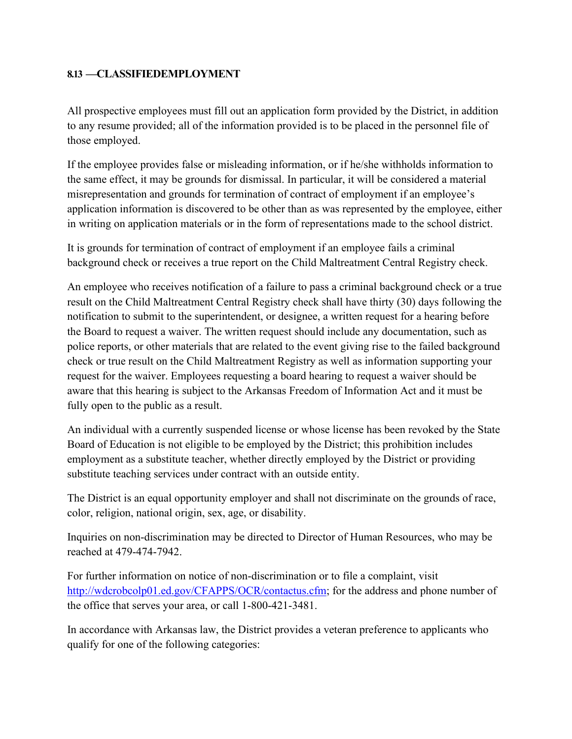## 8.13 —CLASSIFIEDEMPLOYMENT

All prospective employees must fill out an application form provided by the District, in addition to any resume provided; all of the information provided is to be placed in the personnel file of those employed.

If the employee provides false or misleading information, or if he/she withholds information to the same effect, it may be grounds for dismissal. In particular, it will be considered a material misrepresentation and grounds for termination of contract of employment if an employee's application information is discovered to be other than as was represented by the employee, either in writing on application materials or in the form of representations made to the school district.

It is grounds for termination of contract of employment if an employee fails a criminal background check or receives a true report on the Child Maltreatment Central Registry check.

An employee who receives notification of a failure to pass a criminal background check or a true result on the Child Maltreatment Central Registry check shall have thirty (30) days following the notification to submit to the superintendent, or designee, a written request for a hearing before the Board to request a waiver. The written request should include any documentation, such as police reports, or other materials that are related to the event giving rise to the failed background check or true result on the Child Maltreatment Registry as well as information supporting your request for the waiver. Employees requesting a board hearing to request a waiver should be aware that this hearing is subject to the Arkansas Freedom of Information Act and it must be fully open to the public as a result.

An individual with a currently suspended license or whose license has been revoked by the State Board of Education is not eligible to be employed by the District; this prohibition includes employment as a substitute teacher, whether directly employed by the District or providing substitute teaching services under contract with an outside entity.

The District is an equal opportunity employer and shall not discriminate on the grounds of race, color, religion, national origin, sex, age, or disability.

Inquiries on non-discrimination may be directed to Director of Human Resources, who may be reached at 479-474-7942.

For further information on notice of non-discrimination or to file a complaint, visit http://wdcrobcolp01.ed.gov/CFAPPS/OCR/contactus.cfm; for the address and phone number of the office that serves your area, or call 1-800-421-3481.

In accordance with Arkansas law, the District provides a veteran preference to applicants who qualify for one of the following categories: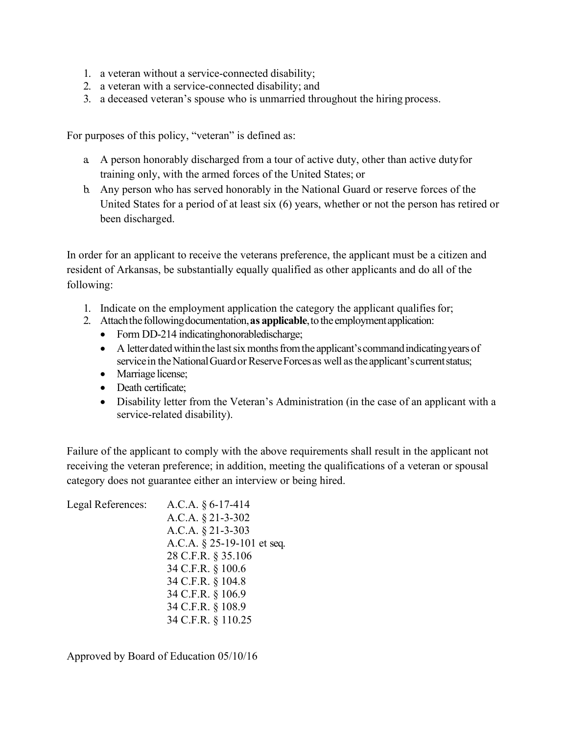1. a veteran without a service-connected disability;
2. a veteran with a service-connected disability; and
3. a deceased veteran's spouse who is unmarried throughout the hiring process.

For purposes of this policy, "veteran" is defined as:

a. A person honorably discharged from a tour of active duty, other than active duty for training only, with the armed forces of the United States; or
b. Any person who has served honorably in the National Guard or reserve forces of the United States for a period of at least six (6) years, whether or not the person has retired or been discharged.

In order for an applicant to receive the veterans preference, the applicant must be a citizen and resident of Arkansas, be substantially equally qualified as other applicants and do all of the following:

1. Indicate on the employment application the category the applicant qualifies for;
2. Attach the following documentation, **as applicable**, to the employment application:
   - Form DD-214 indicating honorable discharge;
   - A letter dated within the last six months from the applicant's command indicating years of service in the National Guard or Reserve Forces as well as the applicant's current status;
   - Marriage license;
   - Death certificate;
   - Disability letter from the Veteran's Administration (in the case of an applicant with a service-related disability).

Failure of the applicant to comply with the above requirements shall result in the applicant not receiving the veteran preference; in addition, meeting the qualifications of a veteran or spousal category does not guarantee either an interview or being hired.

Legal References:
A.C.A. § 6-17-414
A.C.A. § 21-3-302
A.C.A. § 21-3-303
A.C.A. § 25-19-101 et seq.
28 C.F.R. § 35.106
34 C.F.R. § 100.6
34 C.F.R. § 104.8
34 C.F.R. § 106.9
34 C.F.R. § 108.9
34 C.F.R. § 110.25

Approved by Board of Education 05/10/16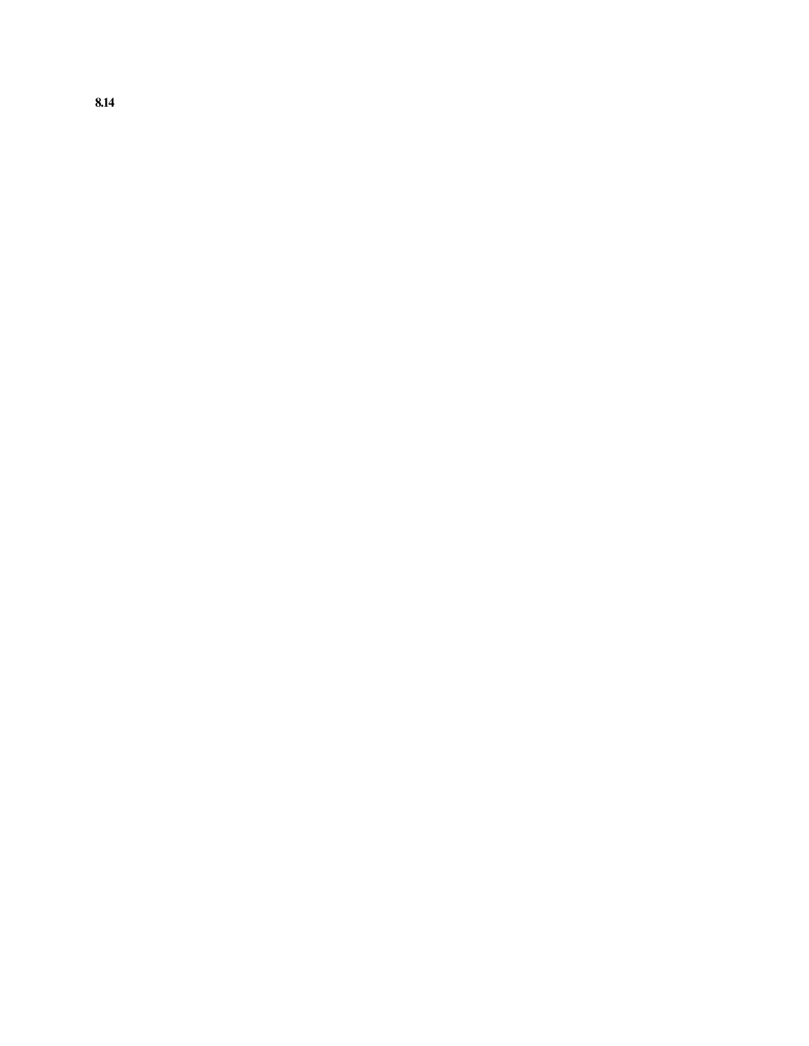**8.14**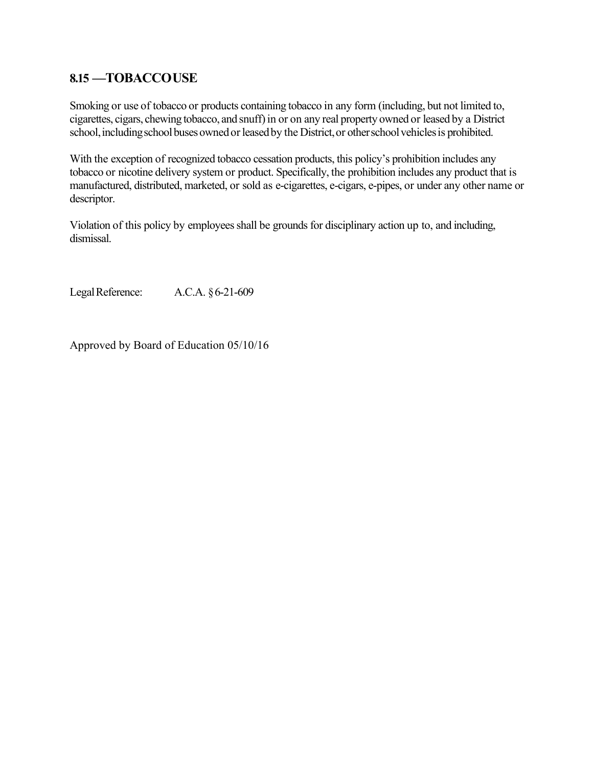## 8.15 —TOBACCO USE

Smoking or use of tobacco or products containing tobacco in any form (including, but not limited to, cigarettes, cigars, chewing tobacco, and snuff) in or on any real property owned or leased by a District school, including school buses owned or leased by the District, or other school vehicles is prohibited.

With the exception of recognized tobacco cessation products, this policy's prohibition includes any tobacco or nicotine delivery system or product. Specifically, the prohibition includes any product that is manufactured, distributed, marketed, or sold as e-cigarettes, e-cigars, e-pipes, or under any other name or descriptor.

Violation of this policy by employees shall be grounds for disciplinary action up to, and including, dismissal.

Legal Reference: A.C.A. § 6-21-609

Approved by Board of Education 05/10/16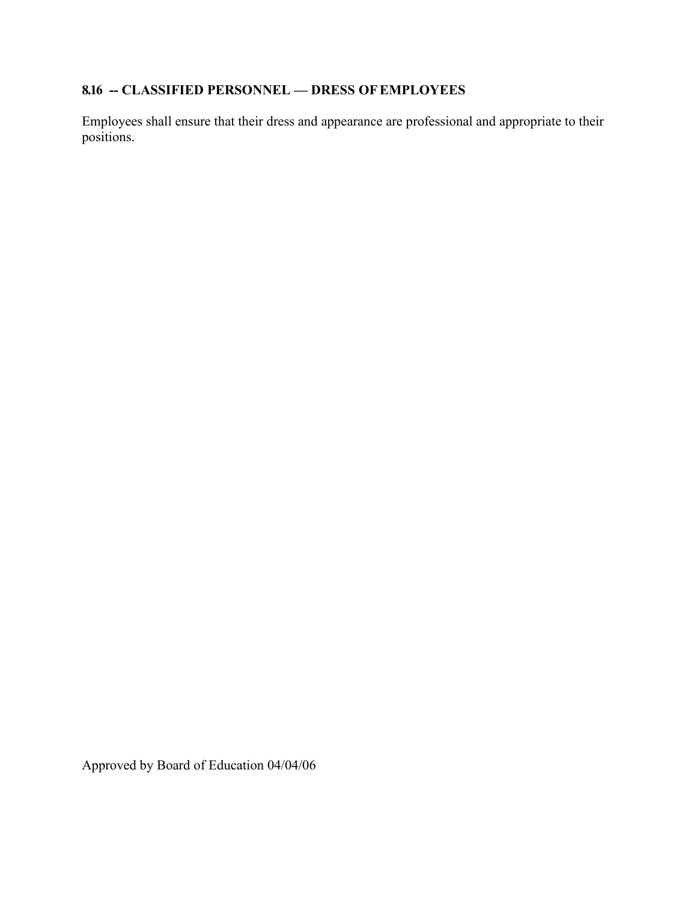## 8.16 -- CLASSIFIED PERSONNEL — DRESS OF EMPLOYEES

Employees shall ensure that their dress and appearance are professional and appropriate to their positions.

Approved by Board of Education 04/04/06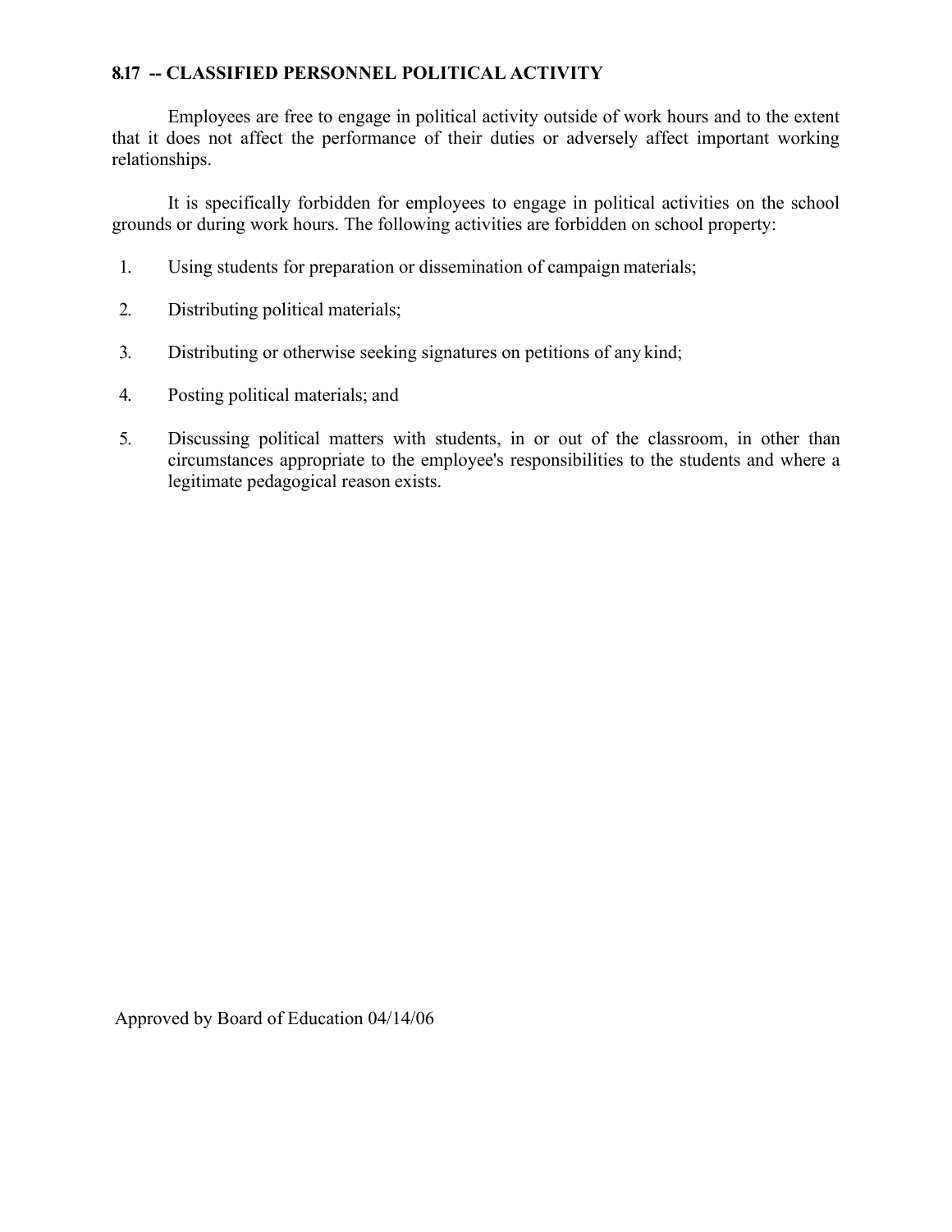**8.17 -- CLASSIFIED PERSONNEL POLITICAL ACTIVITY**

Employees are free to engage in political activity outside of work hours and to the extent that it does not affect the performance of their duties or adversely affect important working relationships.

It is specifically forbidden for employees to engage in political activities on the school grounds or during work hours. The following activities are forbidden on school property:

1. Using students for preparation or dissemination of campaign materials;
2. Distributing political materials;
3. Distributing or otherwise seeking signatures on petitions of any kind;
4. Posting political materials; and
5. Discussing political matters with students, in or out of the classroom, in other than circumstances appropriate to the employee's responsibilities to the students and where a legitimate pedagogical reason exists.

Approved by Board of Education 04/14/06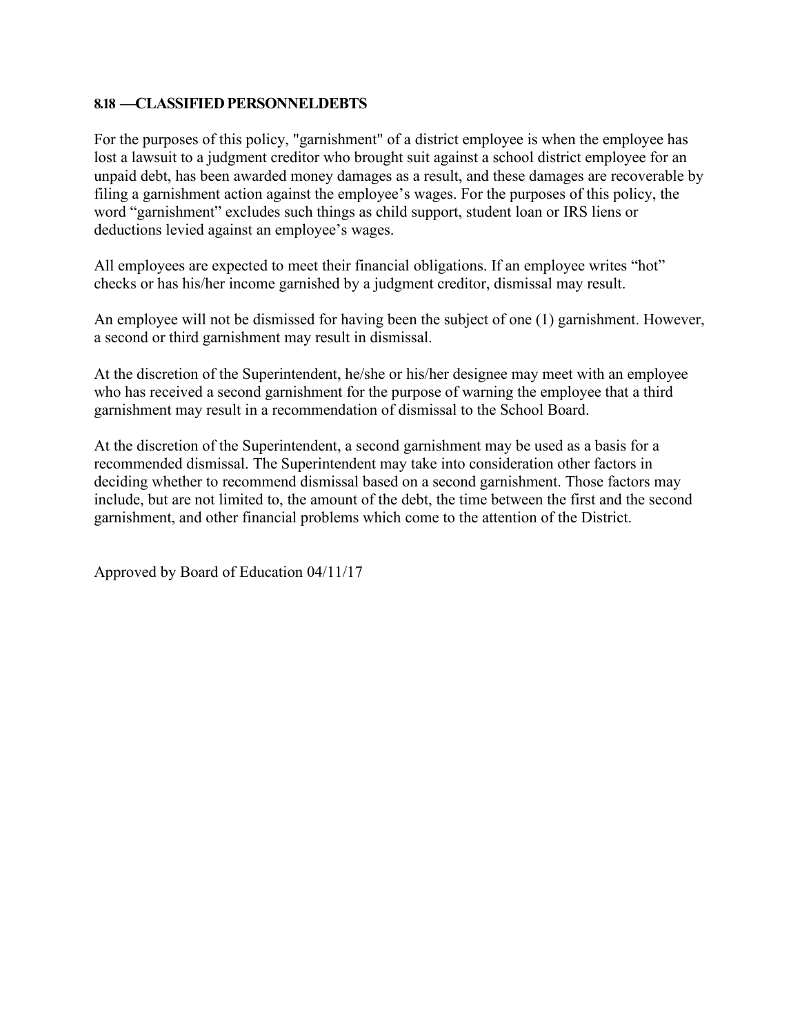**8.18 —CLASSIFIED PERSONNELDEBTS**

For the purposes of this policy, "garnishment" of a district employee is when the employee has lost a lawsuit to a judgment creditor who brought suit against a school district employee for an unpaid debt, has been awarded money damages as a result, and these damages are recoverable by filing a garnishment action against the employee's wages. For the purposes of this policy, the word "garnishment" excludes such things as child support, student loan or IRS liens or deductions levied against an employee's wages.

All employees are expected to meet their financial obligations. If an employee writes "hot" checks or has his/her income garnished by a judgment creditor, dismissal may result.

An employee will not be dismissed for having been the subject of one (1) garnishment. However, a second or third garnishment may result in dismissal.

At the discretion of the Superintendent, he/she or his/her designee may meet with an employee who has received a second garnishment for the purpose of warning the employee that a third garnishment may result in a recommendation of dismissal to the School Board.

At the discretion of the Superintendent, a second garnishment may be used as a basis for a recommended dismissal. The Superintendent may take into consideration other factors in deciding whether to recommend dismissal based on a second garnishment. Those factors may include, but are not limited to, the amount of the debt, the time between the first and the second garnishment, and other financial problems which come to the attention of the District.

Approved by Board of Education 04/11/17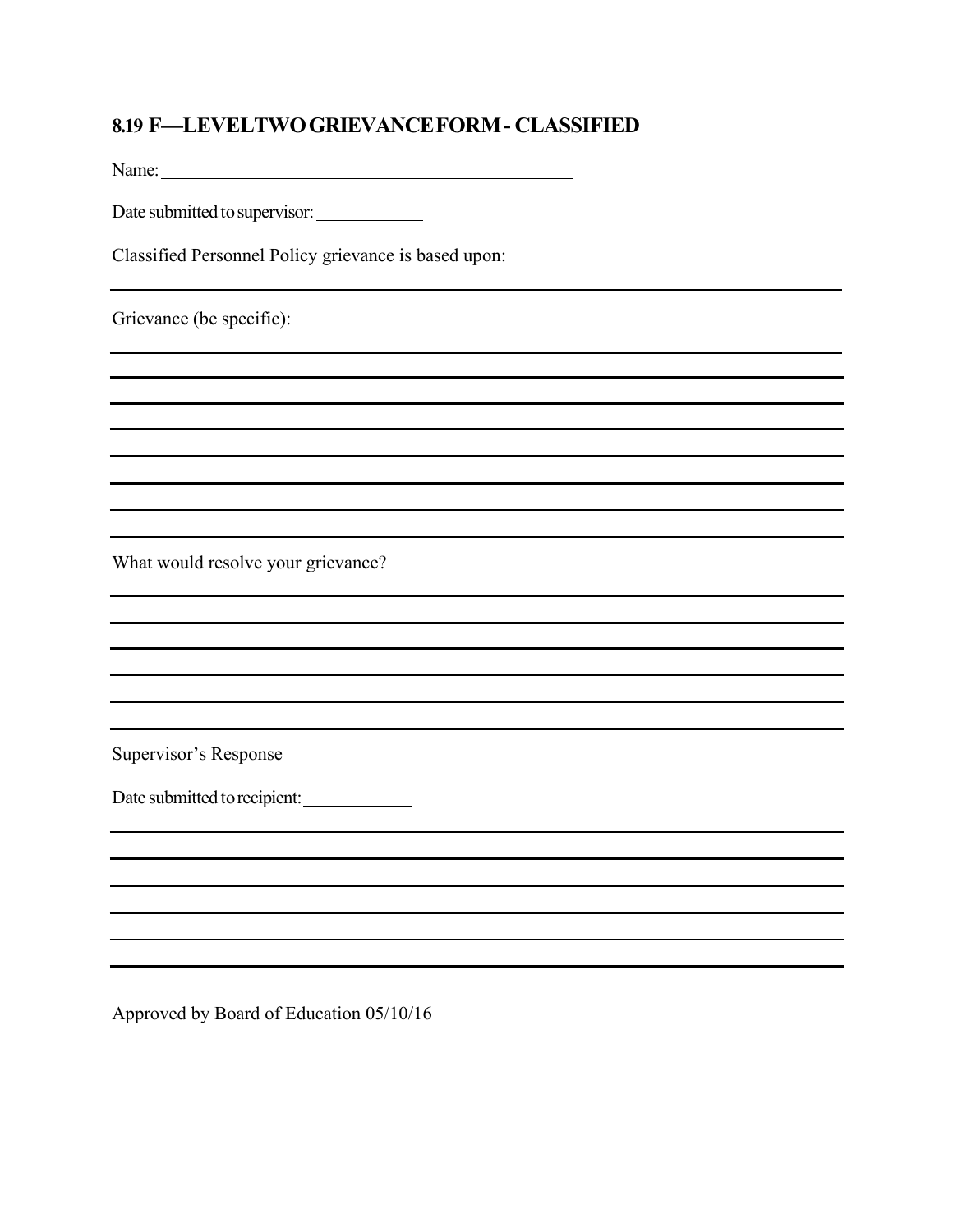## 8.19 F—LEVEL TWO GRIEVANCE FORM - CLASSIFIED

Name: ______________________________________________

Date submitted to supervisor: ____________

Classified Personnel Policy grievance is based upon:

______________________________________________________________________________

Grievance (be specific):

______________________________________________________________________________

______________________________________________________________________________

______________________________________________________________________________

______________________________________________________________________________

______________________________________________________________________________

______________________________________________________________________________

______________________________________________________________________________

______________________________________________________________________________

What would resolve your grievance?

______________________________________________________________________________

______________________________________________________________________________

______________________________________________________________________________

______________________________________________________________________________

______________________________________________________________________________

______________________________________________________________________________

Supervisor's Response

Date submitted to recipient: ____________

______________________________________________________________________________

______________________________________________________________________________

______________________________________________________________________________

______________________________________________________________________________

______________________________________________________________________________

______________________________________________________________________________

Approved by Board of Education 05/10/16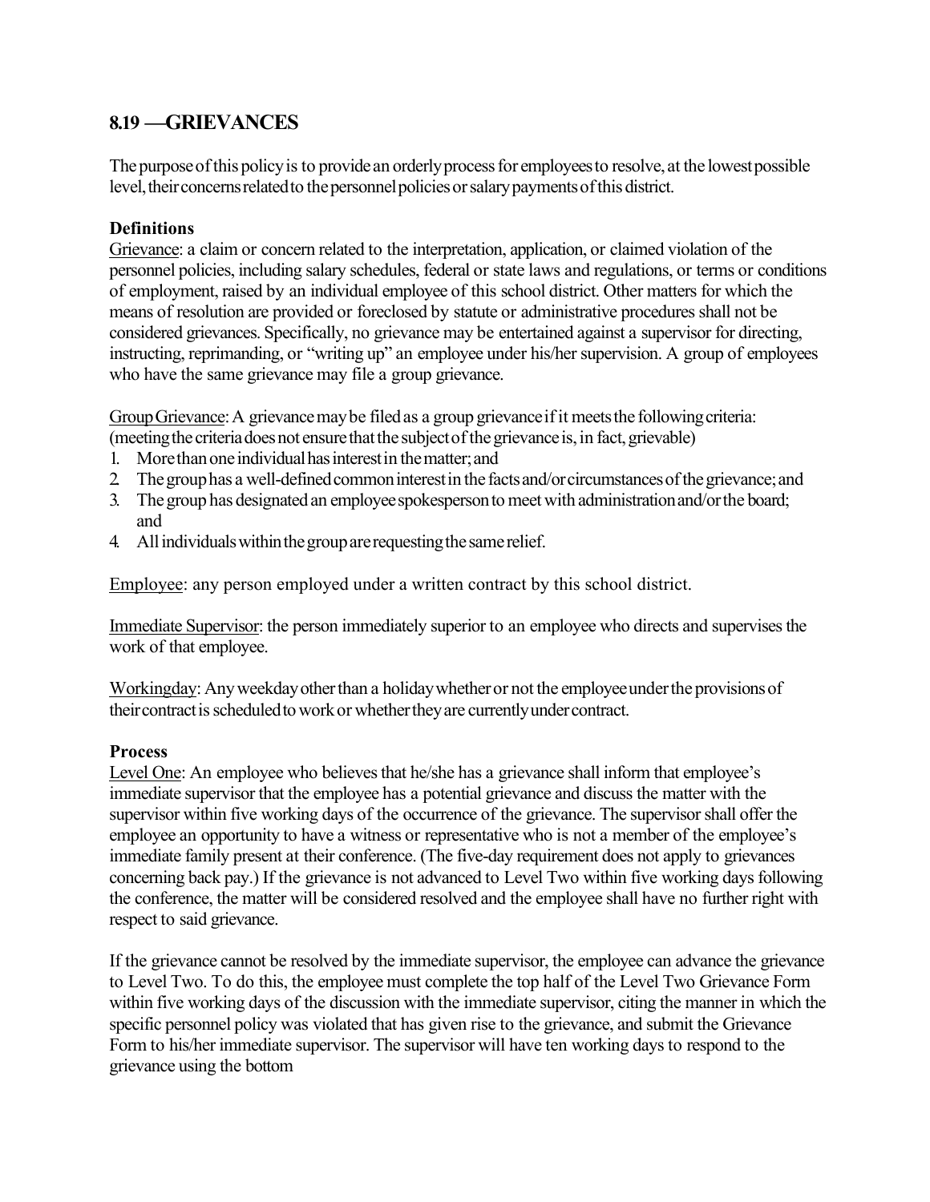## 8.19 —GRIEVANCES

The purpose of this policy is to provide an orderly process for employees to resolve, at the lowest possible level, their concerns related to the personnel policies or salary payments of this district.

**Definitions**

Grievance: a claim or concern related to the interpretation, application, or claimed violation of the personnel policies, including salary schedules, federal or state laws and regulations, or terms or conditions of employment, raised by an individual employee of this school district. Other matters for which the means of resolution are provided or foreclosed by statute or administrative procedures shall not be considered grievances. Specifically, no grievance may be entertained against a supervisor for directing, instructing, reprimanding, or "writing up" an employee under his/her supervision. A group of employees who have the same grievance may file a group grievance.

Group Grievance: A grievance may be filed as a group grievance if it meets the following criteria: (meeting the criteria does not ensure that the subject of the grievance is, in fact, grievable)

1. More than one individual has interest in the matter; and
2. The group has a well-defined common interest in the facts and/or circumstances of the grievance; and
3. The group has designated an employee spokesperson to meet with administration and/or the board; and
4. All individuals within the group are requesting the same relief.

Employee: any person employed under a written contract by this school district.

Immediate Supervisor: the person immediately superior to an employee who directs and supervises the work of that employee.

Working day: Any weekday other than a holiday whether or not the employee under the provisions of their contract is scheduled to work or whether they are currently under contract.

**Process**

Level One: An employee who believes that he/she has a grievance shall inform that employee's immediate supervisor that the employee has a potential grievance and discuss the matter with the supervisor within five working days of the occurrence of the grievance. The supervisor shall offer the employee an opportunity to have a witness or representative who is not a member of the employee's immediate family present at their conference. (The five-day requirement does not apply to grievances concerning back pay.) If the grievance is not advanced to Level Two within five working days following the conference, the matter will be considered resolved and the employee shall have no further right with respect to said grievance.

If the grievance cannot be resolved by the immediate supervisor, the employee can advance the grievance to Level Two. To do this, the employee must complete the top half of the Level Two Grievance Form within five working days of the discussion with the immediate supervisor, citing the manner in which the specific personnel policy was violated that has given rise to the grievance, and submit the Grievance Form to his/her immediate supervisor. The supervisor will have ten working days to respond to the grievance using the bottom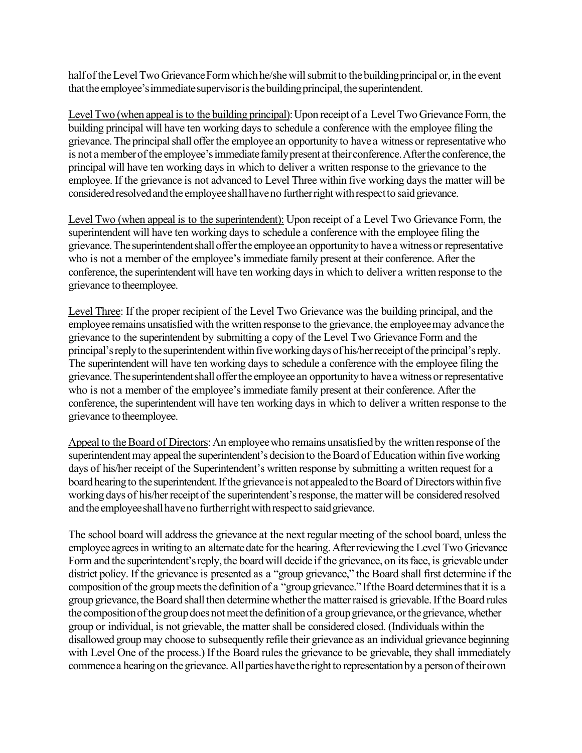half of the Level Two Grievance Form which he/she will submit to the building principal or, in the event that the employee's immediate supervisor is the building principal, the superintendent.

<u>Level Two (when appeal is to the building principal)</u>: Upon receipt of a Level Two Grievance Form, the building principal will have ten working days to schedule a conference with the employee filing the grievance. The principal shall offer the employee an opportunity to have a witness or representative who is not a member of the employee's immediate family present at their conference. After the conference, the principal will have ten working days in which to deliver a written response to the grievance to the employee. If the grievance is not advanced to Level Three within five working days the matter will be considered resolved and the employee shall have no further right with respect to said grievance.

<u>Level Two (when appeal is to the superintendent):</u> Upon receipt of a Level Two Grievance Form, the superintendent will have ten working days to schedule a conference with the employee filing the grievance. The superintendent shall offer the employee an opportunity to have a witness or representative who is not a member of the employee's immediate family present at their conference. After the conference, the superintendent will have ten working days in which to deliver a written response to the grievance to theemployee.

<u>Level Three</u>: If the proper recipient of the Level Two Grievance was the building principal, and the employee remains unsatisfied with the written response to the grievance, the employee may advance the grievance to the superintendent by submitting a copy of the Level Two Grievance Form and the principal's reply to the superintendent within five working days of his/her receipt of the principal's reply. The superintendent will have ten working days to schedule a conference with the employee filing the grievance. The superintendent shall offer the employee an opportunity to have a witness or representative who is not a member of the employee's immediate family present at their conference. After the conference, the superintendent will have ten working days in which to deliver a written response to the grievance to theemployee.

<u>Appeal to the Board of Directors</u>: An employee who remains unsatisfied by the written response of the superintendent may appeal the superintendent's decision to the Board of Education within five working days of his/her receipt of the Superintendent's written response by submitting a written request for a board hearing to the superintendent. If the grievance is not appealed to the Board of Directors within five working days of his/her receipt of the superintendent's response, the matter will be considered resolved and the employee shall have no further right with respect to said grievance.

The school board will address the grievance at the next regular meeting of the school board, unless the employee agrees in writing to an alternate date for the hearing. After reviewing the Level Two Grievance Form and the superintendent's reply, the board will decide if the grievance, on its face, is grievable under district policy. If the grievance is presented as a "group grievance," the Board shall first determine if the composition of the group meets the definition of a "group grievance." If the Board determines that it is a group grievance, the Board shall then determine whether the matter raised is grievable. If the Board rules the composition of the group does not meet the definition of a group grievance, or the grievance, whether group or individual, is not grievable, the matter shall be considered closed. (Individuals within the disallowed group may choose to subsequently refile their grievance as an individual grievance beginning with Level One of the process.) If the Board rules the grievance to be grievable, they shall immediately commence a hearing on the grievance. All parties have the right to representation by a person of their own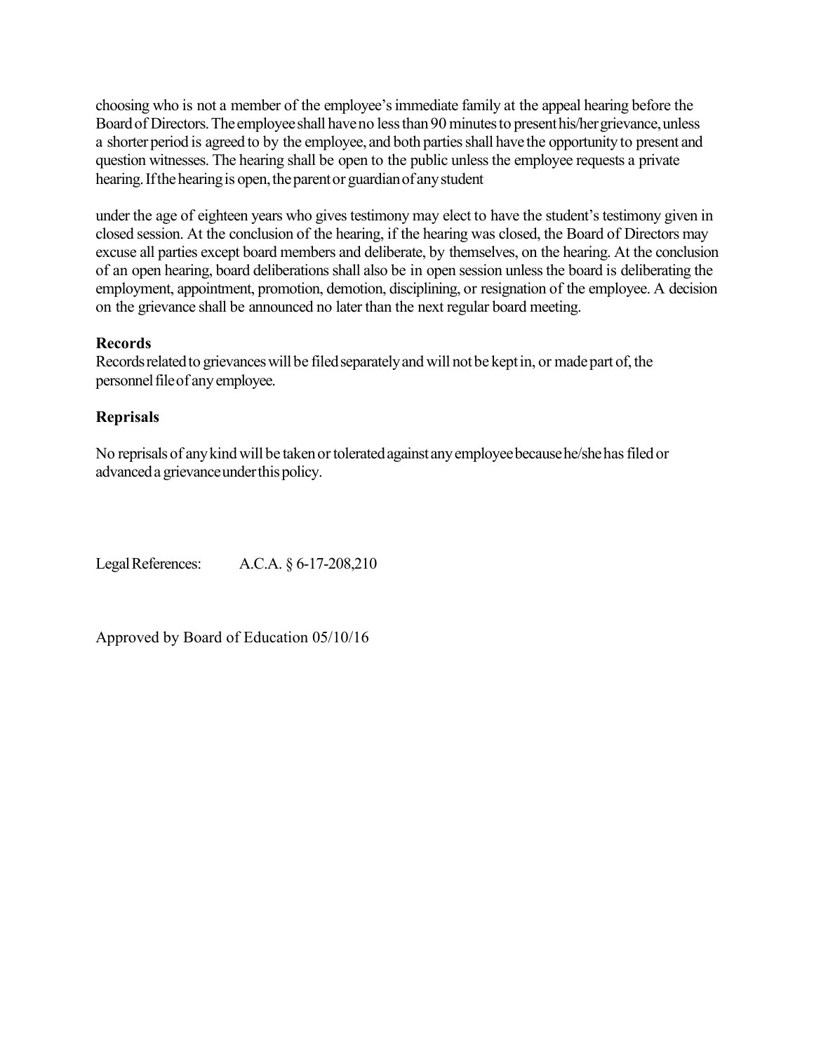choosing who is not a member of the employee's immediate family at the appeal hearing before the Board of Directors. The employee shall have no less than 90 minutes to present his/her grievance, unless a shorter period is agreed to by the employee, and both parties shall have the opportunity to present and question witnesses. The hearing shall be open to the public unless the employee requests a private hearing. If the hearing is open, the parent or guardian of any student

under the age of eighteen years who gives testimony may elect to have the student's testimony given in closed session. At the conclusion of the hearing, if the hearing was closed, the Board of Directors may excuse all parties except board members and deliberate, by themselves, on the hearing. At the conclusion of an open hearing, board deliberations shall also be in open session unless the board is deliberating the employment, appointment, promotion, demotion, disciplining, or resignation of the employee. A decision on the grievance shall be announced no later than the next regular board meeting.

**Records**

Records related to grievances will be filed separately and will not be kept in, or made part of, the personnel file of any employee.

**Reprisals**

No reprisals of any kind will be taken or tolerated against any employee because he/she has filed or advanced a grievance under this policy.

Legal References: A.C.A. § 6-17-208,210

Approved by Board of Education 05/10/16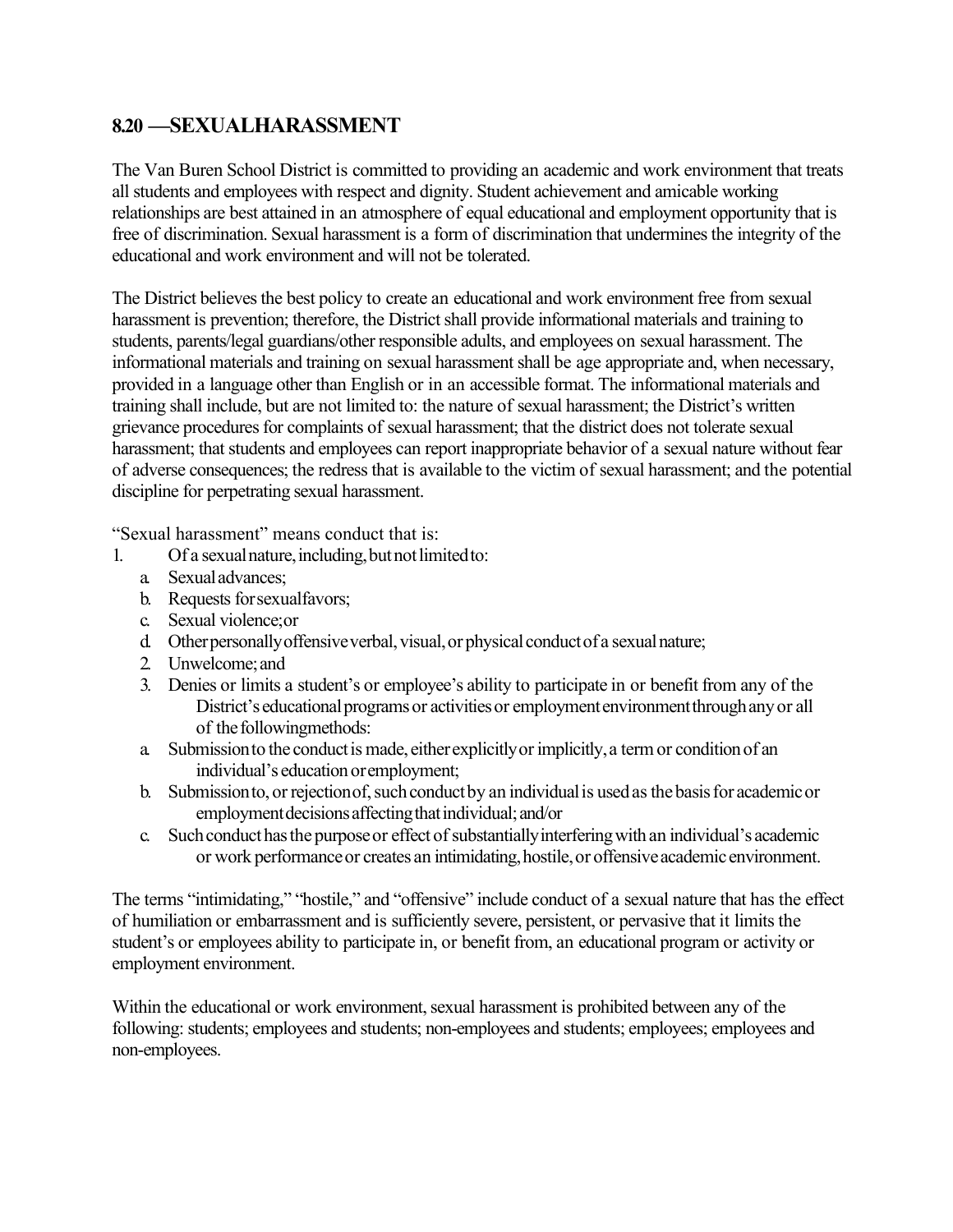## 8.20 —SEXUALHARASSMENT

The Van Buren School District is committed to providing an academic and work environment that treats all students and employees with respect and dignity. Student achievement and amicable working relationships are best attained in an atmosphere of equal educational and employment opportunity that is free of discrimination. Sexual harassment is a form of discrimination that undermines the integrity of the educational and work environment and will not be tolerated.

The District believes the best policy to create an educational and work environment free from sexual harassment is prevention; therefore, the District shall provide informational materials and training to students, parents/legal guardians/other responsible adults, and employees on sexual harassment. The informational materials and training on sexual harassment shall be age appropriate and, when necessary, provided in a language other than English or in an accessible format. The informational materials and training shall include, but are not limited to: the nature of sexual harassment; the District's written grievance procedures for complaints of sexual harassment; that the district does not tolerate sexual harassment; that students and employees can report inappropriate behavior of a sexual nature without fear of adverse consequences; the redress that is available to the victim of sexual harassment; and the potential discipline for perpetrating sexual harassment.

"Sexual harassment" means conduct that is:

1. Of a sexual nature, including, but not limited to:
   a. Sexual advances;
   b. Requests for sexual favors;
   c. Sexual violence; or
   d. Other personally offensive verbal, visual, or physical conduct of a sexual nature;
   2. Unwelcome; and
   3. Denies or limits a student's or employee's ability to participate in or benefit from any of the District's educational programs or activities or employment environment through any or all of the following methods:
   a. Submission to the conduct is made, either explicitly or implicitly, a term or condition of an individual's education or employment;
   b. Submission to, or rejection of, such conduct by an individual is used as the basis for academic or employment decisions affecting that individual; and/or
   c. Such conduct has the purpose or effect of substantially interfering with an individual's academic or work performance or creates an intimidating, hostile, or offensive academic environment.

The terms "intimidating," "hostile," and "offensive" include conduct of a sexual nature that has the effect of humiliation or embarrassment and is sufficiently severe, persistent, or pervasive that it limits the student's or employees ability to participate in, or benefit from, an educational program or activity or employment environment.

Within the educational or work environment, sexual harassment is prohibited between any of the following: students; employees and students; non-employees and students; employees; employees and non-employees.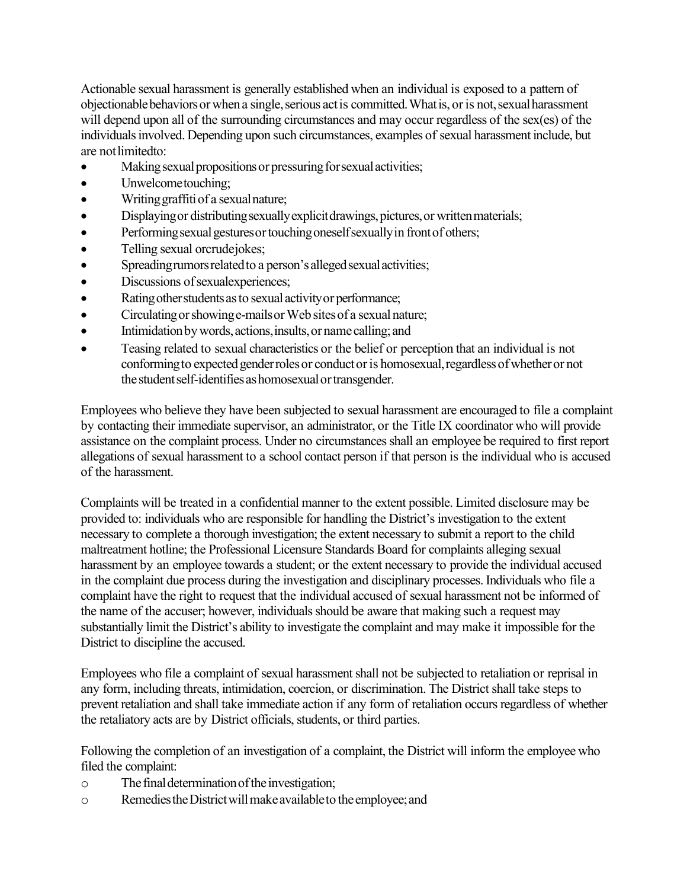Actionable sexual harassment is generally established when an individual is exposed to a pattern of objectionable behaviors or when a single, serious act is committed. What is, or is not, sexual harassment will depend upon all of the surrounding circumstances and may occur regardless of the sex(es) of the individuals involved. Depending upon such circumstances, examples of sexual harassment include, but are not limited to:

- Making sexual propositions or pressuring for sexual activities;
- Unwelcome touching;
- Writing graffiti of a sexual nature;
- Displaying or distributing sexually explicit drawings, pictures, or written materials;
- Performing sexual gestures or touching oneself sexually in front of others;
- Telling sexual or crude jokes;
- Spreading rumors related to a person's alleged sexual activities;
- Discussions of sexual experiences;
- Rating other students as to sexual activity or performance;
- Circulating or showing e-mails or Web sites of a sexual nature;
- Intimidation by words, actions, insults, or name calling; and
- Teasing related to sexual characteristics or the belief or perception that an individual is not conforming to expected gender roles or conduct or is homosexual, regardless of whether or not the student self-identifies as homosexual or transgender.

Employees who believe they have been subjected to sexual harassment are encouraged to file a complaint by contacting their immediate supervisor, an administrator, or the Title IX coordinator who will provide assistance on the complaint process. Under no circumstances shall an employee be required to first report allegations of sexual harassment to a school contact person if that person is the individual who is accused of the harassment.

Complaints will be treated in a confidential manner to the extent possible. Limited disclosure may be provided to: individuals who are responsible for handling the District's investigation to the extent necessary to complete a thorough investigation; the extent necessary to submit a report to the child maltreatment hotline; the Professional Licensure Standards Board for complaints alleging sexual harassment by an employee towards a student; or the extent necessary to provide the individual accused in the complaint due process during the investigation and disciplinary processes. Individuals who file a complaint have the right to request that the individual accused of sexual harassment not be informed of the name of the accuser; however, individuals should be aware that making such a request may substantially limit the District's ability to investigate the complaint and may make it impossible for the District to discipline the accused.

Employees who file a complaint of sexual harassment shall not be subjected to retaliation or reprisal in any form, including threats, intimidation, coercion, or discrimination. The District shall take steps to prevent retaliation and shall take immediate action if any form of retaliation occurs regardless of whether the retaliatory acts are by District officials, students, or third parties.

Following the completion of an investigation of a complaint, the District will inform the employee who filed the complaint:

- The final determination of the investigation;
- Remedies the District will make available to the employee; and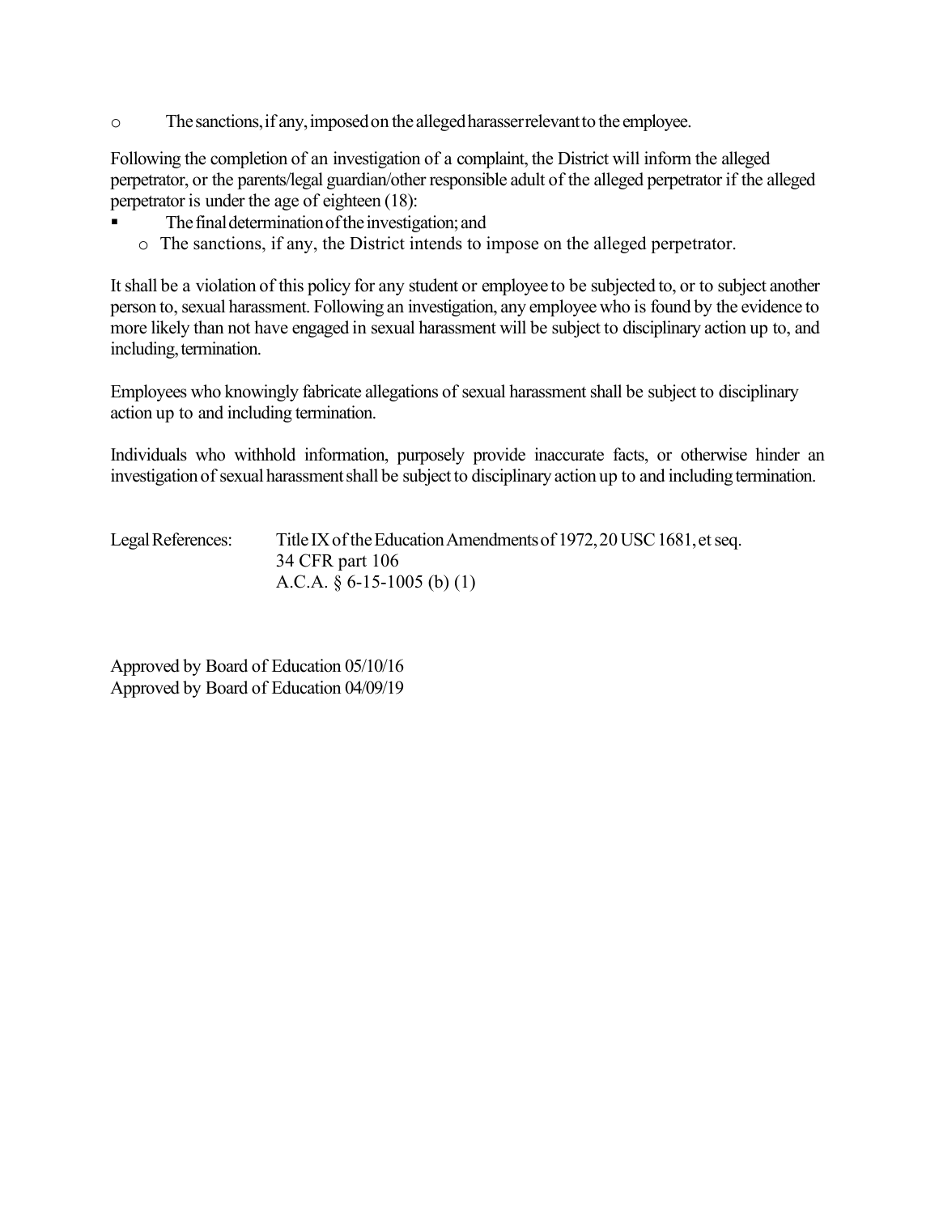- The sanctions, if any, imposed on the alleged harasser relevant to the employee.

Following the completion of an investigation of a complaint, the District will inform the alleged perpetrator, or the parents/legal guardian/other responsible adult of the alleged perpetrator if the alleged perpetrator is under the age of eighteen (18):

- The final determination of the investigation; and
  - The sanctions, if any, the District intends to impose on the alleged perpetrator.

It shall be a violation of this policy for any student or employee to be subjected to, or to subject another person to, sexual harassment. Following an investigation, any employee who is found by the evidence to more likely than not have engaged in sexual harassment will be subject to disciplinary action up to, and including, termination.

Employees who knowingly fabricate allegations of sexual harassment shall be subject to disciplinary action up to and including termination.

Individuals who withhold information, purposely provide inaccurate facts, or otherwise hinder an investigation of sexual harassment shall be subject to disciplinary action up to and including termination.

Legal References: Title IX of the Education Amendments of 1972, 20 USC 1681, et seq.
34 CFR part 106
A.C.A. § 6-15-1005 (b) (1)

Approved by Board of Education 05/10/16
Approved by Board of Education 04/09/19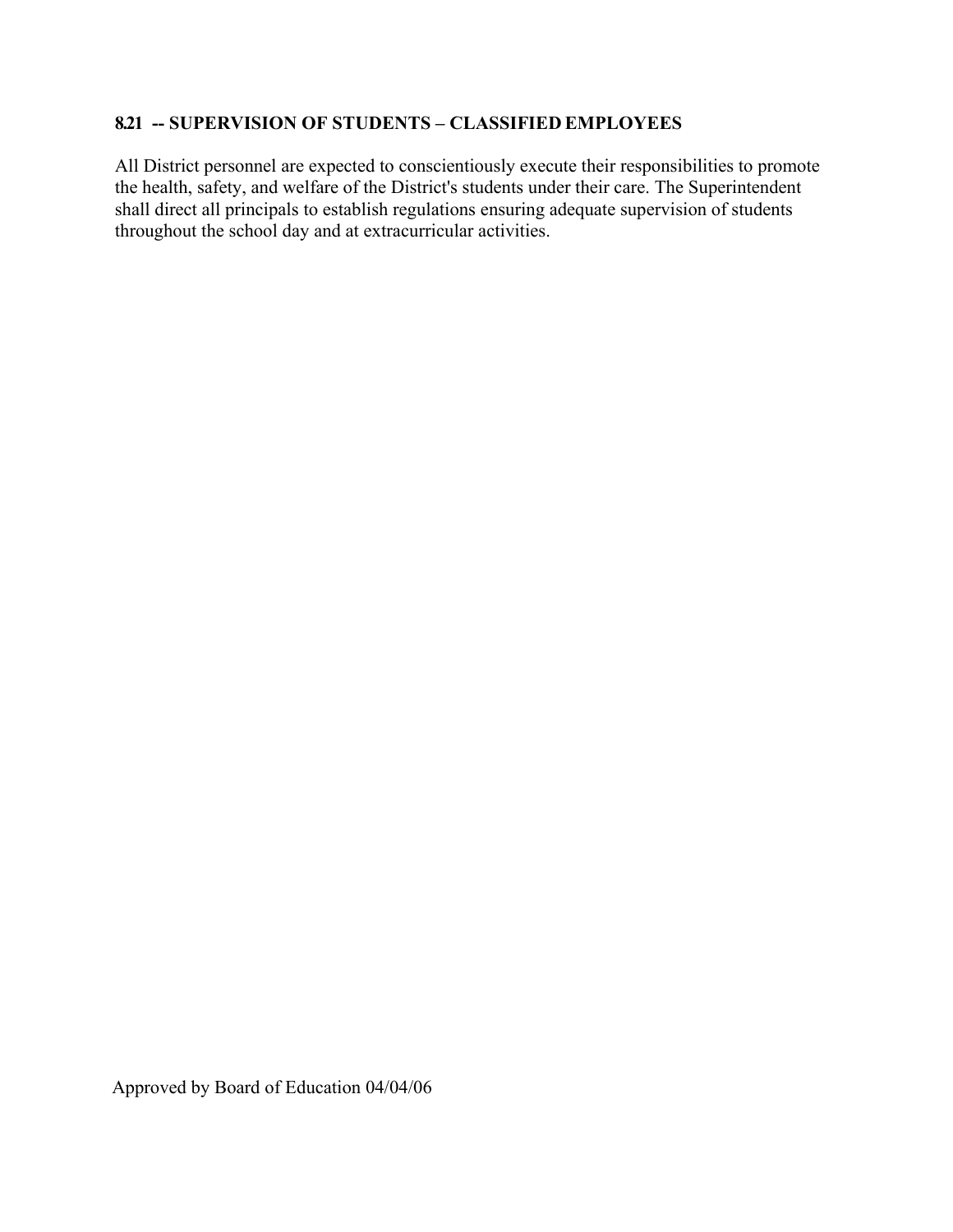### 8.21 -- SUPERVISION OF STUDENTS – CLASSIFIED EMPLOYEES

All District personnel are expected to conscientiously execute their responsibilities to promote the health, safety, and welfare of the District's students under their care. The Superintendent shall direct all principals to establish regulations ensuring adequate supervision of students throughout the school day and at extracurricular activities.

Approved by Board of Education 04/04/06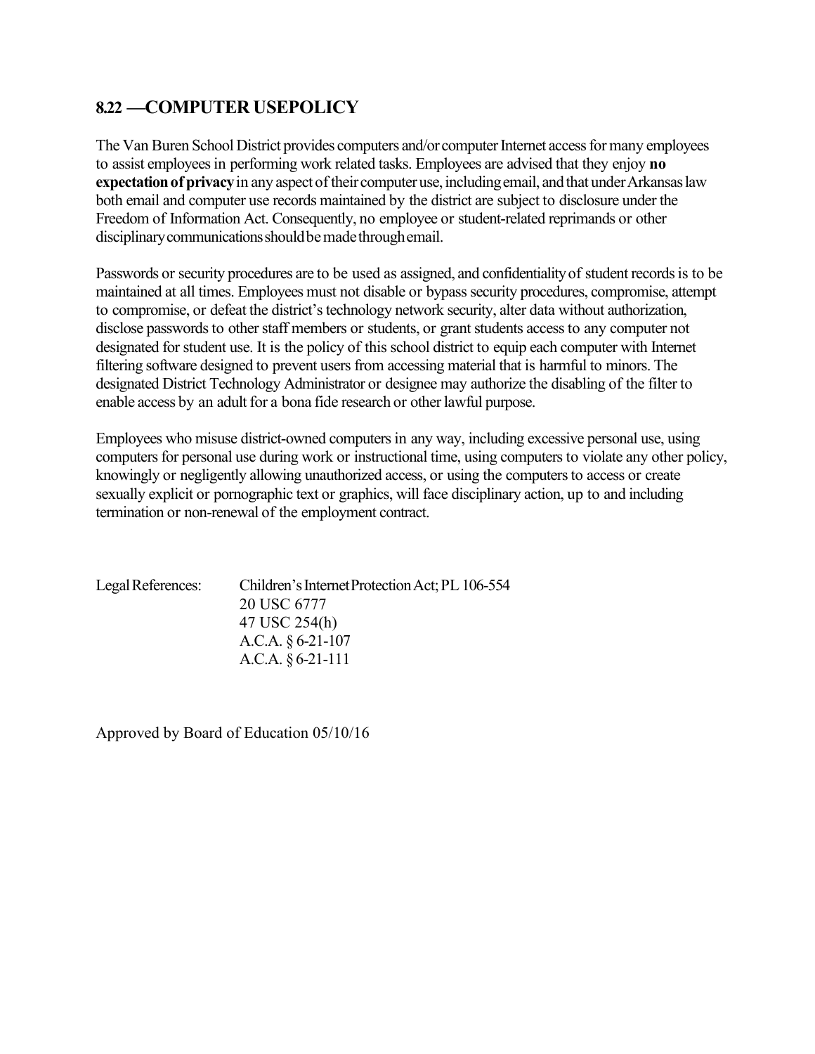## 8.22 —COMPUTER USEPOLICY

The Van Buren School District provides computers and/or computer Internet access for many employees to assist employees in performing work related tasks. Employees are advised that they enjoy **no expectation of privacy** in any aspect of their computer use, including email, and that under Arkansas law both email and computer use records maintained by the district are subject to disclosure under the Freedom of Information Act. Consequently, no employee or student-related reprimands or other disciplinary communications should be made through email.

Passwords or security procedures are to be used as assigned, and confidentiality of student records is to be maintained at all times. Employees must not disable or bypass security procedures, compromise, attempt to compromise, or defeat the district's technology network security, alter data without authorization, disclose passwords to other staff members or students, or grant students access to any computer not designated for student use. It is the policy of this school district to equip each computer with Internet filtering software designed to prevent users from accessing material that is harmful to minors. The designated District Technology Administrator or designee may authorize the disabling of the filter to enable access by an adult for a bona fide research or other lawful purpose.

Employees who misuse district-owned computers in any way, including excessive personal use, using computers for personal use during work or instructional time, using computers to violate any other policy, knowingly or negligently allowing unauthorized access, or using the computers to access or create sexually explicit or pornographic text or graphics, will face disciplinary action, up to and including termination or non-renewal of the employment contract.

Legal References: Children's Internet Protection Act; PL 106-554
20 USC 6777
47 USC 254(h)
A.C.A. § 6-21-107
A.C.A. § 6-21-111

Approved by Board of Education 05/10/16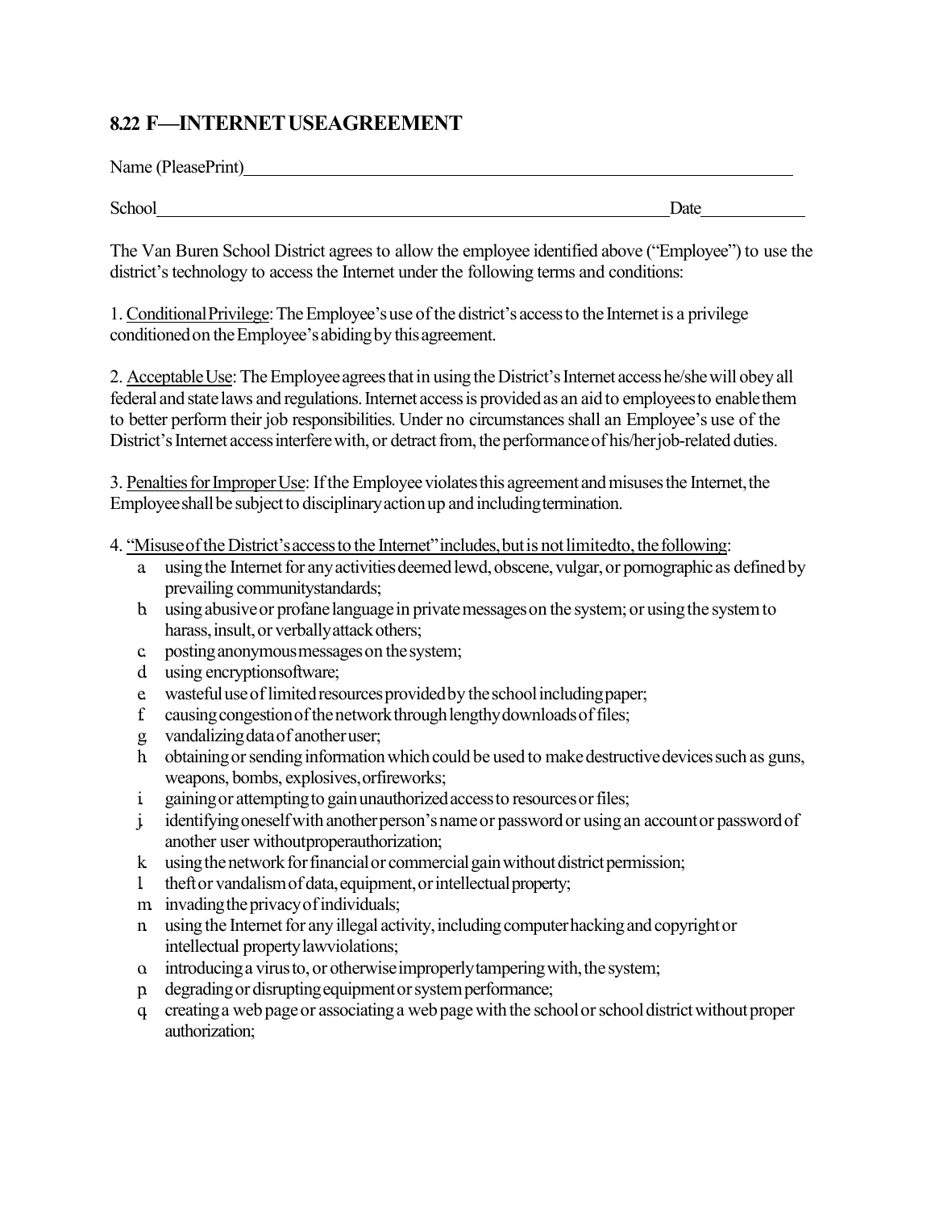## 8.22 F—INTERNET USE AGREEMENT

Name (Please Print)_______________________________________________________________

School___________________________________________________________Date____________

The Van Buren School District agrees to allow the employee identified above ("Employee") to use the district's technology to access the Internet under the following terms and conditions:

1. Conditional Privilege: The Employee's use of the district's access to the Internet is a privilege conditioned on the Employee's abiding by this agreement.

2. Acceptable Use: The Employee agrees that in using the District's Internet access he/she will obey all federal and state laws and regulations. Internet access is provided as an aid to employees to enable them to better perform their job responsibilities. Under no circumstances shall an Employee's use of the District's Internet access interfere with, or detract from, the performance of his/her job-related duties.

3. Penalties for Improper Use: If the Employee violates this agreement and misuses the Internet, the Employee shall be subject to disciplinary action up and including termination.

4. "Misuse of the District's access to the Internet" includes, but is not limited to, the following:

   a. using the Internet for any activities deemed lewd, obscene, vulgar, or pornographic as defined by prevailing community standards;
   b. using abusive or profane language in private messages on the system; or using the system to harass, insult, or verbally attack others;
   c. posting anonymous messages on the system;
   d. using encryption software;
   e. wasteful use of limited resources provided by the school including paper;
   f. causing congestion of the network through lengthy downloads of files;
   g. vandalizing data of another user;
   h. obtaining or sending information which could be used to make destructive devices such as guns, weapons, bombs, explosives, or fireworks;
   i. gaining or attempting to gain unauthorized access to resources or files;
   j. identifying oneself with another person's name or password or using an account or password of another user without proper authorization;
   k. using the network for financial or commercial gain without district permission;
   l. theft or vandalism of data, equipment, or intellectual property;
   m. invading the privacy of individuals;
   n. using the Internet for any illegal activity, including computer hacking and copyright or intellectual property law violations;
   o. introducing a virus to, or otherwise improperly tampering with, the system;
   p. degrading or disrupting equipment or system performance;
   q. creating a web page or associating a web page with the school or school district without proper authorization;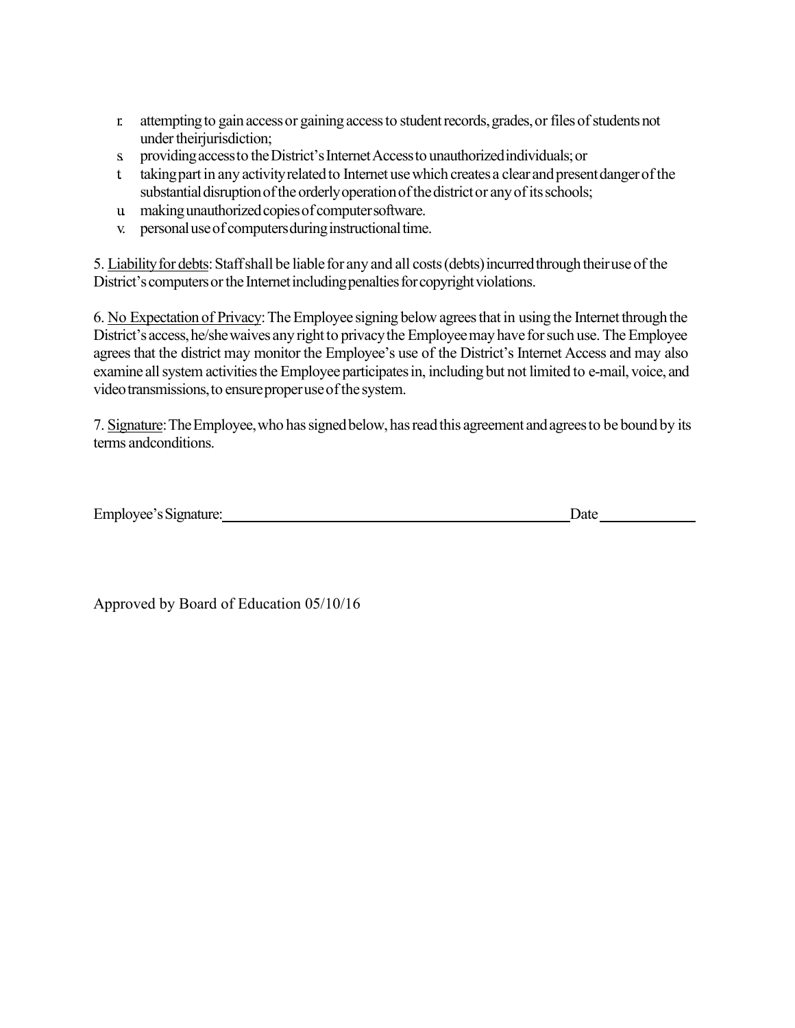r. attempting to gain access or gaining access to student records, grades, or files of students not under their jurisdiction;
s. providing access to the District's Internet Access to unauthorized individuals; or
t. taking part in any activity related to Internet use which creates a clear and present danger of the substantial disruption of the orderly operation of the district or any of its schools;
u. making unauthorized copies of computer software.
v. personal use of computers during instructional time.

5. Liability for debts: Staff shall be liable for any and all costs (debts) incurred through their use of the District's computers or the Internet including penalties for copyright violations.

6. No Expectation of Privacy: The Employee signing below agrees that in using the Internet through the District's access, he/she waives any right to privacy the Employee may have for such use. The Employee agrees that the district may monitor the Employee's use of the District's Internet Access and may also examine all system activities the Employee participates in, including but not limited to e-mail, voice, and video transmissions, to ensure proper use of the system.

7. Signature: The Employee, who has signed below, has read this agreement and agrees to be bound by its terms and conditions.

Employee's Signature:______________________________________ Date __________

Approved by Board of Education 05/10/16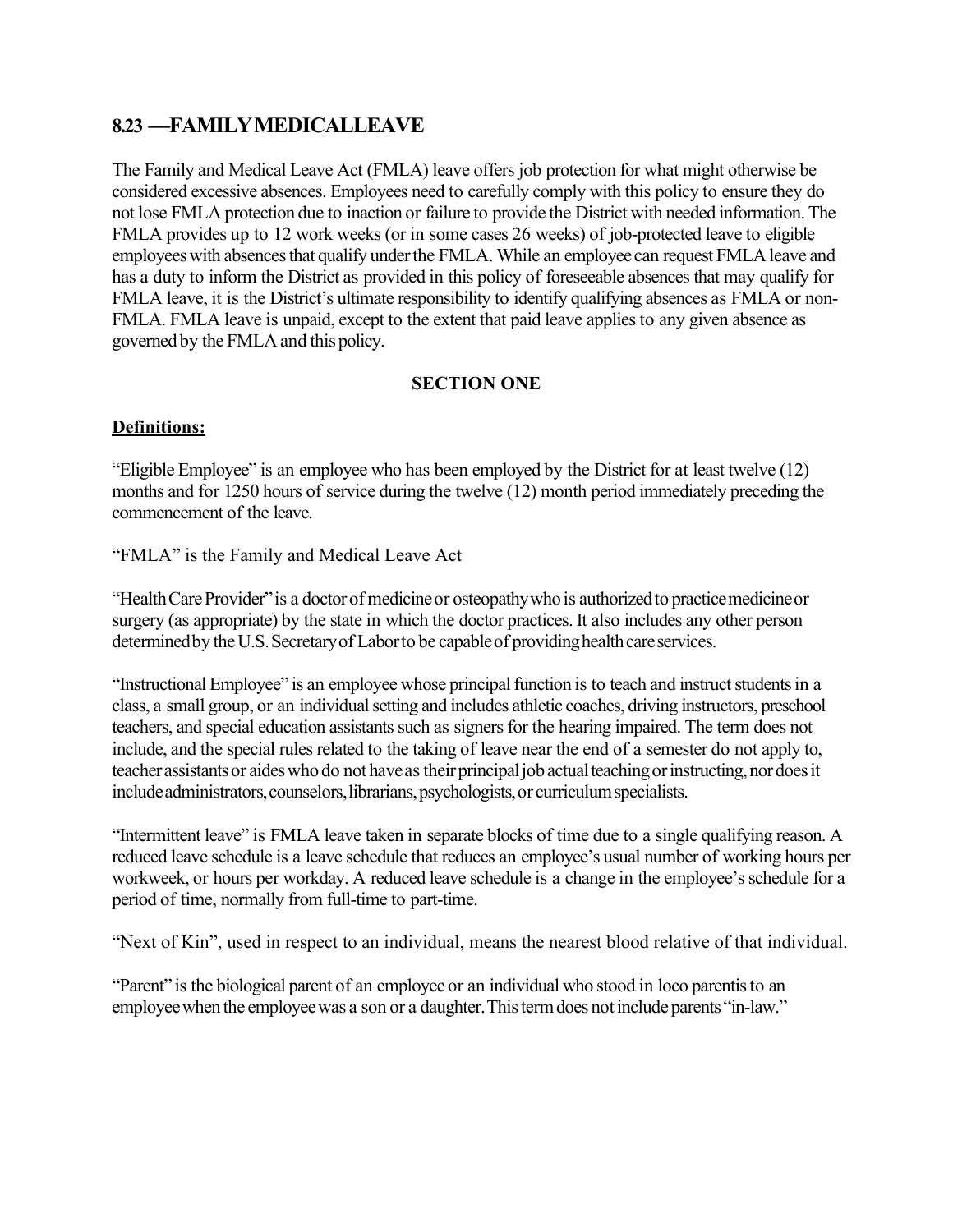## 8.23 —FAMILY MEDICAL LEAVE

The Family and Medical Leave Act (FMLA) leave offers job protection for what might otherwise be considered excessive absences. Employees need to carefully comply with this policy to ensure they do not lose FMLA protection due to inaction or failure to provide the District with needed information. The FMLA provides up to 12 work weeks (or in some cases 26 weeks) of job-protected leave to eligible employees with absences that qualify under the FMLA. While an employee can request FMLA leave and has a duty to inform the District as provided in this policy of foreseeable absences that may qualify for FMLA leave, it is the District's ultimate responsibility to identify qualifying absences as FMLA or non-FMLA. FMLA leave is unpaid, except to the extent that paid leave applies to any given absence as governed by the FMLA and this policy.

### SECTION ONE

**Definitions:**

"Eligible Employee" is an employee who has been employed by the District for at least twelve (12) months and for 1250 hours of service during the twelve (12) month period immediately preceding the commencement of the leave.

"FMLA" is the Family and Medical Leave Act

"Health Care Provider" is a doctor of medicine or osteopathy who is authorized to practice medicine or surgery (as appropriate) by the state in which the doctor practices. It also includes any other person determined by the U.S. Secretary of Labor to be capable of providing health care services.

"Instructional Employee" is an employee whose principal function is to teach and instruct students in a class, a small group, or an individual setting and includes athletic coaches, driving instructors, preschool teachers, and special education assistants such as signers for the hearing impaired. The term does not include, and the special rules related to the taking of leave near the end of a semester do not apply to, teacher assistants or aides who do not have as their principal job actual teaching or instructing, nor does it include administrators, counselors, librarians, psychologists, or curriculum specialists.

"Intermittent leave" is FMLA leave taken in separate blocks of time due to a single qualifying reason. A reduced leave schedule is a leave schedule that reduces an employee's usual number of working hours per workweek, or hours per workday. A reduced leave schedule is a change in the employee's schedule for a period of time, normally from full-time to part-time.

"Next of Kin", used in respect to an individual, means the nearest blood relative of that individual.

"Parent" is the biological parent of an employee or an individual who stood in loco parentis to an employee when the employee was a son or a daughter. This term does not include parents "in-law."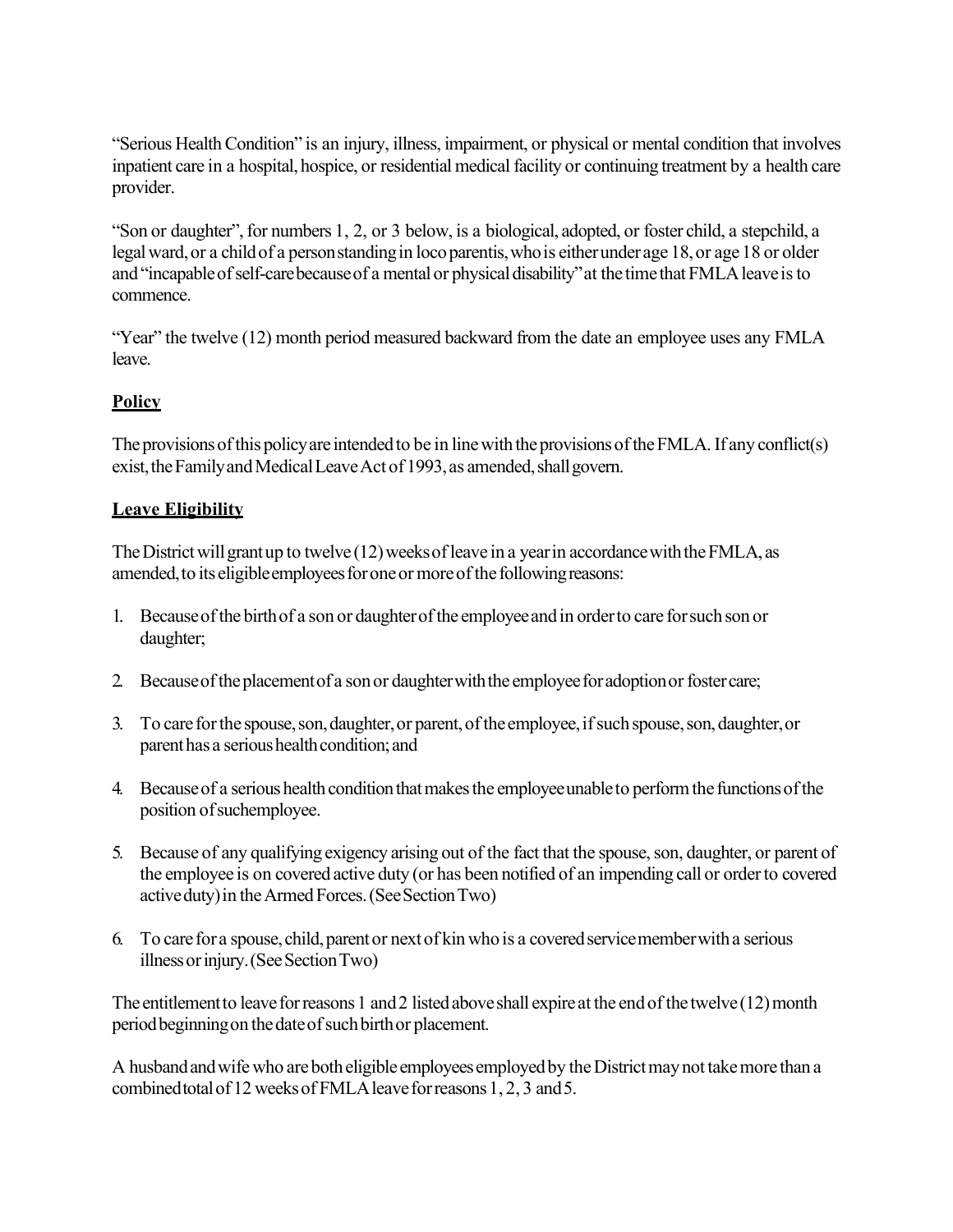"Serious Health Condition" is an injury, illness, impairment, or physical or mental condition that involves inpatient care in a hospital, hospice, or residential medical facility or continuing treatment by a health care provider.

"Son or daughter", for numbers 1, 2, or 3 below, is a biological, adopted, or foster child, a stepchild, a legal ward, or a child of a person standing in loco parentis, who is either under age 18, or age 18 or older and "incapable of self-care because of a mental or physical disability" at the time that FMLA leave is to commence.

"Year" the twelve (12) month period measured backward from the date an employee uses any FMLA leave.

**Policy**

The provisions of this policy are intended to be in line with the provisions of the FMLA. If any conflict(s) exist, the Family and Medical Leave Act of 1993, as amended, shall govern.

**Leave Eligibility**

The District will grant up to twelve (12) weeks of leave in a year in accordance with the FMLA, as amended, to its eligible employees for one or more of the following reasons:

1. Because of the birth of a son or daughter of the employee and in order to care for such son or daughter;

2. Because of the placement of a son or daughter with the employee for adoption or foster care;

3. To care for the spouse, son, daughter, or parent, of the employee, if such spouse, son, daughter, or parent has a serious health condition; and

4. Because of a serious health condition that makes the employee unable to perform the functions of the position of such employee.

5. Because of any qualifying exigency arising out of the fact that the spouse, son, daughter, or parent of the employee is on covered active duty (or has been notified of an impending call or order to covered active duty) in the Armed Forces. (See Section Two)

6. To care for a spouse, child, parent or next of kin who is a covered servicemember with a serious illness or injury. (See Section Two)

The entitlement to leave for reasons 1 and 2 listed above shall expire at the end of the twelve (12) month period beginning on the date of such birth or placement.

A husband and wife who are both eligible employees employed by the District may not take more than a combined total of 12 weeks of FMLA leave for reasons 1, 2, 3 and 5.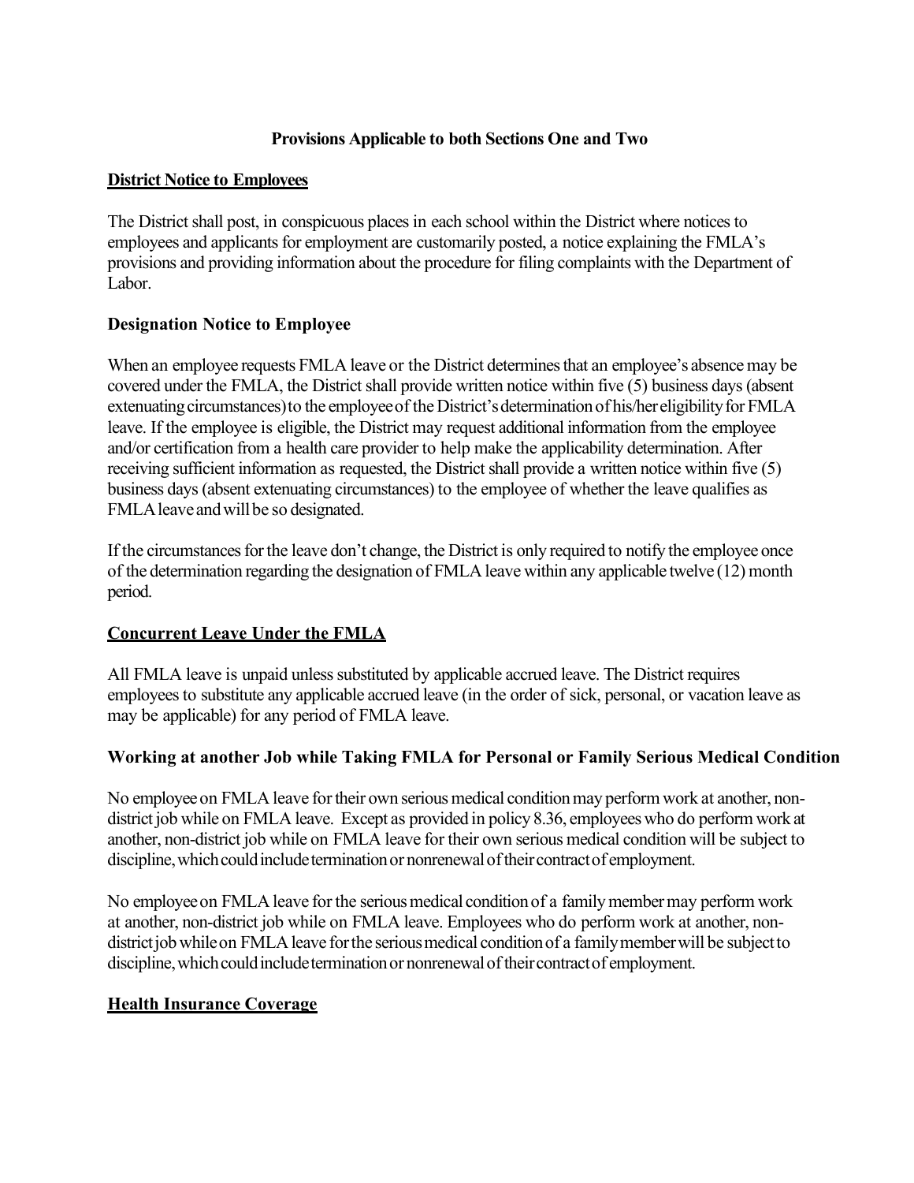**Provisions Applicable to both Sections One and Two**

**District Notice to Employees**

The District shall post, in conspicuous places in each school within the District where notices to employees and applicants for employment are customarily posted, a notice explaining the FMLA's provisions and providing information about the procedure for filing complaints with the Department of Labor.

**Designation Notice to Employee**

When an employee requests FMLA leave or the District determines that an employee's absence may be covered under the FMLA, the District shall provide written notice within five (5) business days (absent extenuating circumstances) to the employee of the District's determination of his/her eligibility for FMLA leave. If the employee is eligible, the District may request additional information from the employee and/or certification from a health care provider to help make the applicability determination. After receiving sufficient information as requested, the District shall provide a written notice within five (5) business days (absent extenuating circumstances) to the employee of whether the leave qualifies as FMLA leave and will be so designated.

If the circumstances for the leave don't change, the District is only required to notify the employee once of the determination regarding the designation of FMLA leave within any applicable twelve (12) month period.

**Concurrent Leave Under the FMLA**

All FMLA leave is unpaid unless substituted by applicable accrued leave. The District requires employees to substitute any applicable accrued leave (in the order of sick, personal, or vacation leave as may be applicable) for any period of FMLA leave.

**Working at another Job while Taking FMLA for Personal or Family Serious Medical Condition**

No employee on FMLA leave for their own serious medical condition may perform work at another, non-district job while on FMLA leave. Except as provided in policy 8.36, employees who do perform work at another, non-district job while on FMLA leave for their own serious medical condition will be subject to discipline, which could include termination or nonrenewal of their contract of employment.

No employee on FMLA leave for the serious medical condition of a family member may perform work at another, non-district job while on FMLA leave. Employees who do perform work at another, non-district job while on FMLA leave for the serious medical condition of a family member will be subject to discipline, which could include termination or nonrenewal of their contract of employment.

**Health Insurance Coverage**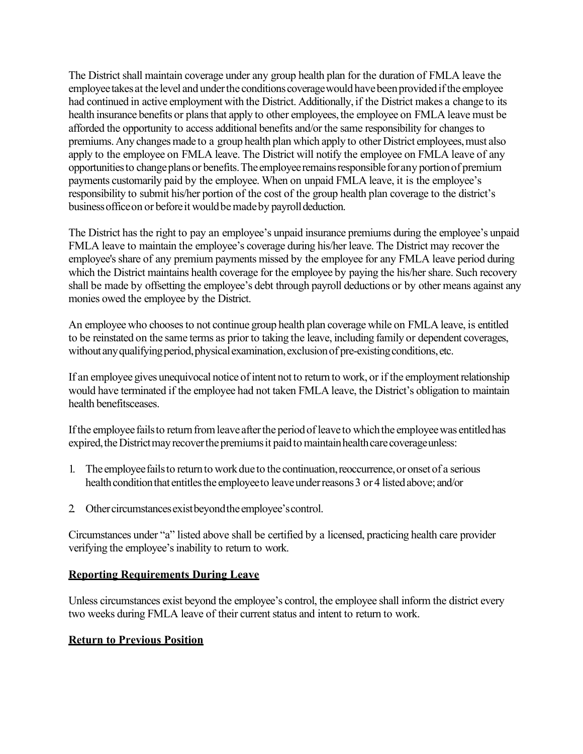The District shall maintain coverage under any group health plan for the duration of FMLA leave the employee takes at the level and under the conditions coverage would have been provided if the employee had continued in active employment with the District. Additionally, if the District makes a change to its health insurance benefits or plans that apply to other employees, the employee on FMLA leave must be afforded the opportunity to access additional benefits and/or the same responsibility for changes to premiums. Any changes made to a group health plan which apply to other District employees, must also apply to the employee on FMLA leave. The District will notify the employee on FMLA leave of any opportunities to change plans or benefits. The employee remains responsible for any portion of premium payments customarily paid by the employee. When on unpaid FMLA leave, it is the employee's responsibility to submit his/her portion of the cost of the group health plan coverage to the district's business office on or before it would be made by payroll deduction.

The District has the right to pay an employee's unpaid insurance premiums during the employee's unpaid FMLA leave to maintain the employee's coverage during his/her leave. The District may recover the employee's share of any premium payments missed by the employee for any FMLA leave period during which the District maintains health coverage for the employee by paying the his/her share. Such recovery shall be made by offsetting the employee's debt through payroll deductions or by other means against any monies owed the employee by the District.

An employee who chooses to not continue group health plan coverage while on FMLA leave, is entitled to be reinstated on the same terms as prior to taking the leave, including family or dependent coverages, without any qualifying period, physical examination, exclusion of pre-existing conditions, etc.

If an employee gives unequivocal notice of intent not to return to work, or if the employment relationship would have terminated if the employee had not taken FMLA leave, the District's obligation to maintain health benefitsceases.

If the employee fails to return from leave after the period of leave to which the employee was entitled has expired, the District may recover the premiums it paid to maintain health care coverage unless:

1. The employee fails to return to work due to the continuation, reoccurrence, or onset of a serious health condition that entitles the employee to leave under reasons 3 or 4 listed above; and/or

2. Other circumstances exist beyond the employee's control.

Circumstances under "a" listed above shall be certified by a licensed, practicing health care provider verifying the employee's inability to return to work.

**Reporting Requirements During Leave**

Unless circumstances exist beyond the employee's control, the employee shall inform the district every two weeks during FMLA leave of their current status and intent to return to work.

**Return to Previous Position**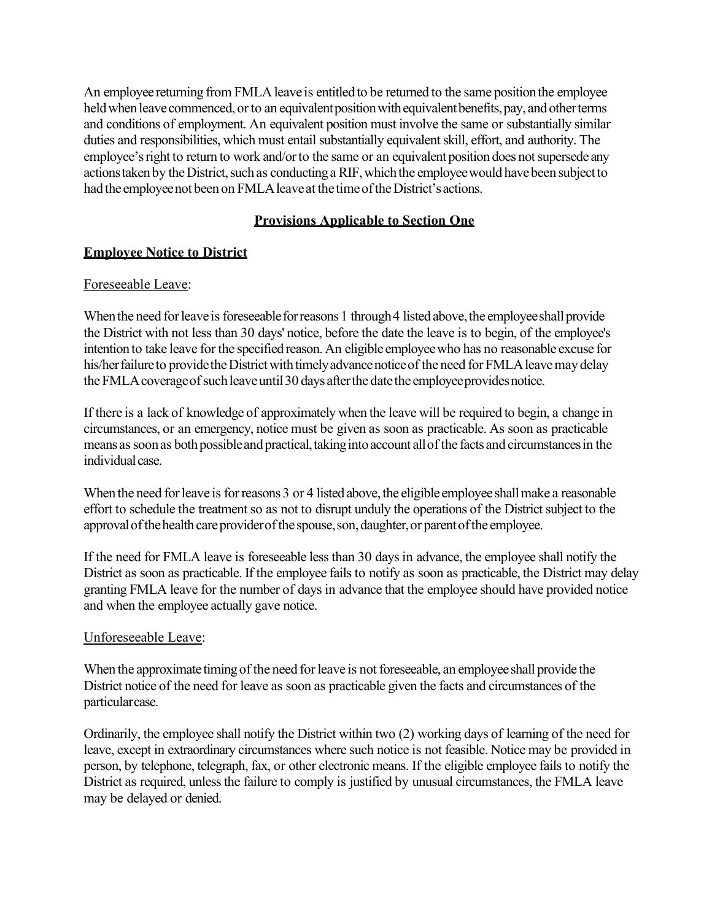An employee returning from FMLA leave is entitled to be returned to the same position the employee held when leave commenced, or to an equivalent position with equivalent benefits, pay, and other terms and conditions of employment. An equivalent position must involve the same or substantially similar duties and responsibilities, which must entail substantially equivalent skill, effort, and authority. The employee's right to return to work and/or to the same or an equivalent position does not supersede any actions taken by the District, such as conducting a RIF, which the employee would have been subject to had the employee not been on FMLA leave at the time of the District's actions.

## **Provisions Applicable to Section One**

### **Employee Notice to District**

Foreseeable Leave:

When the need for leave is foreseeable for reasons 1 through 4 listed above, the employee shall provide the District with not less than 30 days' notice, before the date the leave is to begin, of the employee's intention to take leave for the specified reason. An eligible employee who has no reasonable excuse for his/her failure to provide the District with timely advance notice of the need for FMLA leave may delay the FMLA coverage of such leave until 30 days after the date the employee provides notice.

If there is a lack of knowledge of approximately when the leave will be required to begin, a change in circumstances, or an emergency, notice must be given as soon as practicable. As soon as practicable means as soon as both possible and practical, taking into account all of the facts and circumstances in the individual case.

When the need for leave is for reasons 3 or 4 listed above, the eligible employee shall make a reasonable effort to schedule the treatment so as not to disrupt unduly the operations of the District subject to the approval of the health care provider of the spouse, son, daughter, or parent of the employee.

If the need for FMLA leave is foreseeable less than 30 days in advance, the employee shall notify the District as soon as practicable. If the employee fails to notify as soon as practicable, the District may delay granting FMLA leave for the number of days in advance that the employee should have provided notice and when the employee actually gave notice.

Unforeseeable Leave:

When the approximate timing of the need for leave is not foreseeable, an employee shall provide the District notice of the need for leave as soon as practicable given the facts and circumstances of the particular case.

Ordinarily, the employee shall notify the District within two (2) working days of learning of the need for leave, except in extraordinary circumstances where such notice is not feasible. Notice may be provided in person, by telephone, telegraph, fax, or other electronic means. If the eligible employee fails to notify the District as required, unless the failure to comply is justified by unusual circumstances, the FMLA leave may be delayed or denied.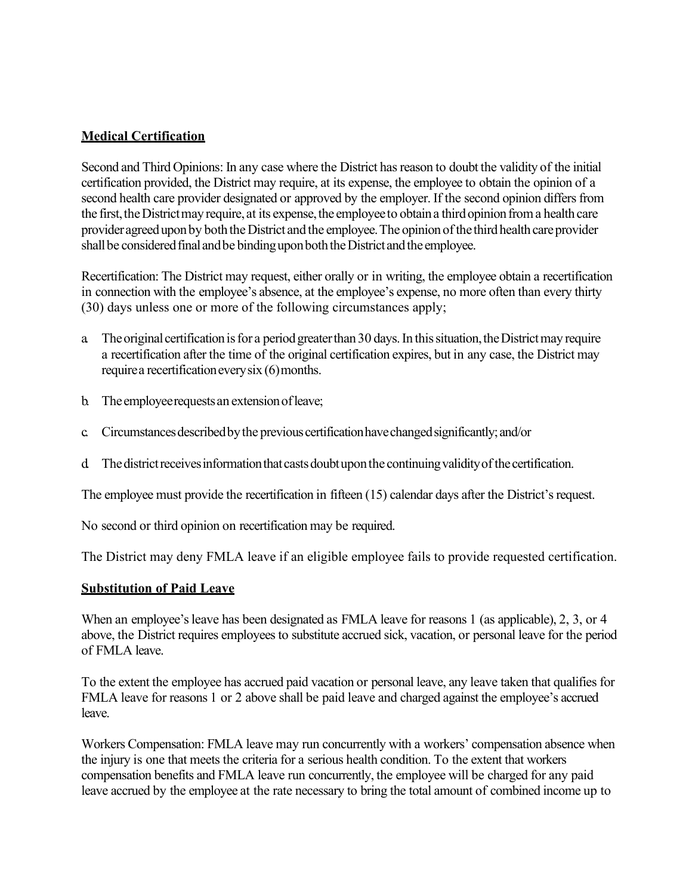**Medical Certification**

Second and Third Opinions: In any case where the District has reason to doubt the validity of the initial certification provided, the District may require, at its expense, the employee to obtain the opinion of a second health care provider designated or approved by the employer. If the second opinion differs from the first, the District may require, at its expense, the employee to obtain a third opinion from a health care provider agreed upon by both the District and the employee. The opinion of the third health care provider shall be considered final and be binding upon both the District and the employee.

Recertification: The District may request, either orally or in writing, the employee obtain a recertification in connection with the employee's absence, at the employee's expense, no more often than every thirty (30) days unless one or more of the following circumstances apply;

a. The original certification is for a period greater than 30 days. In this situation, the District may require a recertification after the time of the original certification expires, but in any case, the District may require a recertification every six (6) months.

b. The employee requests an extension of leave;

c. Circumstances described by the previous certification have changed significantly; and/or

d. The district receives information that casts doubt upon the continuing validity of the certification.

The employee must provide the recertification in fifteen (15) calendar days after the District's request.

No second or third opinion on recertification may be required.

The District may deny FMLA leave if an eligible employee fails to provide requested certification.

**Substitution of Paid Leave**

When an employee's leave has been designated as FMLA leave for reasons 1 (as applicable), 2, 3, or 4 above, the District requires employees to substitute accrued sick, vacation, or personal leave for the period of FMLA leave.

To the extent the employee has accrued paid vacation or personal leave, any leave taken that qualifies for FMLA leave for reasons 1 or 2 above shall be paid leave and charged against the employee's accrued leave.

Workers Compensation: FMLA leave may run concurrently with a workers' compensation absence when the injury is one that meets the criteria for a serious health condition. To the extent that workers compensation benefits and FMLA leave run concurrently, the employee will be charged for any paid leave accrued by the employee at the rate necessary to bring the total amount of combined income up to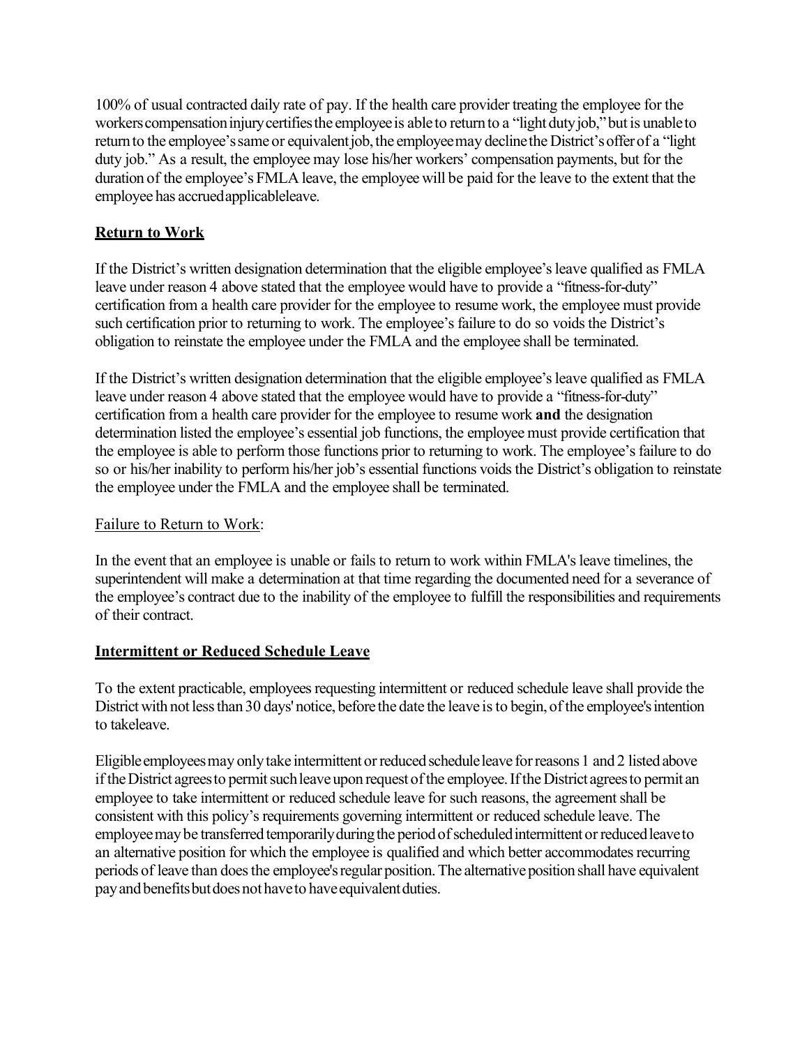100% of usual contracted daily rate of pay. If the health care provider treating the employee for the workers compensation injury certifies the employee is able to return to a "light duty job," but is unable to return to the employee's same or equivalent job, the employee may decline the District's offer of a "light duty job." As a result, the employee may lose his/her workers' compensation payments, but for the duration of the employee's FMLA leave, the employee will be paid for the leave to the extent that the employee has accrued applicable leave.

## Return to Work

If the District's written designation determination that the eligible employee's leave qualified as FMLA leave under reason 4 above stated that the employee would have to provide a "fitness-for-duty" certification from a health care provider for the employee to resume work, the employee must provide such certification prior to returning to work. The employee's failure to do so voids the District's obligation to reinstate the employee under the FMLA and the employee shall be terminated.

If the District's written designation determination that the eligible employee's leave qualified as FMLA leave under reason 4 above stated that the employee would have to provide a "fitness-for-duty" certification from a health care provider for the employee to resume work **and** the designation determination listed the employee's essential job functions, the employee must provide certification that the employee is able to perform those functions prior to returning to work. The employee's failure to do so or his/her inability to perform his/her job's essential functions voids the District's obligation to reinstate the employee under the FMLA and the employee shall be terminated.

Failure to Return to Work:

In the event that an employee is unable or fails to return to work within FMLA's leave timelines, the superintendent will make a determination at that time regarding the documented need for a severance of the employee's contract due to the inability of the employee to fulfill the responsibilities and requirements of their contract.

## Intermittent or Reduced Schedule Leave

To the extent practicable, employees requesting intermittent or reduced schedule leave shall provide the District with not less than 30 days' notice, before the date the leave is to begin, of the employee's intention to take leave.

Eligible employees may only take intermittent or reduced schedule leave for reasons 1 and 2 listed above if the District agrees to permit such leave upon request of the employee. If the District agrees to permit an employee to take intermittent or reduced schedule leave for such reasons, the agreement shall be consistent with this policy's requirements governing intermittent or reduced schedule leave. The employee may be transferred temporarily during the period of scheduled intermittent or reduced leave to an alternative position for which the employee is qualified and which better accommodates recurring periods of leave than does the employee's regular position. The alternative position shall have equivalent pay and benefits but does not have to have equivalent duties.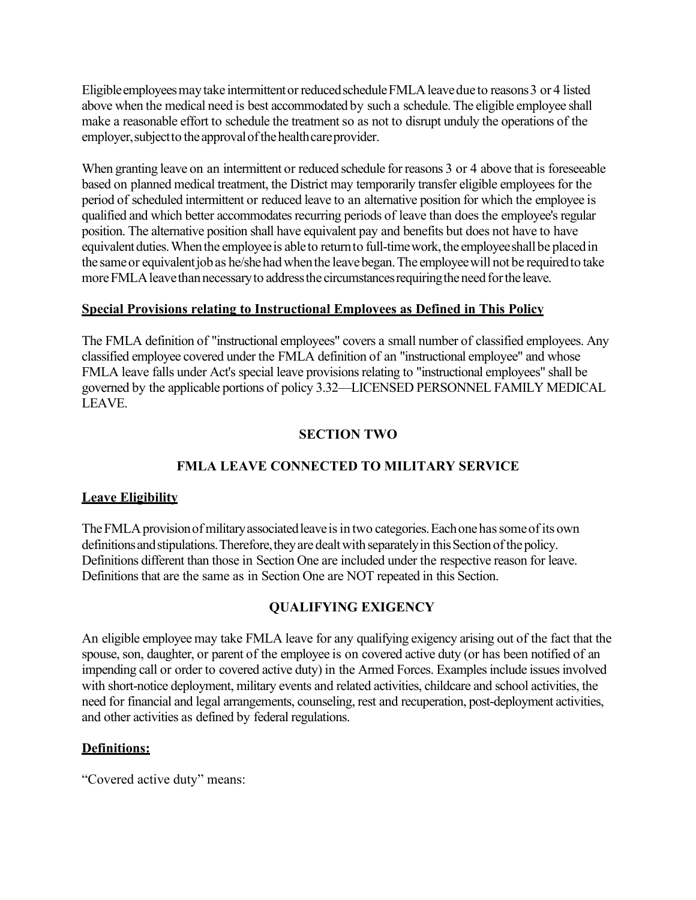Eligible employees may take intermittent or reduced schedule FMLA leave due to reasons 3 or 4 listed above when the medical need is best accommodated by such a schedule. The eligible employee shall make a reasonable effort to schedule the treatment so as not to disrupt unduly the operations of the employer, subject to the approval of the health care provider.

When granting leave on an intermittent or reduced schedule for reasons 3 or 4 above that is foreseeable based on planned medical treatment, the District may temporarily transfer eligible employees for the period of scheduled intermittent or reduced leave to an alternative position for which the employee is qualified and which better accommodates recurring periods of leave than does the employee's regular position. The alternative position shall have equivalent pay and benefits but does not have to have equivalent duties. When the employee is able to return to full-time work, the employee shall be placed in the same or equivalent job as he/she had when the leave began. The employee will not be required to take more FMLA leave than necessary to address the circumstances requiring the need for the leave.

**Special Provisions relating to Instructional Employees as Defined in This Policy**

The FMLA definition of "instructional employees" covers a small number of classified employees. Any classified employee covered under the FMLA definition of an "instructional employee" and whose FMLA leave falls under Act's special leave provisions relating to "instructional employees" shall be governed by the applicable portions of policy 3.32—LICENSED PERSONNEL FAMILY MEDICAL LEAVE.

## SECTION TWO

## FMLA LEAVE CONNECTED TO MILITARY SERVICE

**Leave Eligibility**

The FMLA provision of military associated leave is in two categories. Each one has some of its own definitions and stipulations. Therefore, they are dealt with separately in this Section of the policy. Definitions different than those in Section One are included under the respective reason for leave. Definitions that are the same as in Section One are NOT repeated in this Section.

## QUALIFYING EXIGENCY

An eligible employee may take FMLA leave for any qualifying exigency arising out of the fact that the spouse, son, daughter, or parent of the employee is on covered active duty (or has been notified of an impending call or order to covered active duty) in the Armed Forces. Examples include issues involved with short-notice deployment, military events and related activities, childcare and school activities, the need for financial and legal arrangements, counseling, rest and recuperation, post-deployment activities, and other activities as defined by federal regulations.

**Definitions:**

"Covered active duty" means: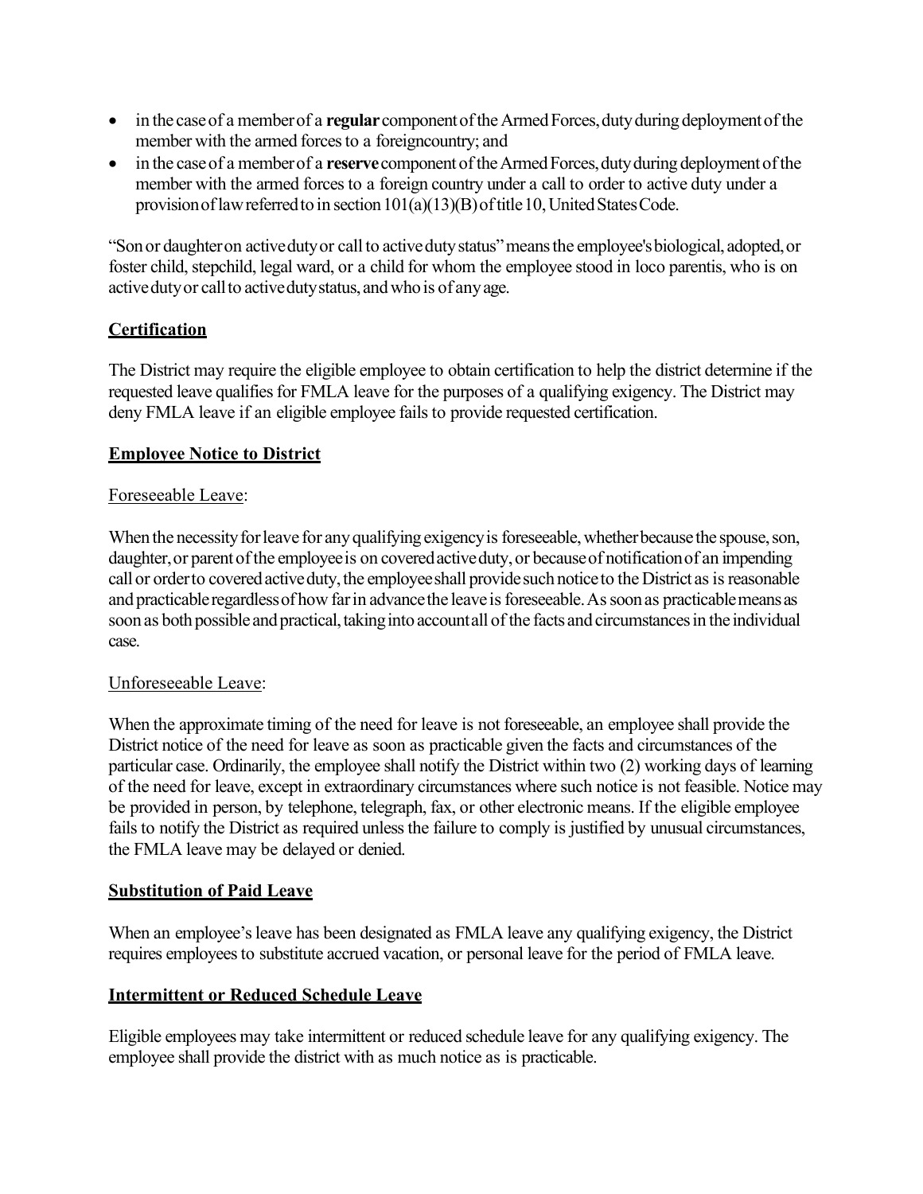- in the case of a member of a **regular** component of the Armed Forces, duty during deployment of the member with the armed forces to a foreigncountry; and
- in the case of a member of a **reserve** component of the Armed Forces, duty during deployment of the member with the armed forces to a foreign country under a call to order to active duty under a provision of law referred to in section 101(a)(13)(B) of title 10, United States Code.

"Son or daughter on active duty or call to active duty status" means the employee's biological, adopted, or foster child, stepchild, legal ward, or a child for whom the employee stood in loco parentis, who is on active duty or call to active duty status, and who is of any age.

**<u>Certification</u>**

The District may require the eligible employee to obtain certification to help the district determine if the requested leave qualifies for FMLA leave for the purposes of a qualifying exigency. The District may deny FMLA leave if an eligible employee fails to provide requested certification.

**<u>Employee Notice to District</u>**

<u>Foreseeable Leave</u>:

When the necessity for leave for any qualifying exigency is foreseeable, whether because the spouse, son, daughter, or parent of the employee is on covered active duty, or because of notification of an impending call or order to covered active duty, the employee shall provide such notice to the District as is reasonable and practicable regardless of how far in advance the leave is foreseeable. As soon as practicable means as soon as both possible and practical, taking into account all of the facts and circumstances in the individual case.

<u>Unforeseeable Leave</u>:

When the approximate timing of the need for leave is not foreseeable, an employee shall provide the District notice of the need for leave as soon as practicable given the facts and circumstances of the particular case. Ordinarily, the employee shall notify the District within two (2) working days of learning of the need for leave, except in extraordinary circumstances where such notice is not feasible. Notice may be provided in person, by telephone, telegraph, fax, or other electronic means. If the eligible employee fails to notify the District as required unless the failure to comply is justified by unusual circumstances, the FMLA leave may be delayed or denied.

**<u>Substitution of Paid Leave</u>**

When an employee's leave has been designated as FMLA leave any qualifying exigency, the District requires employees to substitute accrued vacation, or personal leave for the period of FMLA leave.

**<u>Intermittent or Reduced Schedule Leave</u>**

Eligible employees may take intermittent or reduced schedule leave for any qualifying exigency. The employee shall provide the district with as much notice as is practicable.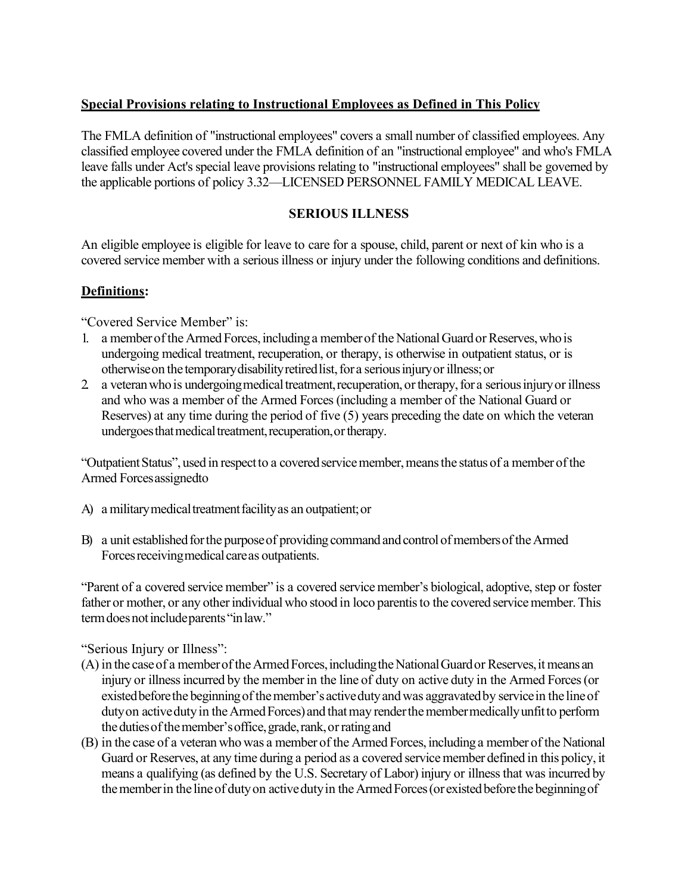**Special Provisions relating to Instructional Employees as Defined in This Policy**

The FMLA definition of "instructional employees" covers a small number of classified employees. Any classified employee covered under the FMLA definition of an "instructional employee" and who's FMLA leave falls under Act's special leave provisions relating to "instructional employees" shall be governed by the applicable portions of policy 3.32—LICENSED PERSONNEL FAMILY MEDICAL LEAVE.

**SERIOUS ILLNESS**

An eligible employee is eligible for leave to care for a spouse, child, parent or next of kin who is a covered service member with a serious illness or injury under the following conditions and definitions.

**Definitions:**

"Covered Service Member" is:

1. a member of the Armed Forces, including a member of the National Guard or Reserves, who is undergoing medical treatment, recuperation, or therapy, is otherwise in outpatient status, or is otherwise on the temporary disability retired list, for a serious injury or illness; or
2. a veteran who is undergoing medical treatment, recuperation, or therapy, for a serious injury or illness and who was a member of the Armed Forces (including a member of the National Guard or Reserves) at any time during the period of five (5) years preceding the date on which the veteran undergoes that medical treatment, recuperation, or therapy.

"Outpatient Status", used in respect to a covered service member, means the status of a member of the Armed Forces assignedto

A) a military medical treatment facility as an outpatient; or

B) a unit established for the purpose of providing command and control of members of the Armed Forces receiving medical care as outpatients.

"Parent of a covered service member" is a covered service member's biological, adoptive, step or foster father or mother, or any other individual who stood in loco parentis to the covered service member. This term does not include parents "in law."

"Serious Injury or Illness":

(A) in the case of a member of the Armed Forces, including the National Guard or Reserves, it means an injury or illness incurred by the member in the line of duty on active duty in the Armed Forces (or existed before the beginning of the member's active duty and was aggravated by service in the line of duty on active duty in the Armed Forces) and that may render the member medically unfit to perform the duties of the member's office, grade, rank, or rating and

(B) in the case of a veteran who was a member of the Armed Forces, including a member of the National Guard or Reserves, at any time during a period as a covered service member defined in this policy, it means a qualifying (as defined by the U.S. Secretary of Labor) injury or illness that was incurred by the member in the line of duty on active duty in the Armed Forces (or existed before the beginning of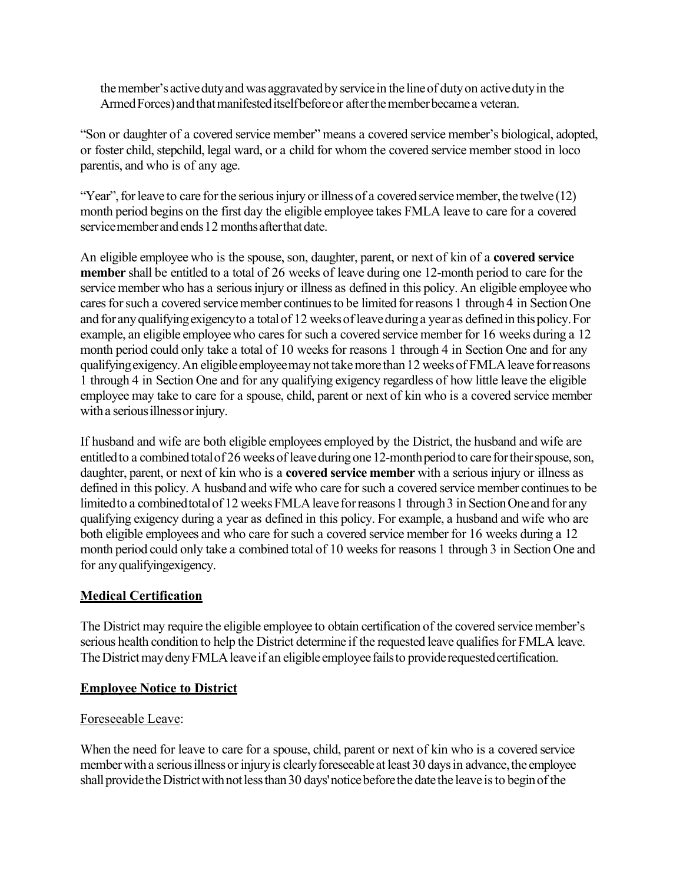the member's active duty and was aggravated by service in the line of duty on active duty in the Armed Forces) and that manifested itself before or after the member became a veteran.

"Son or daughter of a covered service member" means a covered service member's biological, adopted, or foster child, stepchild, legal ward, or a child for whom the covered service member stood in loco parentis, and who is of any age.

"Year", for leave to care for the serious injury or illness of a covered service member, the twelve (12) month period begins on the first day the eligible employee takes FMLA leave to care for a covered service member and ends 12 months after that date.

An eligible employee who is the spouse, son, daughter, parent, or next of kin of a **covered service member** shall be entitled to a total of 26 weeks of leave during one 12-month period to care for the service member who has a serious injury or illness as defined in this policy. An eligible employee who cares for such a covered service member continues to be limited for reasons 1 through 4 in Section One and for any qualifying exigency to a total of 12 weeks of leave during a year as defined in this policy. For example, an eligible employee who cares for such a covered service member for 16 weeks during a 12 month period could only take a total of 10 weeks for reasons 1 through 4 in Section One and for any qualifying exigency. An eligible employee may not take more than 12 weeks of FMLA leave for reasons 1 through 4 in Section One and for any qualifying exigency regardless of how little leave the eligible employee may take to care for a spouse, child, parent or next of kin who is a covered service member with a serious illness or injury.

If husband and wife are both eligible employees employed by the District, the husband and wife are entitled to a combined total of 26 weeks of leave during one 12-month period to care for their spouse, son, daughter, parent, or next of kin who is a **covered service member** with a serious injury or illness as defined in this policy. A husband and wife who care for such a covered service member continues to be limited to a combined total of 12 weeks FMLA leave for reasons 1 through 3 in Section One and for any qualifying exigency during a year as defined in this policy. For example, a husband and wife who are both eligible employees and who care for such a covered service member for 16 weeks during a 12 month period could only take a combined total of 10 weeks for reasons 1 through 3 in Section One and for any qualifyingexigency.

## Medical Certification

The District may require the eligible employee to obtain certification of the covered service member's serious health condition to help the District determine if the requested leave qualifies for FMLA leave. The District may deny FMLA leave if an eligible employee fails to provide requested certification.

## Employee Notice to District

Foreseeable Leave:

When the need for leave to care for a spouse, child, parent or next of kin who is a covered service member with a serious illness or injury is clearly foreseeable at least 30 days in advance, the employee shall provide the District with not less than 30 days' notice before the date the leave is to begin of the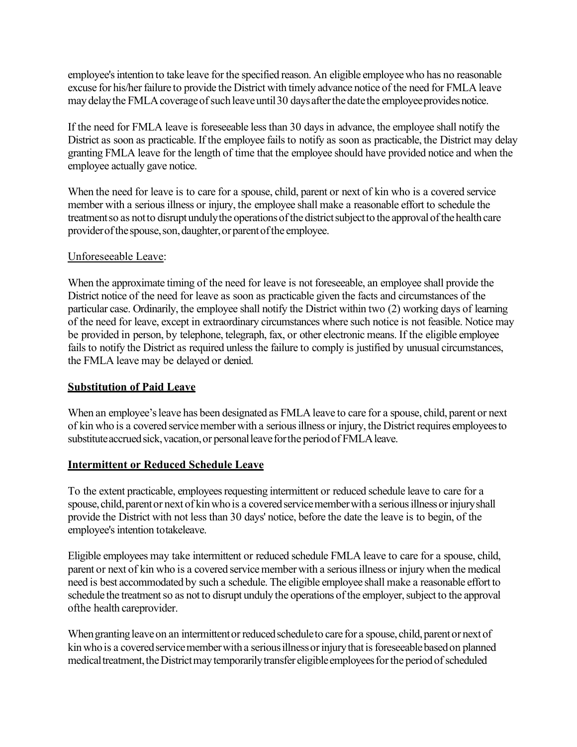employee's intention to take leave for the specified reason. An eligible employee who has no reasonable excuse for his/her failure to provide the District with timely advance notice of the need for FMLA leave may delay the FMLA coverage of such leave until 30 days after the date the employee provides notice.

If the need for FMLA leave is foreseeable less than 30 days in advance, the employee shall notify the District as soon as practicable. If the employee fails to notify as soon as practicable, the District may delay granting FMLA leave for the length of time that the employee should have provided notice and when the employee actually gave notice.

When the need for leave is to care for a spouse, child, parent or next of kin who is a covered service member with a serious illness or injury, the employee shall make a reasonable effort to schedule the treatment so as not to disrupt unduly the operations of the district subject to the approval of the health care provider of the spouse, son, daughter, or parent of the employee.

Unforeseeable Leave:

When the approximate timing of the need for leave is not foreseeable, an employee shall provide the District notice of the need for leave as soon as practicable given the facts and circumstances of the particular case. Ordinarily, the employee shall notify the District within two (2) working days of learning of the need for leave, except in extraordinary circumstances where such notice is not feasible. Notice may be provided in person, by telephone, telegraph, fax, or other electronic means. If the eligible employee fails to notify the District as required unless the failure to comply is justified by unusual circumstances, the FMLA leave may be delayed or denied.

**Substitution of Paid Leave**

When an employee's leave has been designated as FMLA leave to care for a spouse, child, parent or next of kin who is a covered service member with a serious illness or injury, the District requires employees to substitute accrued sick, vacation, or personal leave for the period of FMLA leave.

**Intermittent or Reduced Schedule Leave**

To the extent practicable, employees requesting intermittent or reduced schedule leave to care for a spouse, child, parent or next of kin who is a covered service member with a serious illness or injury shall provide the District with not less than 30 days' notice, before the date the leave is to begin, of the employee's intention to take leave.

Eligible employees may take intermittent or reduced schedule FMLA leave to care for a spouse, child, parent or next of kin who is a covered service member with a serious illness or injury when the medical need is best accommodated by such a schedule. The eligible employee shall make a reasonable effort to schedule the treatment so as not to disrupt unduly the operations of the employer, subject to the approval of the health care provider.

When granting leave on an intermittent or reduced schedule to care for a spouse, child, parent or next of kin who is a covered service member with a serious illness or injury that is foreseeable based on planned medical treatment, the District may temporarily transfer eligible employees for the period of scheduled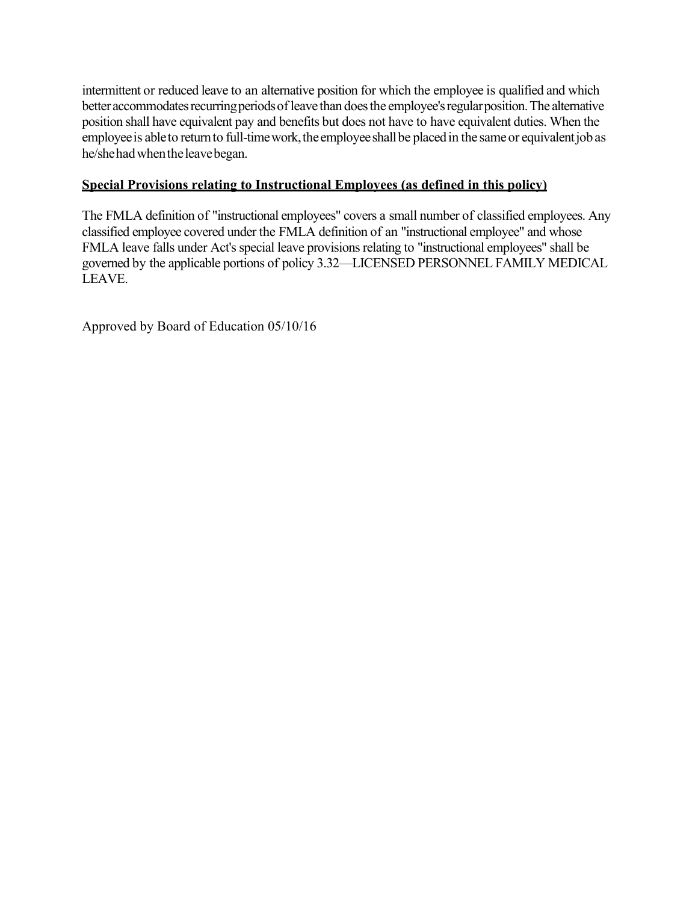intermittent or reduced leave to an alternative position for which the employee is qualified and which better accommodates recurring periods of leave than does the employee's regular position. The alternative position shall have equivalent pay and benefits but does not have to have equivalent duties. When the employee is able to return to full-time work, the employee shall be placed in the same or equivalent job as he/she had when the leave began.

**Special Provisions relating to Instructional Employees (as defined in this policy)**

The FMLA definition of "instructional employees" covers a small number of classified employees. Any classified employee covered under the FMLA definition of an "instructional employee" and whose FMLA leave falls under Act's special leave provisions relating to "instructional employees" shall be governed by the applicable portions of policy 3.32—LICENSED PERSONNEL FAMILY MEDICAL LEAVE.

Approved by Board of Education 05/10/16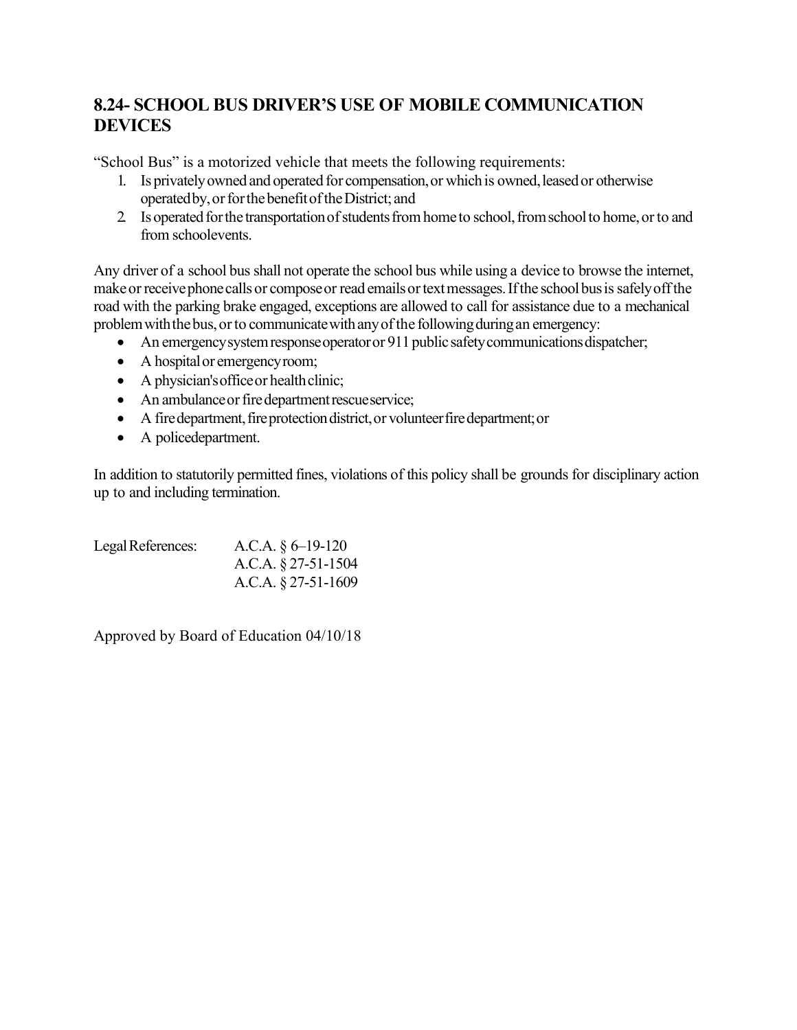## 8.24- SCHOOL BUS DRIVER'S USE OF MOBILE COMMUNICATION DEVICES

"School Bus" is a motorized vehicle that meets the following requirements:

1. Is privately owned and operated for compensation, or which is owned, leased or otherwise operated by, or for the benefit of the District; and
2. Is operated for the transportation of students from home to school, from school to home, or to and from school events.

Any driver of a school bus shall not operate the school bus while using a device to browse the internet, make or receive phone calls or compose or read emails or text messages. If the school bus is safely off the road with the parking brake engaged, exceptions are allowed to call for assistance due to a mechanical problem with the bus, or to communicate with any of the following during an emergency:

- An emergency system response operator or 911 public safety communications dispatcher;
- A hospital or emergency room;
- A physician's office or health clinic;
- An ambulance or fire department rescue service;
- A fire department, fire protection district, or volunteer fire department; or
- A police department.

In addition to statutorily permitted fines, violations of this policy shall be grounds for disciplinary action up to and including termination.

Legal References: A.C.A. § 6–19-120
A.C.A. § 27-51-1504
A.C.A. § 27-51-1609

Approved by Board of Education 04/10/18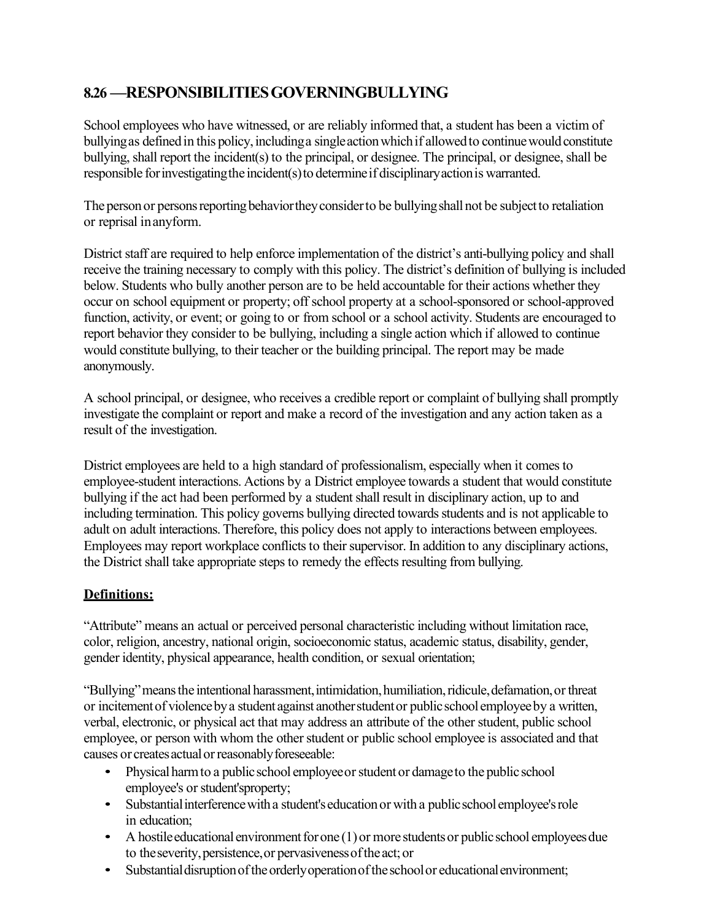## 8.26 —RESPONSIBILITIES GOVERNING BULLYING

School employees who have witnessed, or are reliably informed that, a student has been a victim of bullying as defined in this policy, including a single action which if allowed to continue would constitute bullying, shall report the incident(s) to the principal, or designee. The principal, or designee, shall be responsible for investigating the incident(s) to determine if disciplinary action is warranted.

The person or persons reporting behavior they consider to be bullying shall not be subject to retaliation or reprisal in any form.

District staff are required to help enforce implementation of the district's anti-bullying policy and shall receive the training necessary to comply with this policy. The district's definition of bullying is included below. Students who bully another person are to be held accountable for their actions whether they occur on school equipment or property; off school property at a school-sponsored or school-approved function, activity, or event; or going to or from school or a school activity. Students are encouraged to report behavior they consider to be bullying, including a single action which if allowed to continue would constitute bullying, to their teacher or the building principal. The report may be made anonymously.

A school principal, or designee, who receives a credible report or complaint of bullying shall promptly investigate the complaint or report and make a record of the investigation and any action taken as a result of the investigation.

District employees are held to a high standard of professionalism, especially when it comes to employee-student interactions. Actions by a District employee towards a student that would constitute bullying if the act had been performed by a student shall result in disciplinary action, up to and including termination. This policy governs bullying directed towards students and is not applicable to adult on adult interactions. Therefore, this policy does not apply to interactions between employees. Employees may report workplace conflicts to their supervisor. In addition to any disciplinary actions, the District shall take appropriate steps to remedy the effects resulting from bullying.

**Definitions:**

"Attribute" means an actual or perceived personal characteristic including without limitation race, color, religion, ancestry, national origin, socioeconomic status, academic status, disability, gender, gender identity, physical appearance, health condition, or sexual orientation;

"Bullying" means the intentional harassment, intimidation, humiliation, ridicule, defamation, or threat or incitement of violence by a student against another student or public school employee by a written, verbal, electronic, or physical act that may address an attribute of the other student, public school employee, or person with whom the other student or public school employee is associated and that causes or creates actual or reasonably foreseeable:

- Physical harm to a public school employee or student or damage to the public school employee's or student's property;
- Substantial interference with a student's education or with a public school employee's role in education;
- A hostile educational environment for one (1) or more students or public school employees due to the severity, persistence, or pervasiveness of the act; or
- Substantial disruption of the orderly operation of the school or educational environment;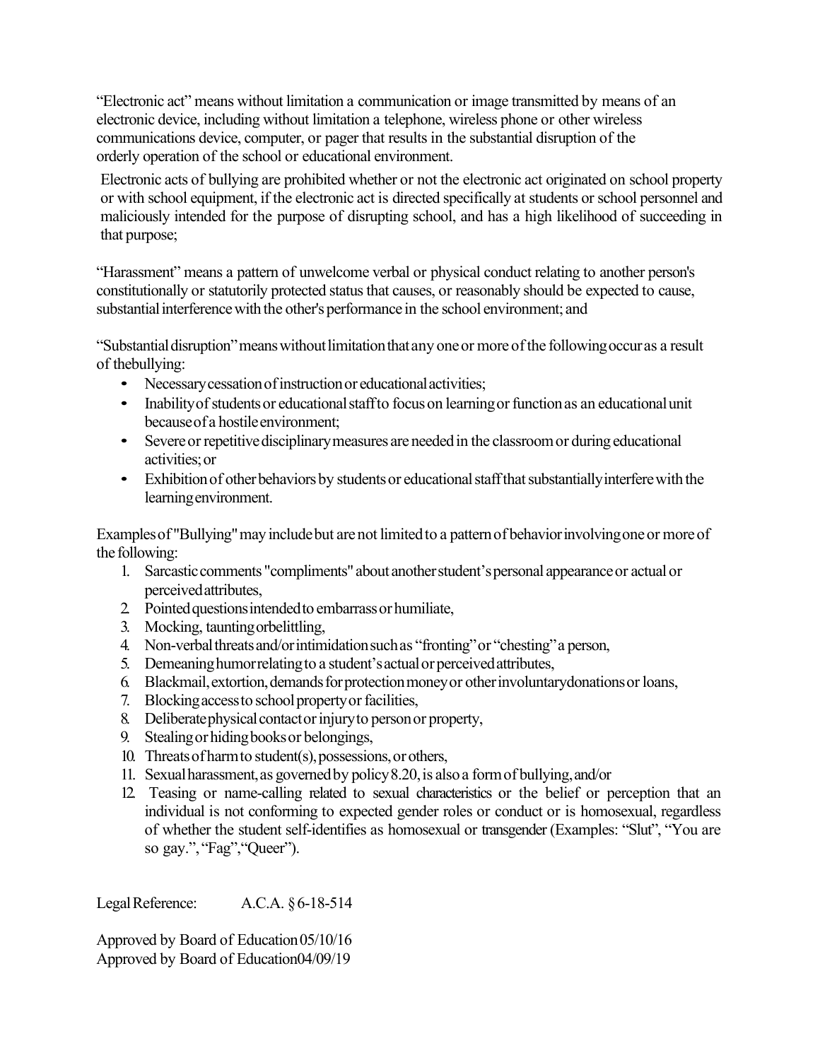"Electronic act" means without limitation a communication or image transmitted by means of an electronic device, including without limitation a telephone, wireless phone or other wireless communications device, computer, or pager that results in the substantial disruption of the orderly operation of the school or educational environment.

Electronic acts of bullying are prohibited whether or not the electronic act originated on school property or with school equipment, if the electronic act is directed specifically at students or school personnel and maliciously intended for the purpose of disrupting school, and has a high likelihood of succeeding in that purpose;

"Harassment" means a pattern of unwelcome verbal or physical conduct relating to another person's constitutionally or statutorily protected status that causes, or reasonably should be expected to cause, substantial interference with the other's performance in the school environment; and

"Substantial disruption" means without limitation that any one or more of the following occur as a result of the bullying:

- Necessary cessation of instruction or educational activities;
- Inability of students or educational staff to focus on learning or function as an educational unit because of a hostile environment;
- Severe or repetitive disciplinary measures are needed in the classroom or during educational activities; or
- Exhibition of other behaviors by students or educational staff that substantially interfere with the learning environment.

Examples of "Bullying" may include but are not limited to a pattern of behavior involving one or more of the following:

1. Sarcastic comments "compliments" about another student's personal appearance or actual or perceived attributes,
2. Pointed questions intended to embarrass or humiliate,
3. Mocking, taunting or belittling,
4. Non-verbal threats and/or intimidation such as "fronting" or "chesting" a person,
5. Demeaning humor relating to a student's actual or perceived attributes,
6. Blackmail, extortion, demands for protection money or other involuntary donations or loans,
7. Blocking access to school property or facilities,
8. Deliberate physical contact or injury to person or property,
9. Stealing or hiding books or belongings,
10. Threats of harm to student(s), possessions, or others,
11. Sexual harassment, as governed by policy 8.20, is also a form of bullying, and/or
12. Teasing or name-calling related to sexual characteristics or the belief or perception that an individual is not conforming to expected gender roles or conduct or is homosexual, regardless of whether the student self-identifies as homosexual or transgender (Examples: "Slut", "You are so gay.", "Fag", "Queer").

Legal Reference: A.C.A. § 6-18-514

Approved by Board of Education 05/10/16
Approved by Board of Education 04/09/19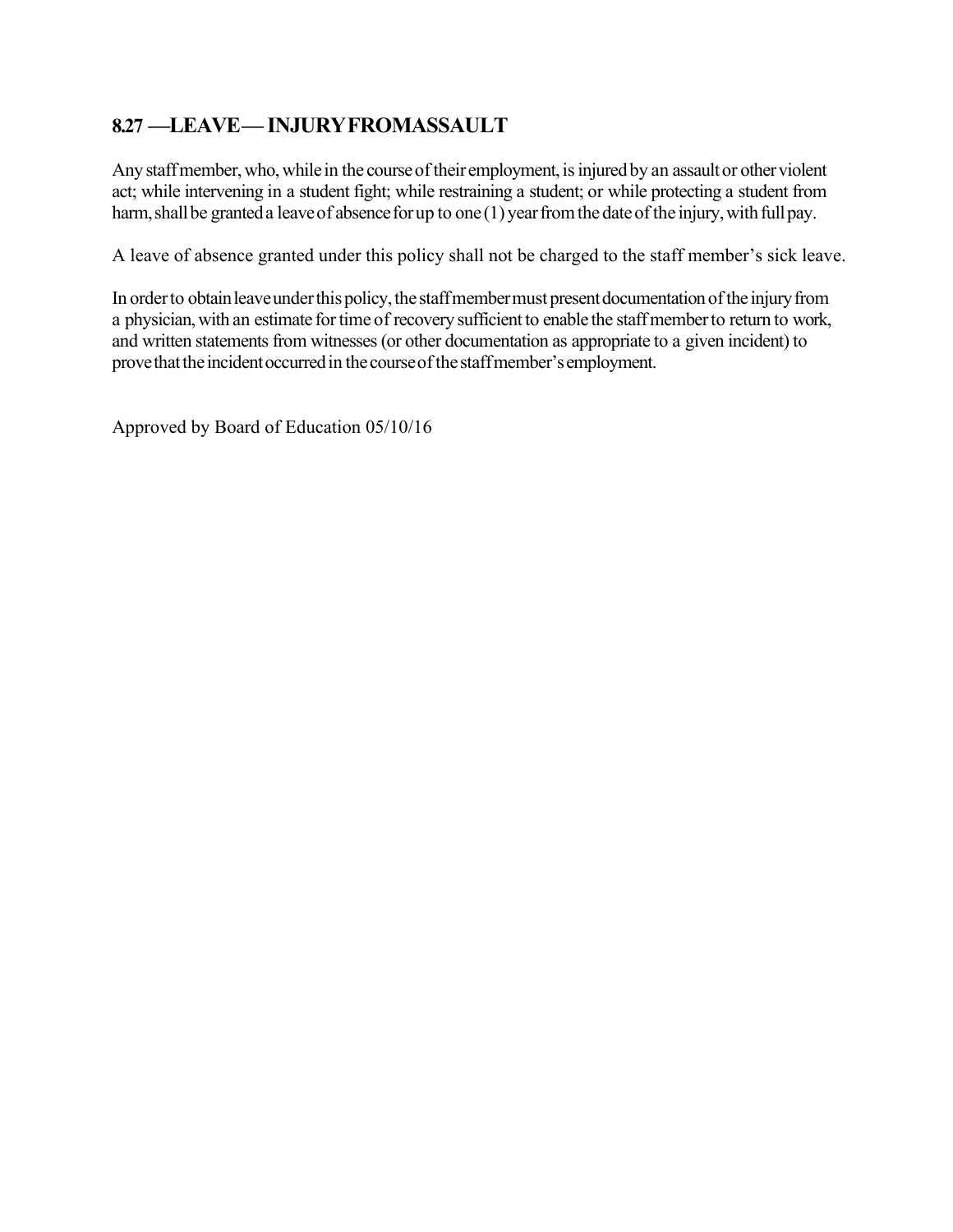## 8.27 —LEAVE— INJURY FROM ASSAULT

Any staff member, who, while in the course of their employment, is injured by an assault or other violent act; while intervening in a student fight; while restraining a student; or while protecting a student from harm, shall be granted a leave of absence for up to one (1) year from the date of the injury, with full pay.

A leave of absence granted under this policy shall not be charged to the staff member's sick leave.

In order to obtain leave under this policy, the staff member must present documentation of the injury from a physician, with an estimate for time of recovery sufficient to enable the staff member to return to work, and written statements from witnesses (or other documentation as appropriate to a given incident) to prove that the incident occurred in the course of the staff member's employment.

Approved by Board of Education 05/10/16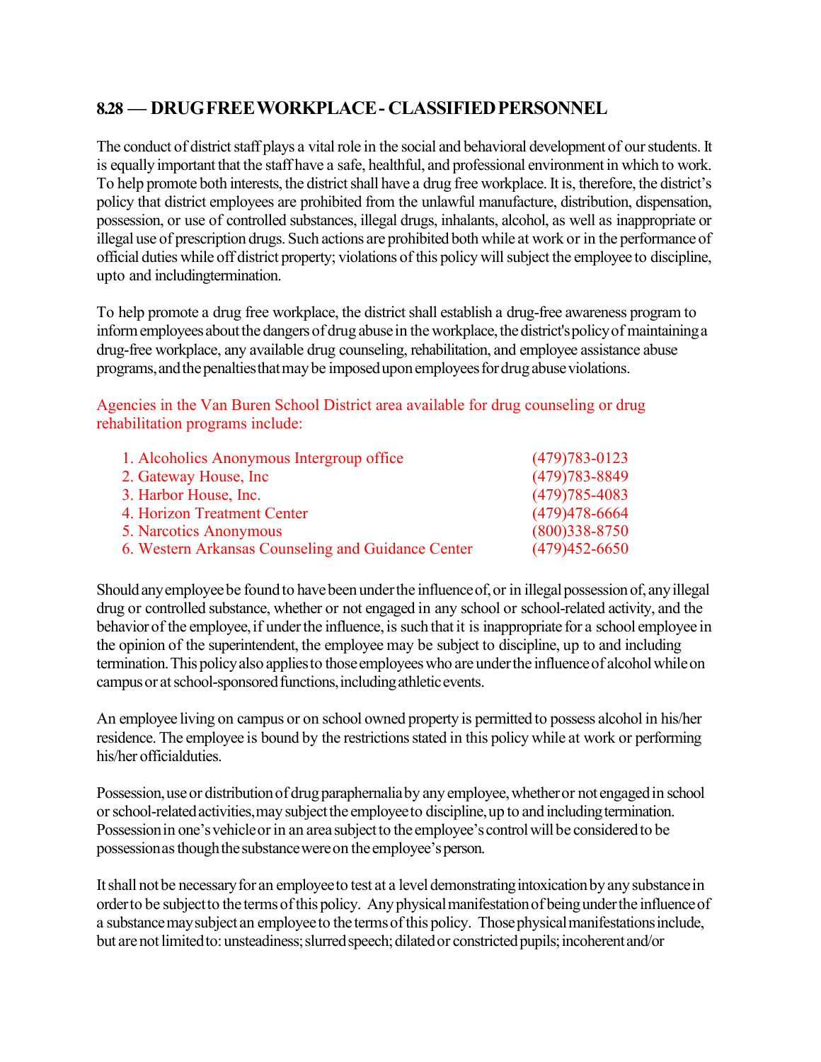## 8.28 — DRUG FREE WORKPLACE - CLASSIFIED PERSONNEL

The conduct of district staff plays a vital role in the social and behavioral development of our students. It is equally important that the staff have a safe, healthful, and professional environment in which to work. To help promote both interests, the district shall have a drug free workplace. It is, therefore, the district's policy that district employees are prohibited from the unlawful manufacture, distribution, dispensation, possession, or use of controlled substances, illegal drugs, inhalants, alcohol, as well as inappropriate or illegal use of prescription drugs. Such actions are prohibited both while at work or in the performance of official duties while off district property; violations of this policy will subject the employee to discipline, upto and includingtermination.

To help promote a drug free workplace, the district shall establish a drug-free awareness program to inform employees about the dangers of drug abuse in the workplace, the district's policy of maintaining a drug-free workplace, any available drug counseling, rehabilitation, and employee assistance abuse programs, and the penalties that may be imposed upon employees for drug abuse violations.

Agencies in the Van Buren School District area available for drug counseling or drug rehabilitation programs include:

| | |
|---|---|
| 1. Alcoholics Anonymous Intergroup office | (479)783-0123 |
| 2. Gateway House, Inc | (479)783-8849 |
| 3. Harbor House, Inc. | (479)785-4083 |
| 4. Horizon Treatment Center | (479)478-6664 |
| 5. Narcotics Anonymous | (800)338-8750 |
| 6. Western Arkansas Counseling and Guidance Center | (479)452-6650 |

Should any employee be found to have been under the influence of, or in illegal possession of, any illegal drug or controlled substance, whether or not engaged in any school or school-related activity, and the behavior of the employee, if under the influence, is such that it is inappropriate for a school employee in the opinion of the superintendent, the employee may be subject to discipline, up to and including termination. This policy also applies to those employees who are under the influence of alcohol while on campus or at school-sponsored functions, including athletic events.

An employee living on campus or on school owned property is permitted to possess alcohol in his/her residence. The employee is bound by the restrictions stated in this policy while at work or performing his/her officialduties.

Possession, use or distribution of drug paraphernalia by any employee, whether or not engaged in school or school-related activities, may subject the employee to discipline, up to and including termination. Possession in one's vehicle or in an area subject to the employee's control will be considered to be possession as though the substance were on the employee's person.

It shall not be necessary for an employee to test at a level demonstrating intoxication by any substance in order to be subject to the terms of this policy. Any physical manifestation of being under the influence of a substance may subject an employee to the terms of this policy. Those physical manifestations include, but are not limited to: unsteadiness; slurred speech; dilated or constricted pupils; incoherent and/or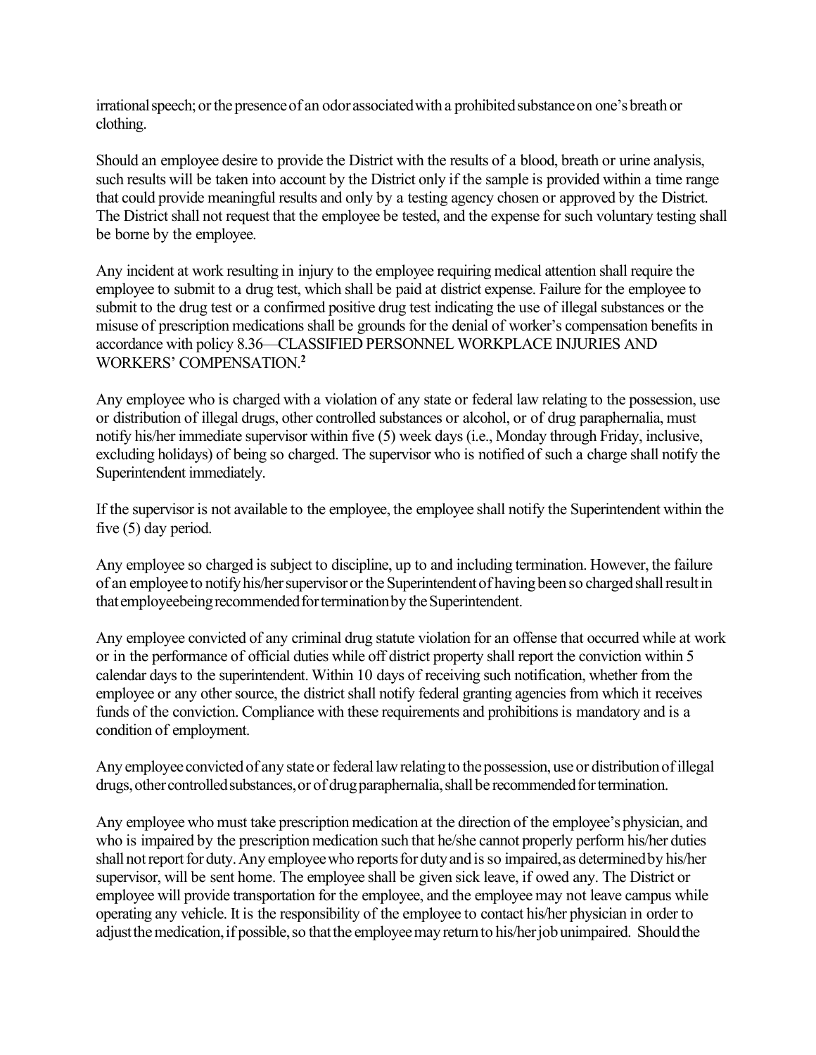irrational speech; or the presence of an odor associated with a prohibited substance on one's breath or clothing.

Should an employee desire to provide the District with the results of a blood, breath or urine analysis, such results will be taken into account by the District only if the sample is provided within a time range that could provide meaningful results and only by a testing agency chosen or approved by the District. The District shall not request that the employee be tested, and the expense for such voluntary testing shall be borne by the employee.

Any incident at work resulting in injury to the employee requiring medical attention shall require the employee to submit to a drug test, which shall be paid at district expense. Failure for the employee to submit to the drug test or a confirmed positive drug test indicating the use of illegal substances or the misuse of prescription medications shall be grounds for the denial of worker's compensation benefits in accordance with policy 8.36—CLASSIFIED PERSONNEL WORKPLACE INJURIES AND WORKERS' COMPENSATION.[2]

Any employee who is charged with a violation of any state or federal law relating to the possession, use or distribution of illegal drugs, other controlled substances or alcohol, or of drug paraphernalia, must notify his/her immediate supervisor within five (5) week days (i.e., Monday through Friday, inclusive, excluding holidays) of being so charged. The supervisor who is notified of such a charge shall notify the Superintendent immediately.

If the supervisor is not available to the employee, the employee shall notify the Superintendent within the five (5) day period.

Any employee so charged is subject to discipline, up to and including termination. However, the failure of an employee to notify his/her supervisor or the Superintendent of having been so charged shall result in that employee being recommended for termination by the Superintendent.

Any employee convicted of any criminal drug statute violation for an offense that occurred while at work or in the performance of official duties while off district property shall report the conviction within 5 calendar days to the superintendent. Within 10 days of receiving such notification, whether from the employee or any other source, the district shall notify federal granting agencies from which it receives funds of the conviction. Compliance with these requirements and prohibitions is mandatory and is a condition of employment.

Any employee convicted of any state or federal law relating to the possession, use or distribution of illegal drugs, other controlled substances, or of drug paraphernalia, shall be recommended for termination.

Any employee who must take prescription medication at the direction of the employee's physician, and who is impaired by the prescription medication such that he/she cannot properly perform his/her duties shall not report for duty. Any employee who reports for duty and is so impaired, as determined by his/her supervisor, will be sent home. The employee shall be given sick leave, if owed any. The District or employee will provide transportation for the employee, and the employee may not leave campus while operating any vehicle. It is the responsibility of the employee to contact his/her physician in order to adjust the medication, if possible, so that the employee may return to his/her job unimpaired. Should the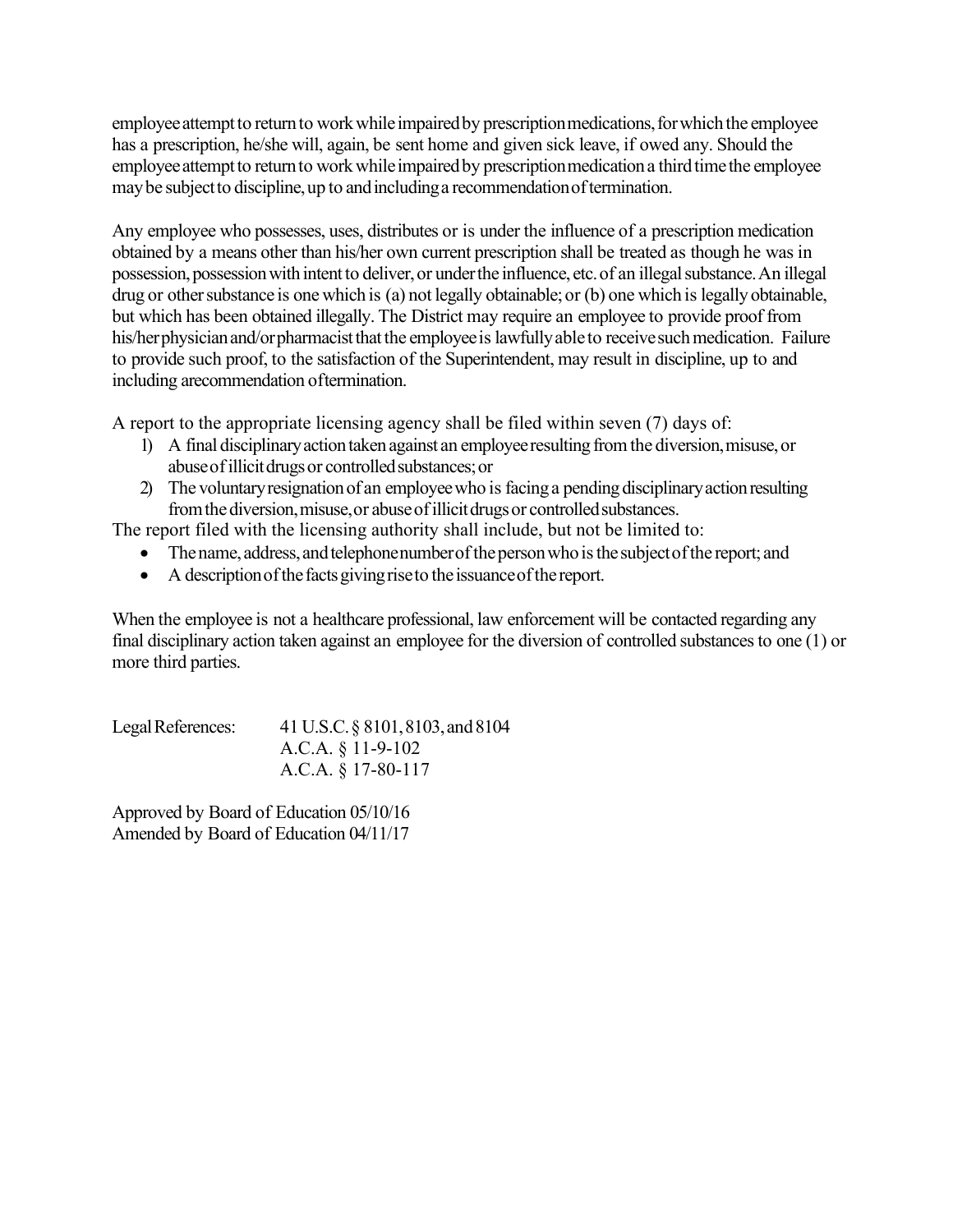employee attempt to return to work while impaired by prescription medications, for which the employee has a prescription, he/she will, again, be sent home and given sick leave, if owed any. Should the employee attempt to return to work while impaired by prescription medication a third time the employee may be subject to discipline, up to and including a recommendation of termination.

Any employee who possesses, uses, distributes or is under the influence of a prescription medication obtained by a means other than his/her own current prescription shall be treated as though he was in possession, possession with intent to deliver, or under the influence, etc. of an illegal substance. An illegal drug or other substance is one which is (a) not legally obtainable; or (b) one which is legally obtainable, but which has been obtained illegally. The District may require an employee to provide proof from his/her physician and/or pharmacist that the employee is lawfully able to receive such medication. Failure to provide such proof, to the satisfaction of the Superintendent, may result in discipline, up to and including a recommendation of termination.

A report to the appropriate licensing agency shall be filed within seven (7) days of:

1) A final disciplinary action taken against an employee resulting from the diversion, misuse, or abuse of illicit drugs or controlled substances; or
2) The voluntary resignation of an employee who is facing a pending disciplinary action resulting from the diversion, misuse, or abuse of illicit drugs or controlled substances.

The report filed with the licensing authority shall include, but not be limited to:

- The name, address, and telephone number of the person who is the subject of the report; and
- A description of the facts giving rise to the issuance of the report.

When the employee is not a healthcare professional, law enforcement will be contacted regarding any final disciplinary action taken against an employee for the diversion of controlled substances to one (1) or more third parties.

Legal References: 41 U.S.C. § 8101, 8103, and 8104
A.C.A. § 11-9-102
A.C.A. § 17-80-117

Approved by Board of Education 05/10/16
Amended by Board of Education 04/11/17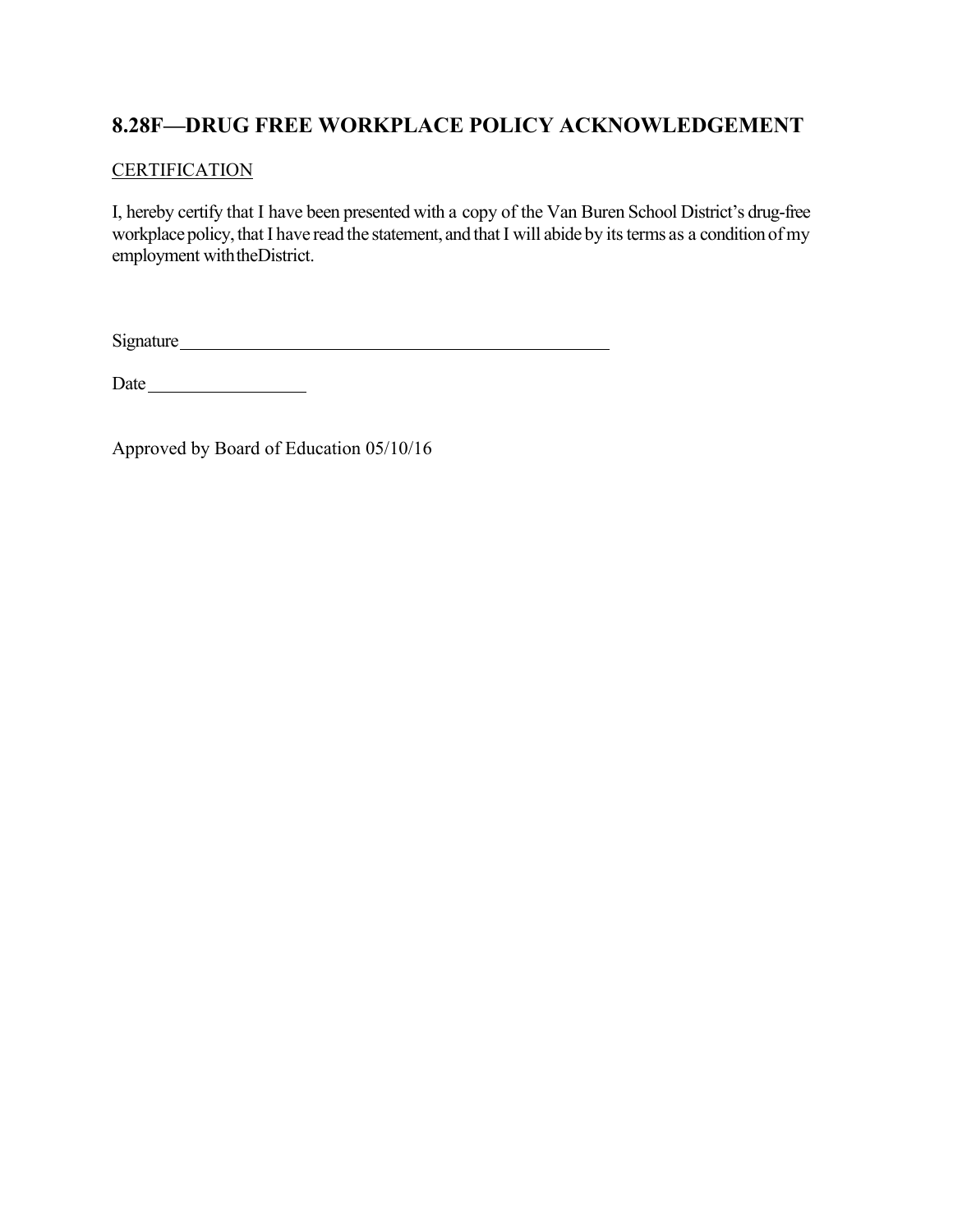## 8.28F—DRUG FREE WORKPLACE POLICY ACKNOWLEDGEMENT

CERTIFICATION

I, hereby certify that I have been presented with a copy of the Van Buren School District's drug-free workplace policy, that I have read the statement, and that I will abide by its terms as a condition of my employment with the District.

Signature ______________________________________________

Date ________________

Approved by Board of Education 05/10/16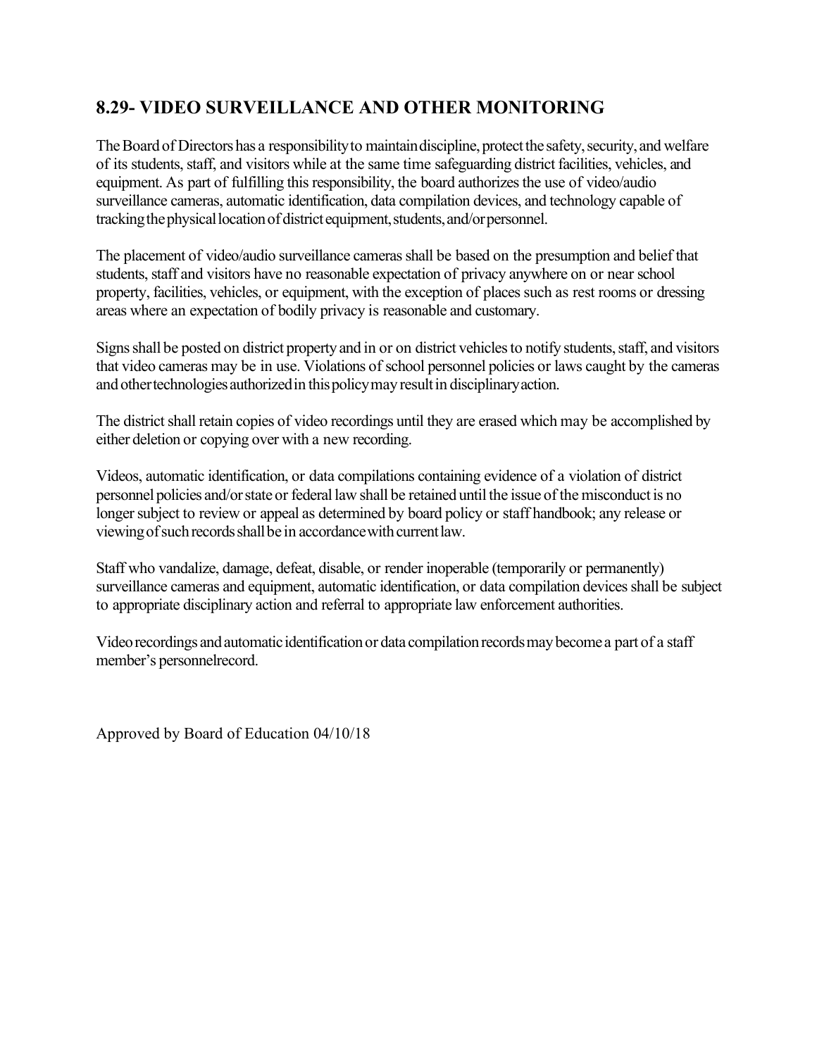## 8.29- VIDEO SURVEILLANCE AND OTHER MONITORING

The Board of Directors has a responsibility to maintain discipline, protect the safety, security, and welfare of its students, staff, and visitors while at the same time safeguarding district facilities, vehicles, and equipment. As part of fulfilling this responsibility, the board authorizes the use of video/audio surveillance cameras, automatic identification, data compilation devices, and technology capable of tracking the physical location of district equipment, students, and/or personnel.

The placement of video/audio surveillance cameras shall be based on the presumption and belief that students, staff and visitors have no reasonable expectation of privacy anywhere on or near school property, facilities, vehicles, or equipment, with the exception of places such as rest rooms or dressing areas where an expectation of bodily privacy is reasonable and customary.

Signs shall be posted on district property and in or on district vehicles to notify students, staff, and visitors that video cameras may be in use. Violations of school personnel policies or laws caught by the cameras and other technologies authorized in this policy may result in disciplinary action.

The district shall retain copies of video recordings until they are erased which may be accomplished by either deletion or copying over with a new recording.

Videos, automatic identification, or data compilations containing evidence of a violation of district personnel policies and/or state or federal law shall be retained until the issue of the misconduct is no longer subject to review or appeal as determined by board policy or staff handbook; any release or viewing of such records shall be in accordance with current law.

Staff who vandalize, damage, defeat, disable, or render inoperable (temporarily or permanently) surveillance cameras and equipment, automatic identification, or data compilation devices shall be subject to appropriate disciplinary action and referral to appropriate law enforcement authorities.

Video recordings and automatic identification or data compilation records may become a part of a staff member's personnelrecord.

Approved by Board of Education 04/10/18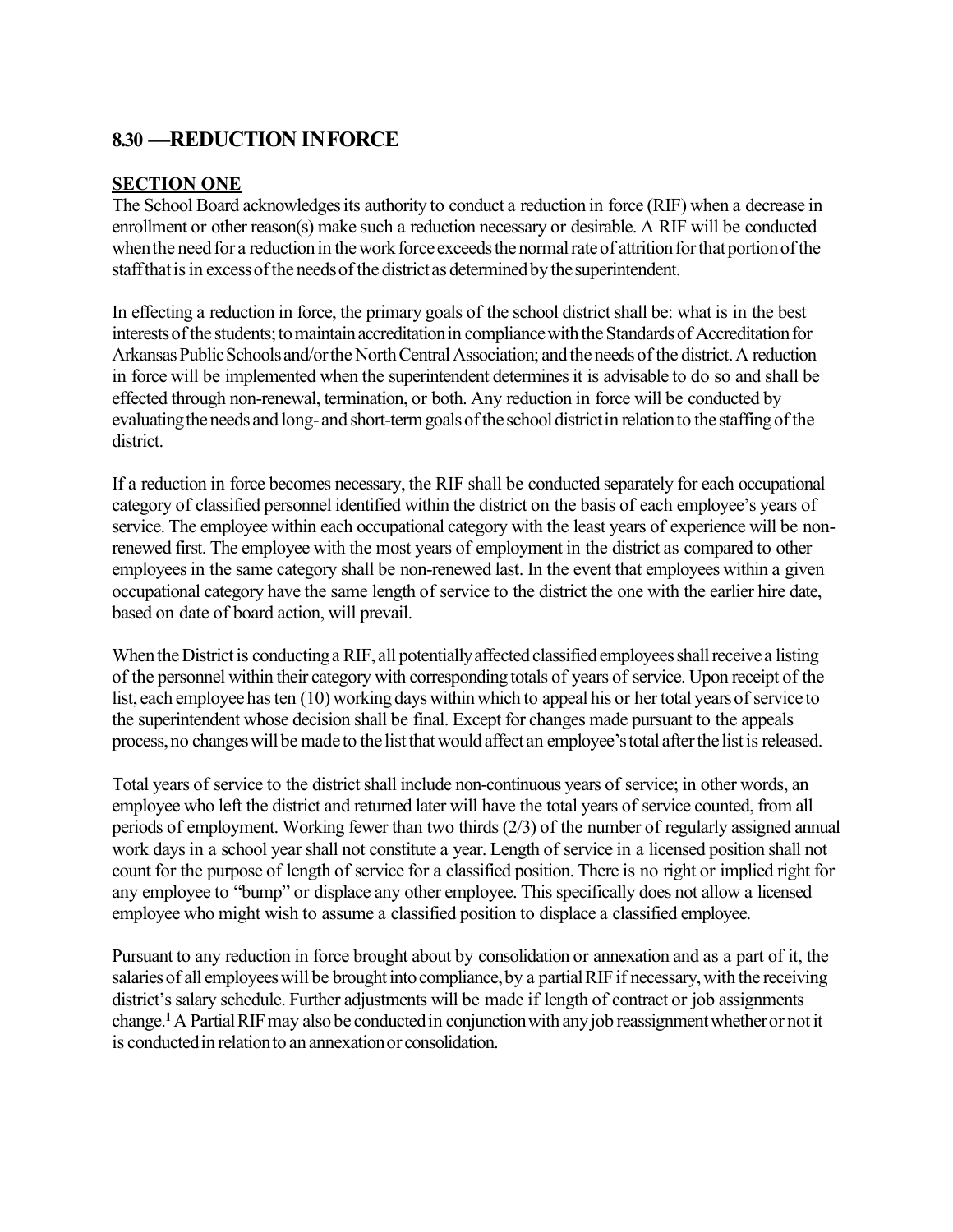## 8.30 —REDUCTION IN FORCE

**SECTION ONE**

The School Board acknowledges its authority to conduct a reduction in force (RIF) when a decrease in enrollment or other reason(s) make such a reduction necessary or desirable. A RIF will be conducted when the need for a reduction in the work force exceeds the normal rate of attrition for that portion of the staff that is in excess of the needs of the district as determined by the superintendent.

In effecting a reduction in force, the primary goals of the school district shall be: what is in the best interests of the students; to maintain accreditation in compliance with the Standards of Accreditation for Arkansas Public Schools and/or the North Central Association; and the needs of the district. A reduction in force will be implemented when the superintendent determines it is advisable to do so and shall be effected through non-renewal, termination, or both. Any reduction in force will be conducted by evaluating the needs and long- and short-term goals of the school district in relation to the staffing of the district.

If a reduction in force becomes necessary, the RIF shall be conducted separately for each occupational category of classified personnel identified within the district on the basis of each employee's years of service. The employee within each occupational category with the least years of experience will be non-renewed first. The employee with the most years of employment in the district as compared to other employees in the same category shall be non-renewed last. In the event that employees within a given occupational category have the same length of service to the district the one with the earlier hire date, based on date of board action, will prevail.

When the District is conducting a RIF, all potentially affected classified employees shall receive a listing of the personnel within their category with corresponding totals of years of service. Upon receipt of the list, each employee has ten (10) working days within which to appeal his or her total years of service to the superintendent whose decision shall be final. Except for changes made pursuant to the appeals process, no changes will be made to the list that would affect an employee's total after the list is released.

Total years of service to the district shall include non-continuous years of service; in other words, an employee who left the district and returned later will have the total years of service counted, from all periods of employment. Working fewer than two thirds (2/3) of the number of regularly assigned annual work days in a school year shall not constitute a year. Length of service in a licensed position shall not count for the purpose of length of service for a classified position. There is no right or implied right for any employee to "bump" or displace any other employee. This specifically does not allow a licensed employee who might wish to assume a classified position to displace a classified employee.

Pursuant to any reduction in force brought about by consolidation or annexation and as a part of it, the salaries of all employees will be brought into compliance, by a partial RIF if necessary, with the receiving district's salary schedule. Further adjustments will be made if length of contract or job assignments change.[1] A Partial RIF may also be conducted in conjunction with any job reassignment whether or not it is conducted in relation to an annexation or consolidation.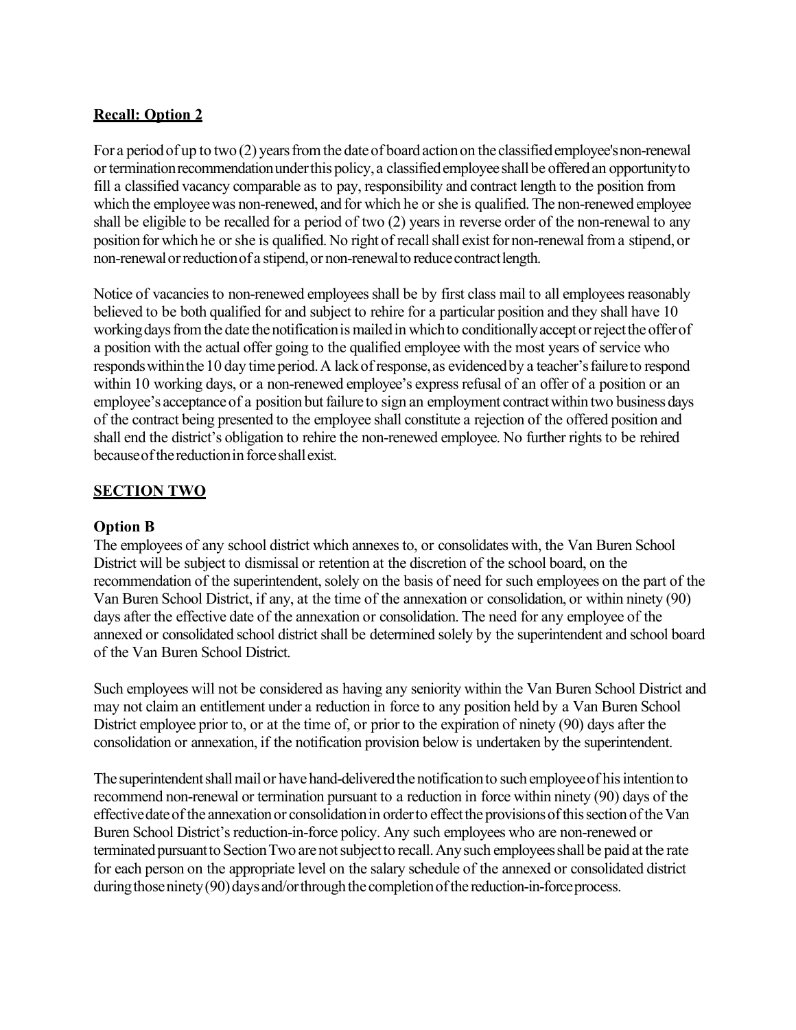**Recall: Option 2**

For a period of up to two (2) years from the date of board action on the classified employee's non-renewal or termination recommendation under this policy, a classified employee shall be offered an opportunity to fill a classified vacancy comparable as to pay, responsibility and contract length to the position from which the employee was non-renewed, and for which he or she is qualified. The non-renewed employee shall be eligible to be recalled for a period of two (2) years in reverse order of the non-renewal to any position for which he or she is qualified. No right of recall shall exist for non-renewal from a stipend, or non-renewal or reduction of a stipend, or non-renewal to reduce contract length.

Notice of vacancies to non-renewed employees shall be by first class mail to all employees reasonably believed to be both qualified for and subject to rehire for a particular position and they shall have 10 working days from the date the notification is mailed in which to conditionally accept or reject the offer of a position with the actual offer going to the qualified employee with the most years of service who responds within the 10 day time period. A lack of response, as evidenced by a teacher's failure to respond within 10 working days, or a non-renewed employee's express refusal of an offer of a position or an employee's acceptance of a position but failure to sign an employment contract within two business days of the contract being presented to the employee shall constitute a rejection of the offered position and shall end the district's obligation to rehire the non-renewed employee. No further rights to be rehired because of the reduction in force shall exist.

## SECTION TWO

### Option B

The employees of any school district which annexes to, or consolidates with, the Van Buren School District will be subject to dismissal or retention at the discretion of the school board, on the recommendation of the superintendent, solely on the basis of need for such employees on the part of the Van Buren School District, if any, at the time of the annexation or consolidation, or within ninety (90) days after the effective date of the annexation or consolidation. The need for any employee of the annexed or consolidated school district shall be determined solely by the superintendent and school board of the Van Buren School District.

Such employees will not be considered as having any seniority within the Van Buren School District and may not claim an entitlement under a reduction in force to any position held by a Van Buren School District employee prior to, or at the time of, or prior to the expiration of ninety (90) days after the consolidation or annexation, if the notification provision below is undertaken by the superintendent.

The superintendent shall mail or have hand-delivered the notification to such employee of his intention to recommend non-renewal or termination pursuant to a reduction in force within ninety (90) days of the effective date of the annexation or consolidation in order to effect the provisions of this section of the Van Buren School District's reduction-in-force policy. Any such employees who are non-renewed or terminated pursuant to Section Two are not subject to recall. Any such employees shall be paid at the rate for each person on the appropriate level on the salary schedule of the annexed or consolidated district during those ninety (90) days and/or through the completion of the reduction-in-force process.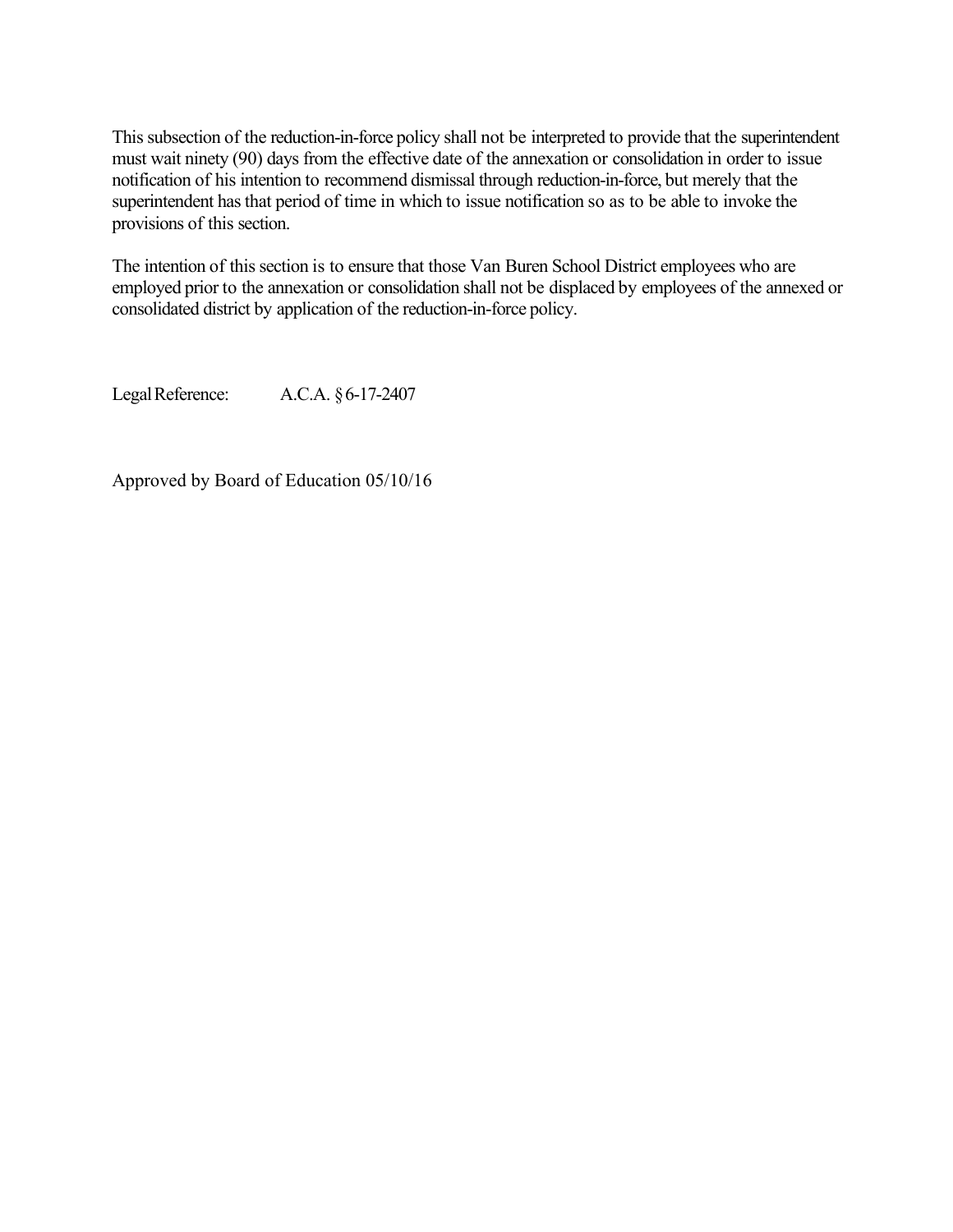This subsection of the reduction-in-force policy shall not be interpreted to provide that the superintendent must wait ninety (90) days from the effective date of the annexation or consolidation in order to issue notification of his intention to recommend dismissal through reduction-in-force, but merely that the superintendent has that period of time in which to issue notification so as to be able to invoke the provisions of this section.

The intention of this section is to ensure that those Van Buren School District employees who are employed prior to the annexation or consolidation shall not be displaced by employees of the annexed or consolidated district by application of the reduction-in-force policy.

Legal Reference: A.C.A. § 6-17-2407

Approved by Board of Education 05/10/16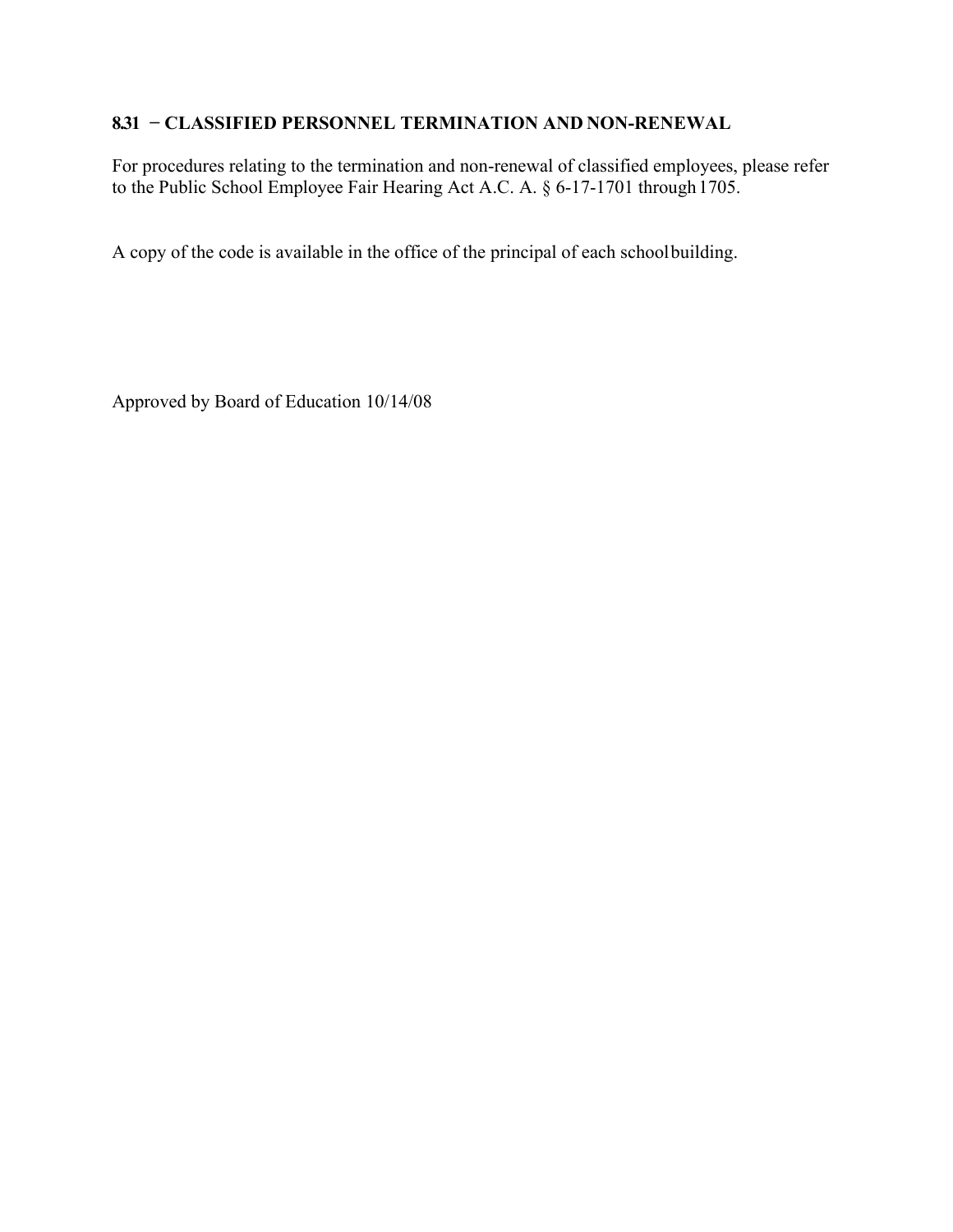**8.31 − CLASSIFIED PERSONNEL TERMINATION AND NON-RENEWAL**

For procedures relating to the termination and non-renewal of classified employees, please refer to the Public School Employee Fair Hearing Act A.C. A. § 6-17-1701 through 1705.

A copy of the code is available in the office of the principal of each school building.

Approved by Board of Education 10/14/08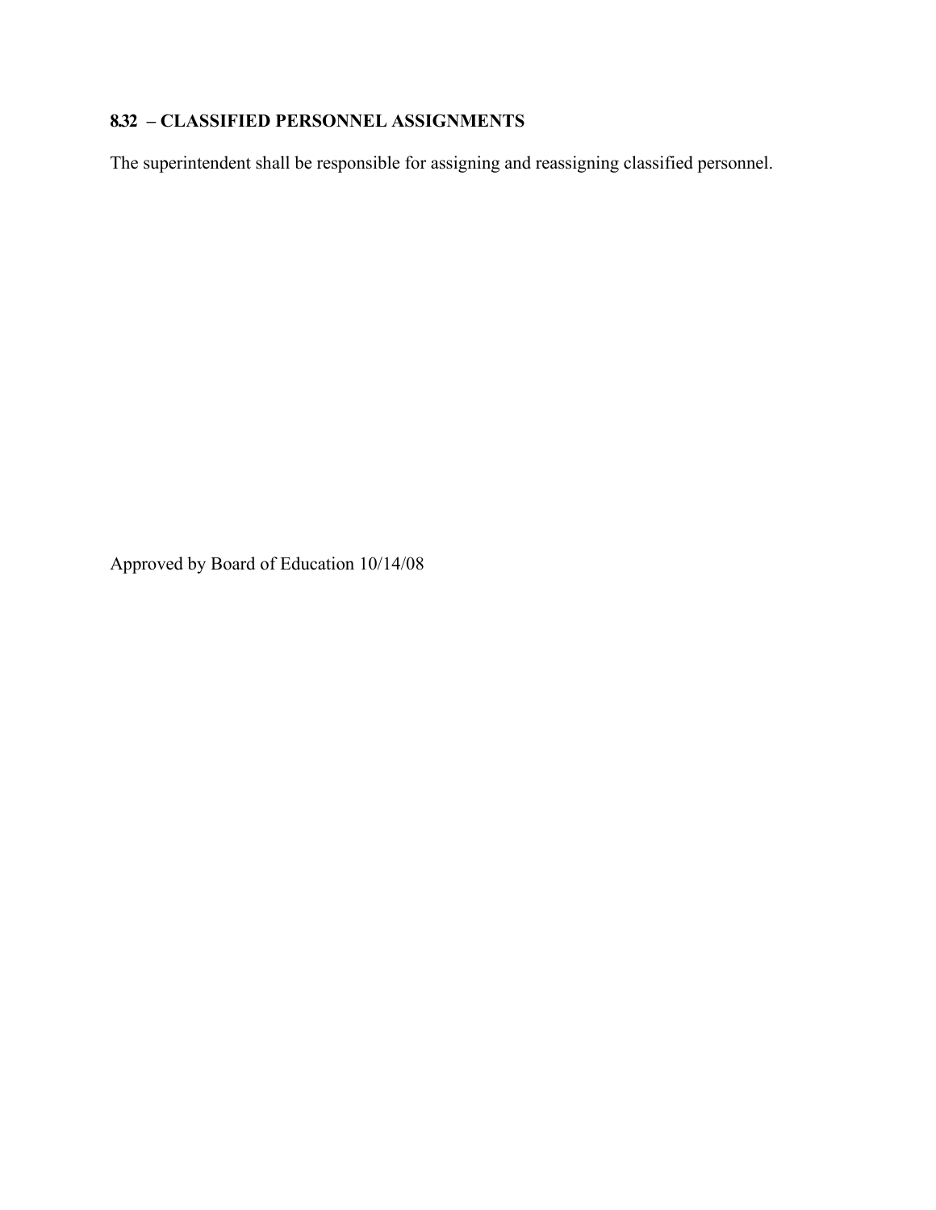**8.32 – CLASSIFIED PERSONNEL ASSIGNMENTS**

The superintendent shall be responsible for assigning and reassigning classified personnel.

Approved by Board of Education 10/14/08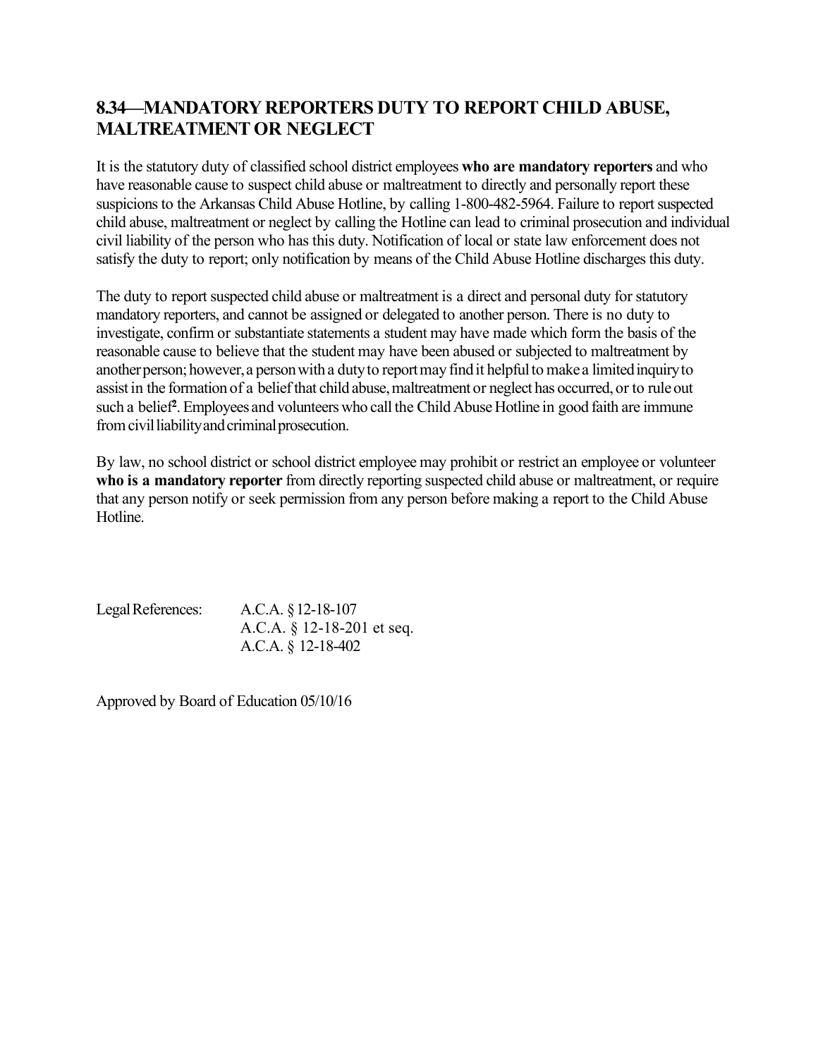## 8.34—MANDATORY REPORTERS DUTY TO REPORT CHILD ABUSE, MALTREATMENT OR NEGLECT

It is the statutory duty of classified school district employees **who are mandatory reporters** and who have reasonable cause to suspect child abuse or maltreatment to directly and personally report these suspicions to the Arkansas Child Abuse Hotline, by calling 1-800-482-5964. Failure to report suspected child abuse, maltreatment or neglect by calling the Hotline can lead to criminal prosecution and individual civil liability of the person who has this duty. Notification of local or state law enforcement does not satisfy the duty to report; only notification by means of the Child Abuse Hotline discharges this duty.

The duty to report suspected child abuse or maltreatment is a direct and personal duty for statutory mandatory reporters, and cannot be assigned or delegated to another person. There is no duty to investigate, confirm or substantiate statements a student may have made which form the basis of the reasonable cause to believe that the student may have been abused or subjected to maltreatment by another person; however, a person with a duty to report may find it helpful to make a limited inquiry to assist in the formation of a belief that child abuse, maltreatment or neglect has occurred, or to rule out such a belief[2]. Employees and volunteers who call the Child Abuse Hotline in good faith are immune from civil liability and criminal prosecution.

By law, no school district or school district employee may prohibit or restrict an employee or volunteer **who is a mandatory reporter** from directly reporting suspected child abuse or maltreatment, or require that any person notify or seek permission from any person before making a report to the Child Abuse Hotline.

Legal References: A.C.A. § 12-18-107
A.C.A. § 12-18-201 et seq.
A.C.A. § 12-18-402

Approved by Board of Education 05/10/16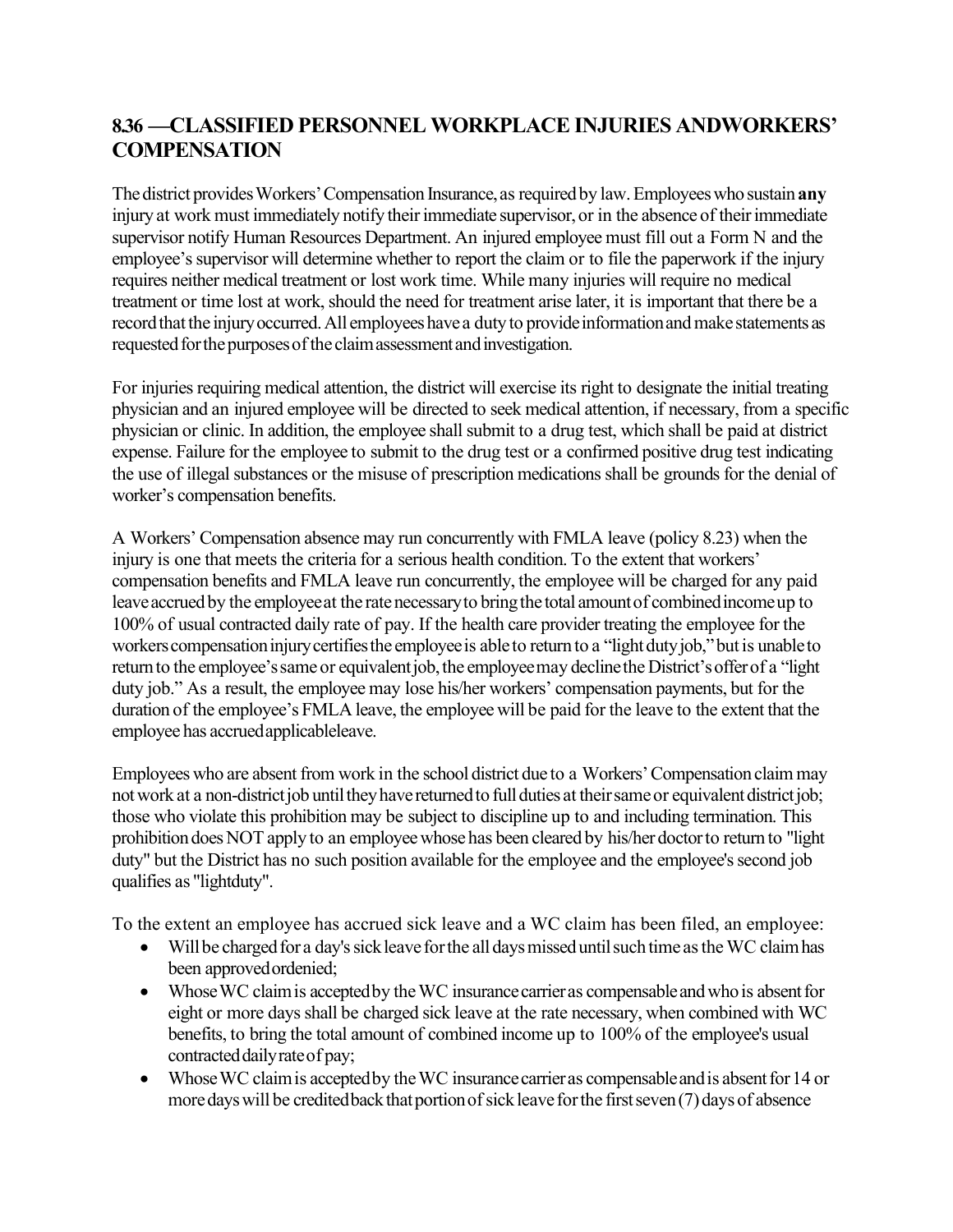## 8.36 —CLASSIFIED PERSONNEL WORKPLACE INJURIES ANDWORKERS' COMPENSATION

The district provides Workers' Compensation Insurance, as required by law. Employees who sustain **any** injury at work must immediately notify their immediate supervisor, or in the absence of their immediate supervisor notify Human Resources Department. An injured employee must fill out a Form N and the employee's supervisor will determine whether to report the claim or to file the paperwork if the injury requires neither medical treatment or lost work time. While many injuries will require no medical treatment or time lost at work, should the need for treatment arise later, it is important that there be a record that the injury occurred. All employees have a duty to provide information and make statements as requested for the purposes of the claim assessment and investigation.

For injuries requiring medical attention, the district will exercise its right to designate the initial treating physician and an injured employee will be directed to seek medical attention, if necessary, from a specific physician or clinic. In addition, the employee shall submit to a drug test, which shall be paid at district expense. Failure for the employee to submit to the drug test or a confirmed positive drug test indicating the use of illegal substances or the misuse of prescription medications shall be grounds for the denial of worker's compensation benefits.

A Workers' Compensation absence may run concurrently with FMLA leave (policy 8.23) when the injury is one that meets the criteria for a serious health condition. To the extent that workers' compensation benefits and FMLA leave run concurrently, the employee will be charged for any paid leave accrued by the employee at the rate necessary to bring the total amount of combined income up to 100% of usual contracted daily rate of pay. If the health care provider treating the employee for the workers compensation injury certifies the employee is able to return to a "light duty job," but is unable to return to the employee's same or equivalent job, the employee may decline the District's offer of a "light duty job." As a result, the employee may lose his/her workers' compensation payments, but for the duration of the employee's FMLA leave, the employee will be paid for the leave to the extent that the employee has accrued applicableleave.

Employees who are absent from work in the school district due to a Workers' Compensation claim may not work at a non-district job until they have returned to full duties at their same or equivalent district job; those who violate this prohibition may be subject to discipline up to and including termination. This prohibition does NOT apply to an employee whose has been cleared by his/her doctor to return to "light duty" but the District has no such position available for the employee and the employee's second job qualifies as "lightduty".

To the extent an employee has accrued sick leave and a WC claim has been filed, an employee:

- Will be charged for a day's sick leave for the all days missed until such time as the WC claim has been approved ordenied;
- Whose WC claim is accepted by the WC insurance carrier as compensable and who is absent for eight or more days shall be charged sick leave at the rate necessary, when combined with WC benefits, to bring the total amount of combined income up to 100% of the employee's usual contracted daily rate of pay;
- Whose WC claim is accepted by the WC insurance carrier as compensable and is absent for 14 or more days will be credited back that portion of sick leave for the first seven (7) days of absence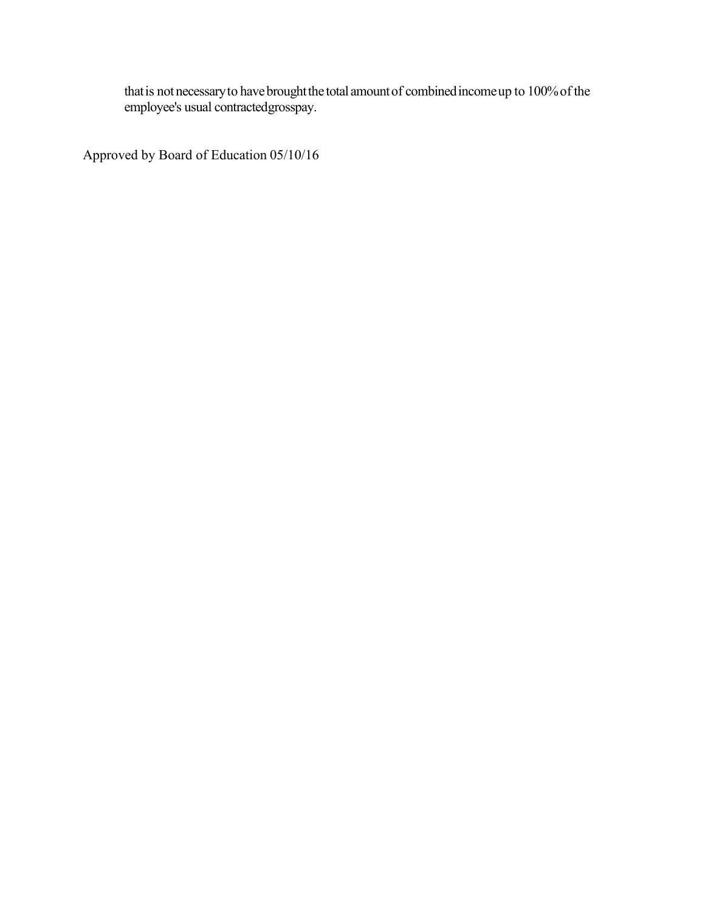that is not necessary to have brought the total amount of combined income up to 100% of the employee's usual contracted gross pay.

Approved by Board of Education 05/10/16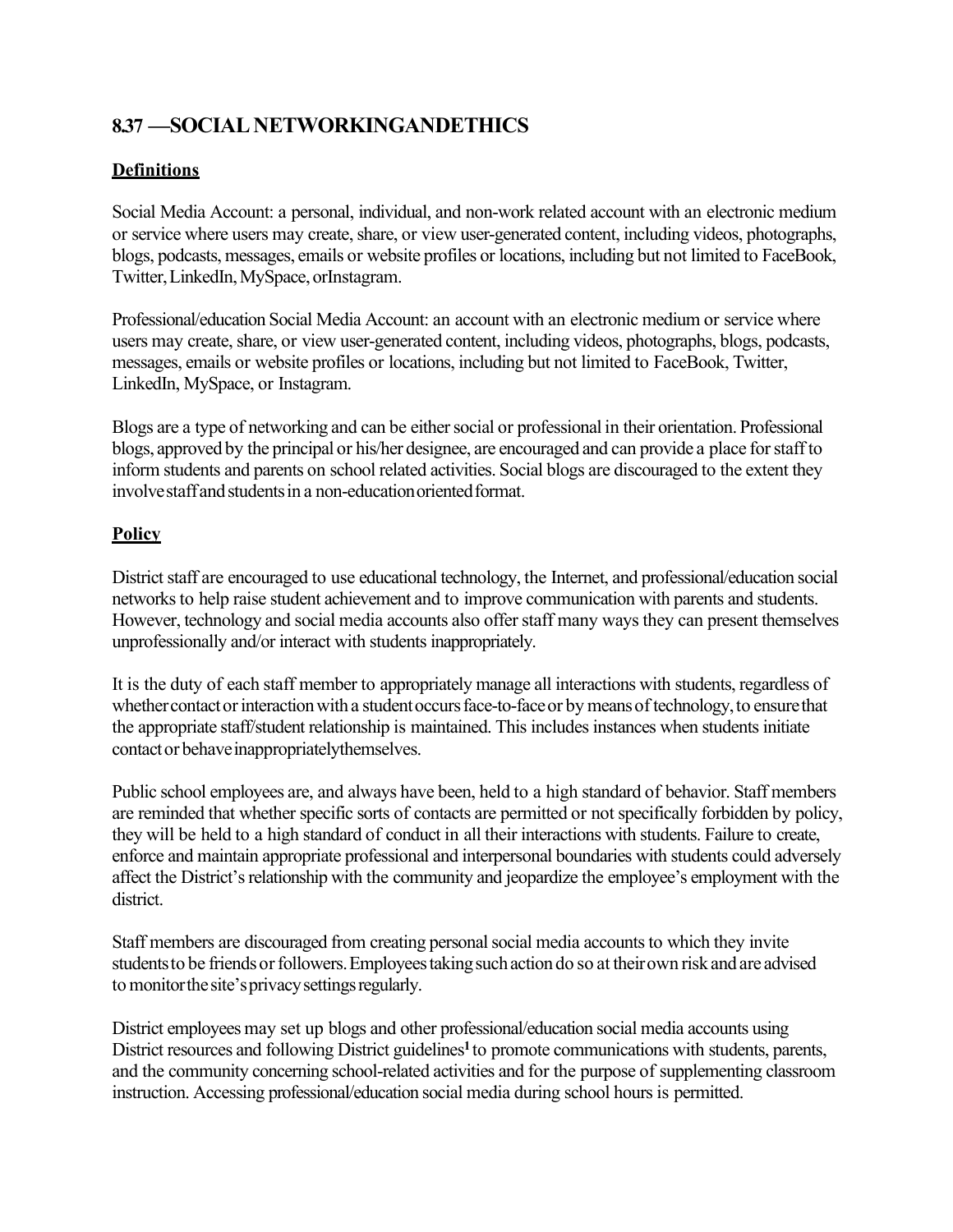## 8.37 —SOCIAL NETWORKINGANDETHICS

### Definitions

Social Media Account: a personal, individual, and non-work related account with an electronic medium or service where users may create, share, or view user-generated content, including videos, photographs, blogs, podcasts, messages, emails or website profiles or locations, including but not limited to FaceBook, Twitter, LinkedIn, MySpace, orInstagram.

Professional/education Social Media Account: an account with an electronic medium or service where users may create, share, or view user-generated content, including videos, photographs, blogs, podcasts, messages, emails or website profiles or locations, including but not limited to FaceBook, Twitter, LinkedIn, MySpace, or Instagram.

Blogs are a type of networking and can be either social or professional in their orientation. Professional blogs, approved by the principal or his/her designee, are encouraged and can provide a place for staff to inform students and parents on school related activities. Social blogs are discouraged to the extent they involve staff and students in a non-education oriented format.

### Policy

District staff are encouraged to use educational technology, the Internet, and professional/education social networks to help raise student achievement and to improve communication with parents and students. However, technology and social media accounts also offer staff many ways they can present themselves unprofessionally and/or interact with students inappropriately.

It is the duty of each staff member to appropriately manage all interactions with students, regardless of whether contact or interaction with a student occurs face-to-face or by means of technology, to ensure that the appropriate staff/student relationship is maintained. This includes instances when students initiate contact or behave inappropriately themselves.

Public school employees are, and always have been, held to a high standard of behavior. Staff members are reminded that whether specific sorts of contacts are permitted or not specifically forbidden by policy, they will be held to a high standard of conduct in all their interactions with students. Failure to create, enforce and maintain appropriate professional and interpersonal boundaries with students could adversely affect the District's relationship with the community and jeopardize the employee's employment with the district.

Staff members are discouraged from creating personal social media accounts to which they invite students to be friends or followers. Employees taking such action do so at their own risk and are advised to monitor the site's privacy settings regularly.

District employees may set up blogs and other professional/education social media accounts using District resources and following District guidelines[1] to promote communications with students, parents, and the community concerning school-related activities and for the purpose of supplementing classroom instruction. Accessing professional/education social media during school hours is permitted.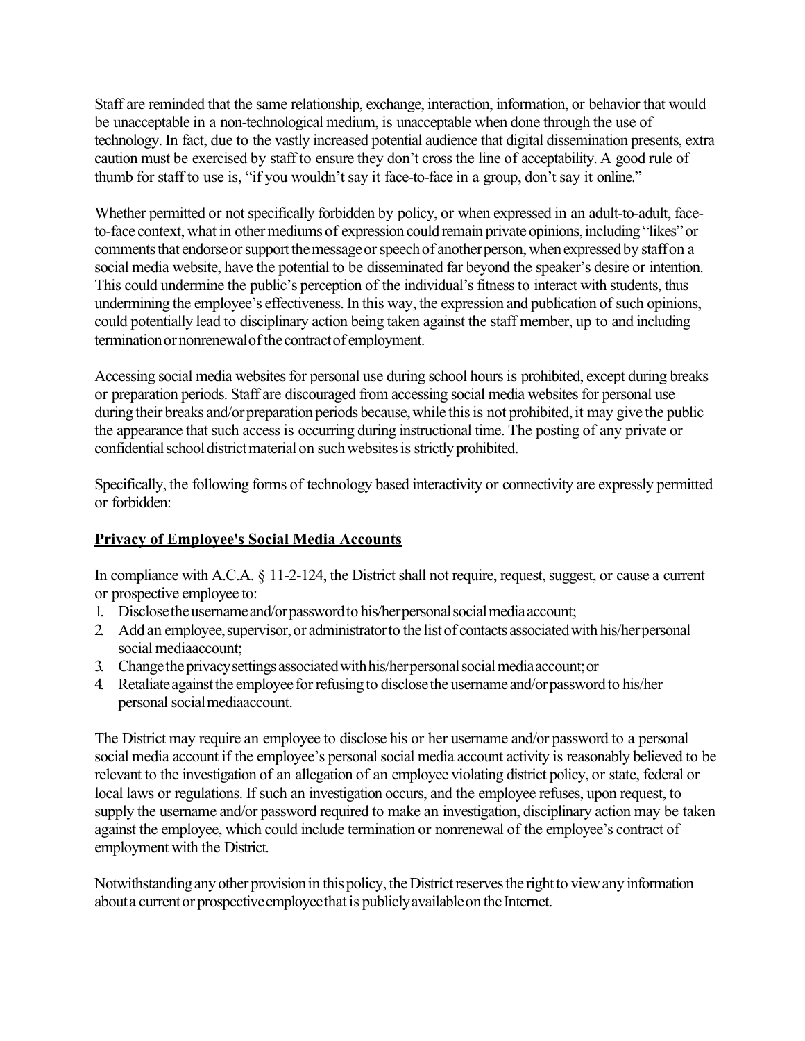Staff are reminded that the same relationship, exchange, interaction, information, or behavior that would be unacceptable in a non-technological medium, is unacceptable when done through the use of technology. In fact, due to the vastly increased potential audience that digital dissemination presents, extra caution must be exercised by staff to ensure they don't cross the line of acceptability. A good rule of thumb for staff to use is, "if you wouldn't say it face-to-face in a group, don't say it online."

Whether permitted or not specifically forbidden by policy, or when expressed in an adult-to-adult, face-to-face context, what in other mediums of expression could remain private opinions, including "likes" or comments that endorse or support the message or speech of another person, when expressed by staff on a social media website, have the potential to be disseminated far beyond the speaker's desire or intention. This could undermine the public's perception of the individual's fitness to interact with students, thus undermining the employee's effectiveness. In this way, the expression and publication of such opinions, could potentially lead to disciplinary action being taken against the staff member, up to and including termination or nonrenewal of the contract of employment.

Accessing social media websites for personal use during school hours is prohibited, except during breaks or preparation periods. Staff are discouraged from accessing social media websites for personal use during their breaks and/or preparation periods because, while this is not prohibited, it may give the public the appearance that such access is occurring during instructional time. The posting of any private or confidential school district material on such websites is strictly prohibited.

Specifically, the following forms of technology based interactivity or connectivity are expressly permitted or forbidden:

**Privacy of Employee's Social Media Accounts**

In compliance with A.C.A. § 11-2-124, the District shall not require, request, suggest, or cause a current or prospective employee to:

1. Disclose the username and/or password to his/her personal social media account;
2. Add an employee, supervisor, or administrator to the list of contacts associated with his/her personal social mediaaccount;
3. Change the privacy settings associated with his/her personal social media account; or
4. Retaliate against the employee for refusing to disclose the username and/or password to his/her personal social mediaaccount.

The District may require an employee to disclose his or her username and/or password to a personal social media account if the employee's personal social media account activity is reasonably believed to be relevant to the investigation of an allegation of an employee violating district policy, or state, federal or local laws or regulations. If such an investigation occurs, and the employee refuses, upon request, to supply the username and/or password required to make an investigation, disciplinary action may be taken against the employee, which could include termination or nonrenewal of the employee's contract of employment with the District.

Notwithstanding any other provision in this policy, the District reserves the right to view any information about a current or prospective employee that is publicly available on the Internet.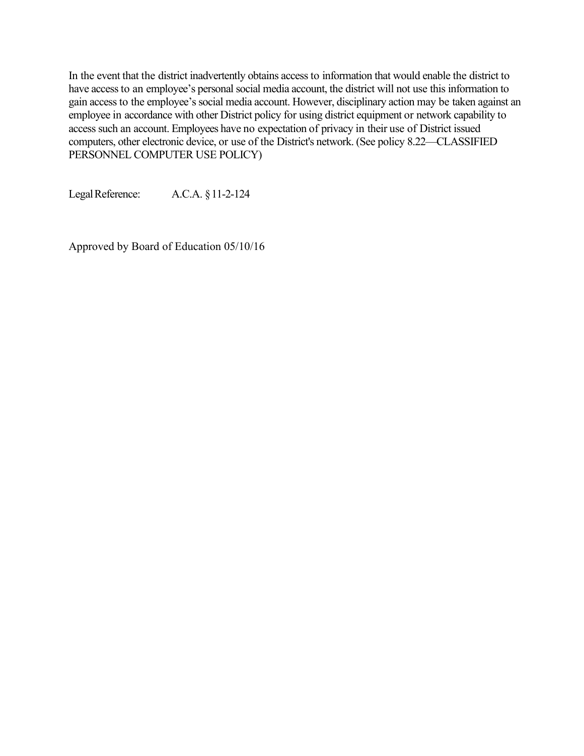In the event that the district inadvertently obtains access to information that would enable the district to have access to an employee's personal social media account, the district will not use this information to gain access to the employee's social media account. However, disciplinary action may be taken against an employee in accordance with other District policy for using district equipment or network capability to access such an account. Employees have no expectation of privacy in their use of District issued computers, other electronic device, or use of the District's network. (See policy 8.22—CLASSIFIED PERSONNEL COMPUTER USE POLICY)

Legal Reference: A.C.A. § 11-2-124

Approved by Board of Education 05/10/16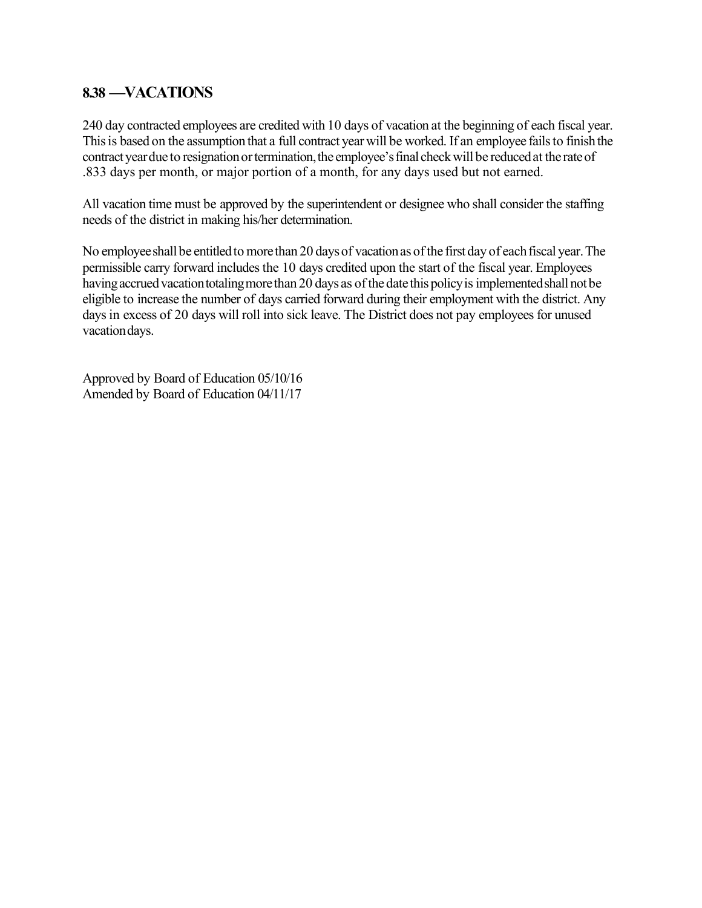## 8.38 —VACATIONS

240 day contracted employees are credited with 10 days of vacation at the beginning of each fiscal year. This is based on the assumption that a full contract year will be worked. If an employee fails to finish the contract year due to resignation or termination, the employee's final check will be reduced at the rate of .833 days per month, or major portion of a month, for any days used but not earned.

All vacation time must be approved by the superintendent or designee who shall consider the staffing needs of the district in making his/her determination.

No employee shall be entitled to more than 20 days of vacation as of the first day of each fiscal year. The permissible carry forward includes the 10 days credited upon the start of the fiscal year. Employees having accrued vacation totaling more than 20 days as of the date this policy is implemented shall not be eligible to increase the number of days carried forward during their employment with the district. Any days in excess of 20 days will roll into sick leave. The District does not pay employees for unused vacation days.

Approved by Board of Education 05/10/16
Amended by Board of Education 04/11/17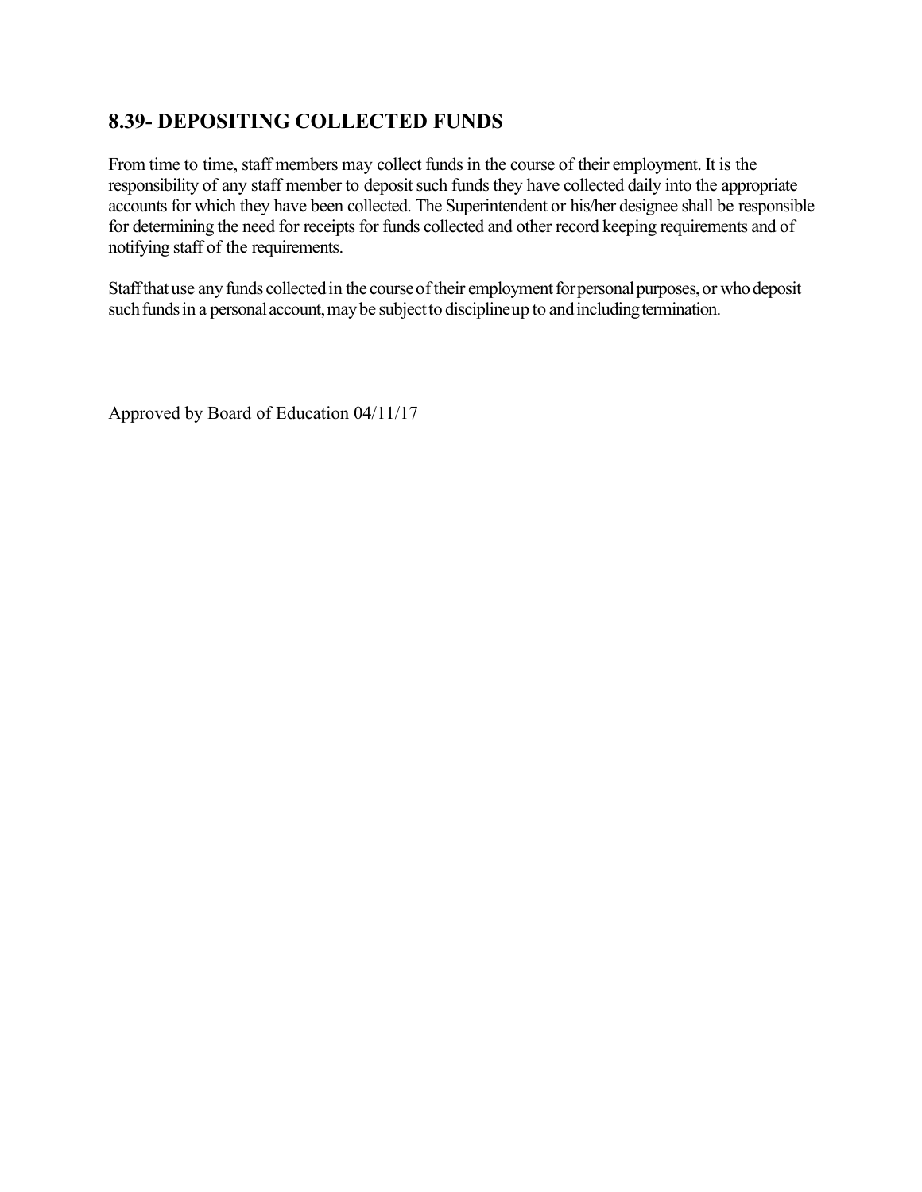## 8.39- DEPOSITING COLLECTED FUNDS

From time to time, staff members may collect funds in the course of their employment. It is the responsibility of any staff member to deposit such funds they have collected daily into the appropriate accounts for which they have been collected. The Superintendent or his/her designee shall be responsible for determining the need for receipts for funds collected and other record keeping requirements and of notifying staff of the requirements.

Staff that use any funds collected in the course of their employment for personal purposes, or who deposit such funds in a personal account, may be subject to discipline up to and including termination.

Approved by Board of Education 04/11/17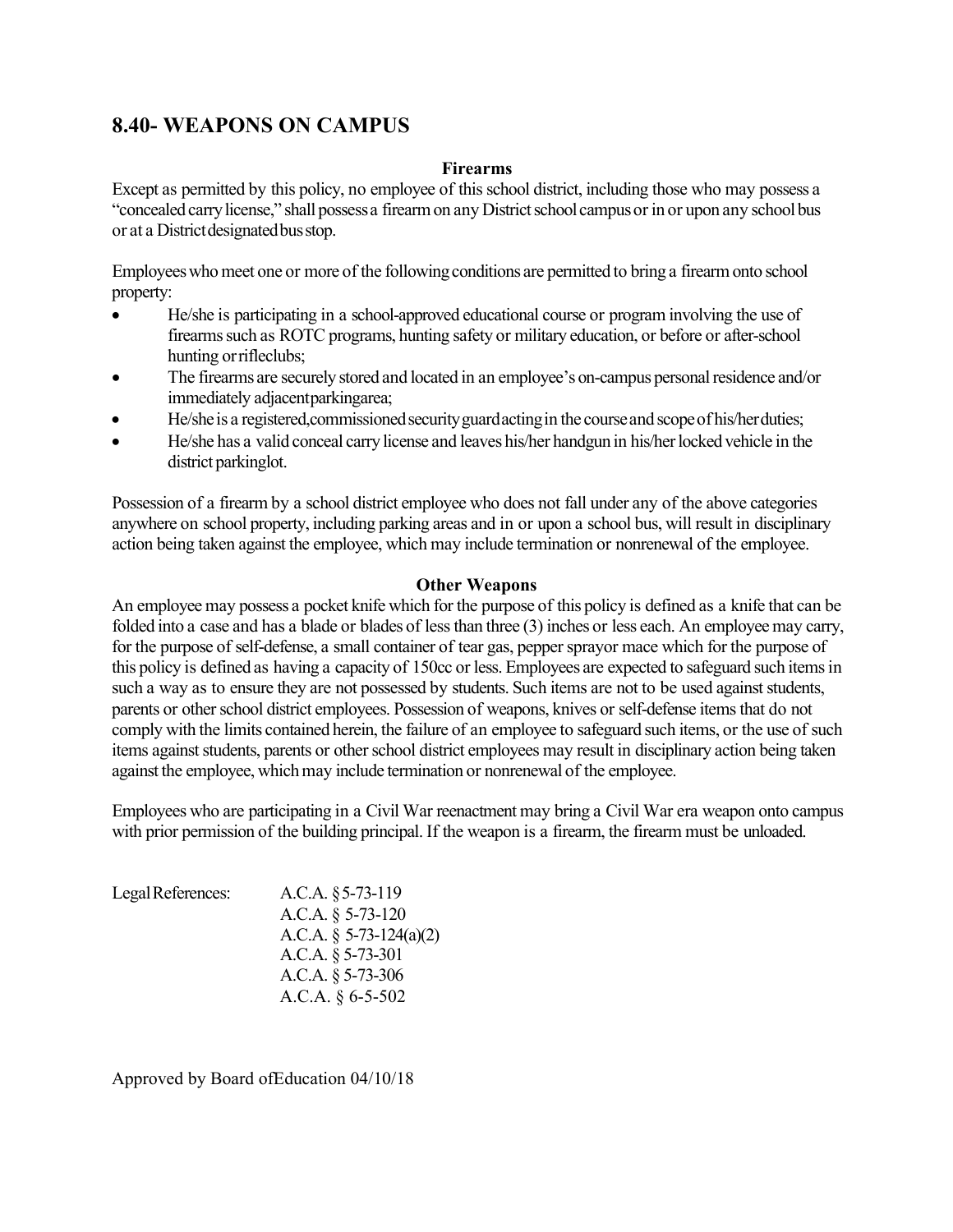## 8.40- WEAPONS ON CAMPUS

### Firearms

Except as permitted by this policy, no employee of this school district, including those who may possess a "concealed carry license," shall possess a firearm on any District school campus or in or upon any school bus or at a District designated bus stop.

Employees who meet one or more of the following conditions are permitted to bring a firearm onto school property:

- He/she is participating in a school-approved educational course or program involving the use of firearms such as ROTC programs, hunting safety or military education, or before or after-school hunting or rifle clubs;
- The firearms are securely stored and located in an employee's on-campus personal residence and/or immediately adjacent parking area;
- He/she is a registered, commissioned security guard acting in the course and scope of his/her duties;
- He/she has a valid conceal carry license and leaves his/her handgun in his/her locked vehicle in the district parking lot.

Possession of a firearm by a school district employee who does not fall under any of the above categories anywhere on school property, including parking areas and in or upon a school bus, will result in disciplinary action being taken against the employee, which may include termination or nonrenewal of the employee.

### Other Weapons

An employee may possess a pocket knife which for the purpose of this policy is defined as a knife that can be folded into a case and has a blade or blades of less than three (3) inches or less each. An employee may carry, for the purpose of self-defense, a small container of tear gas, pepper spray or mace which for the purpose of this policy is defined as having a capacity of 150cc or less. Employees are expected to safeguard such items in such a way as to ensure they are not possessed by students. Such items are not to be used against students, parents or other school district employees. Possession of weapons, knives or self-defense items that do not comply with the limits contained herein, the failure of an employee to safeguard such items, or the use of such items against students, parents or other school district employees may result in disciplinary action being taken against the employee, which may include termination or nonrenewal of the employee.

Employees who are participating in a Civil War reenactment may bring a Civil War era weapon onto campus with prior permission of the building principal. If the weapon is a firearm, the firearm must be unloaded.

Legal References:
A.C.A. § 5-73-119
A.C.A. § 5-73-120
A.C.A. § 5-73-124(a)(2)
A.C.A. § 5-73-301
A.C.A. § 5-73-306
A.C.A. § 6-5-502

Approved by Board of Education 04/10/18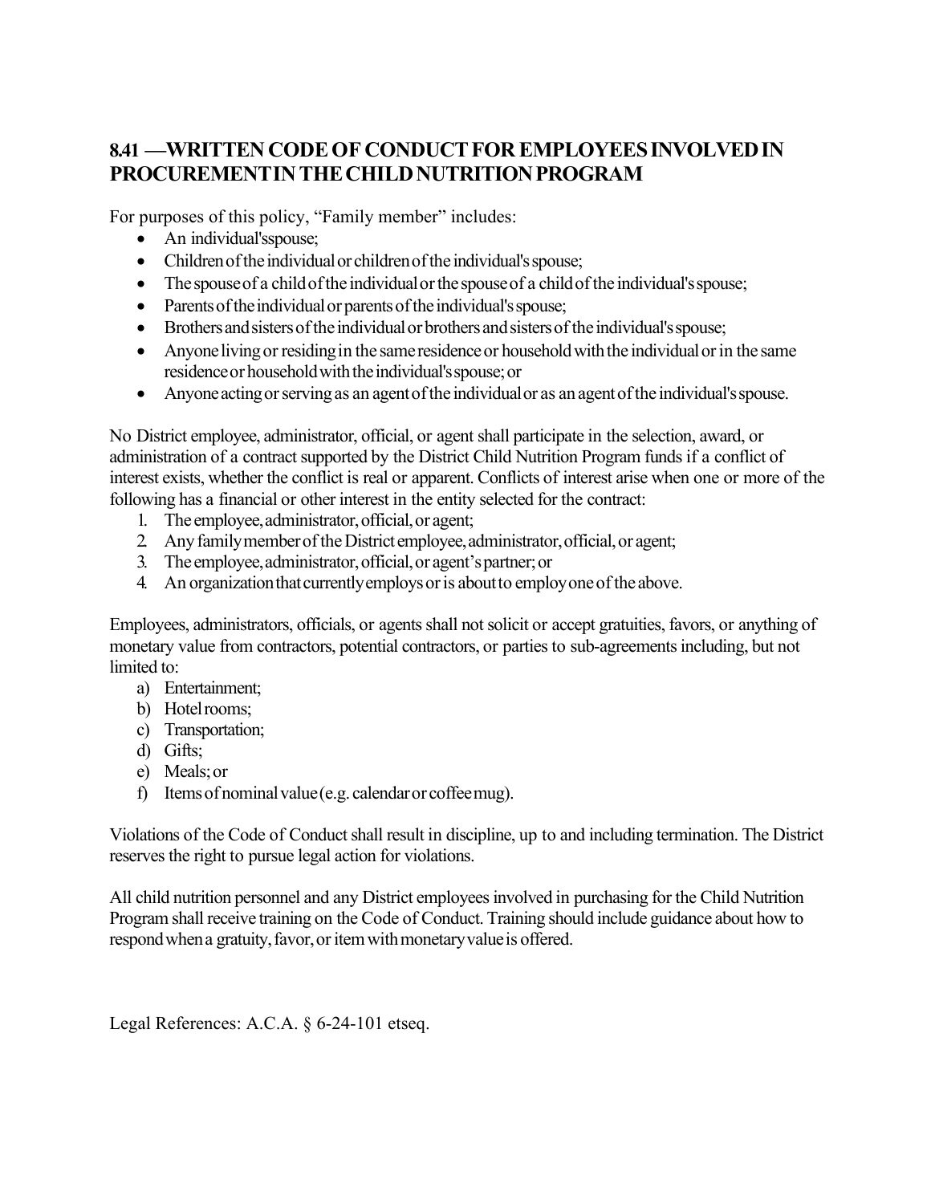## 8.41 —WRITTEN CODE OF CONDUCT FOR EMPLOYEES INVOLVED IN PROCUREMENT IN THE CHILD NUTRITION PROGRAM

For purposes of this policy, "Family member" includes:

- An individual's spouse;
- Children of the individual or children of the individual's spouse;
- The spouse of a child of the individual or the spouse of a child of the individual's spouse;
- Parents of the individual or parents of the individual's spouse;
- Brothers and sisters of the individual or brothers and sisters of the individual's spouse;
- Anyone living or residing in the same residence or household with the individual or in the same residence or household with the individual's spouse; or
- Anyone acting or serving as an agent of the individual or as an agent of the individual's spouse.

No District employee, administrator, official, or agent shall participate in the selection, award, or administration of a contract supported by the District Child Nutrition Program funds if a conflict of interest exists, whether the conflict is real or apparent. Conflicts of interest arise when one or more of the following has a financial or other interest in the entity selected for the contract:

1. The employee, administrator, official, or agent;
2. Any family member of the District employee, administrator, official, or agent;
3. The employee, administrator, official, or agent's partner; or
4. An organization that currently employs or is about to employ one of the above.

Employees, administrators, officials, or agents shall not solicit or accept gratuities, favors, or anything of monetary value from contractors, potential contractors, or parties to sub-agreements including, but not limited to:

a) Entertainment;
b) Hotel rooms;
c) Transportation;
d) Gifts;
e) Meals; or
f) Items of nominal value (e.g. calendar or coffee mug).

Violations of the Code of Conduct shall result in discipline, up to and including termination. The District reserves the right to pursue legal action for violations.

All child nutrition personnel and any District employees involved in purchasing for the Child Nutrition Program shall receive training on the Code of Conduct. Training should include guidance about how to respond when a gratuity, favor, or item with monetary value is offered.

Legal References: A.C.A. § 6-24-101 etseq.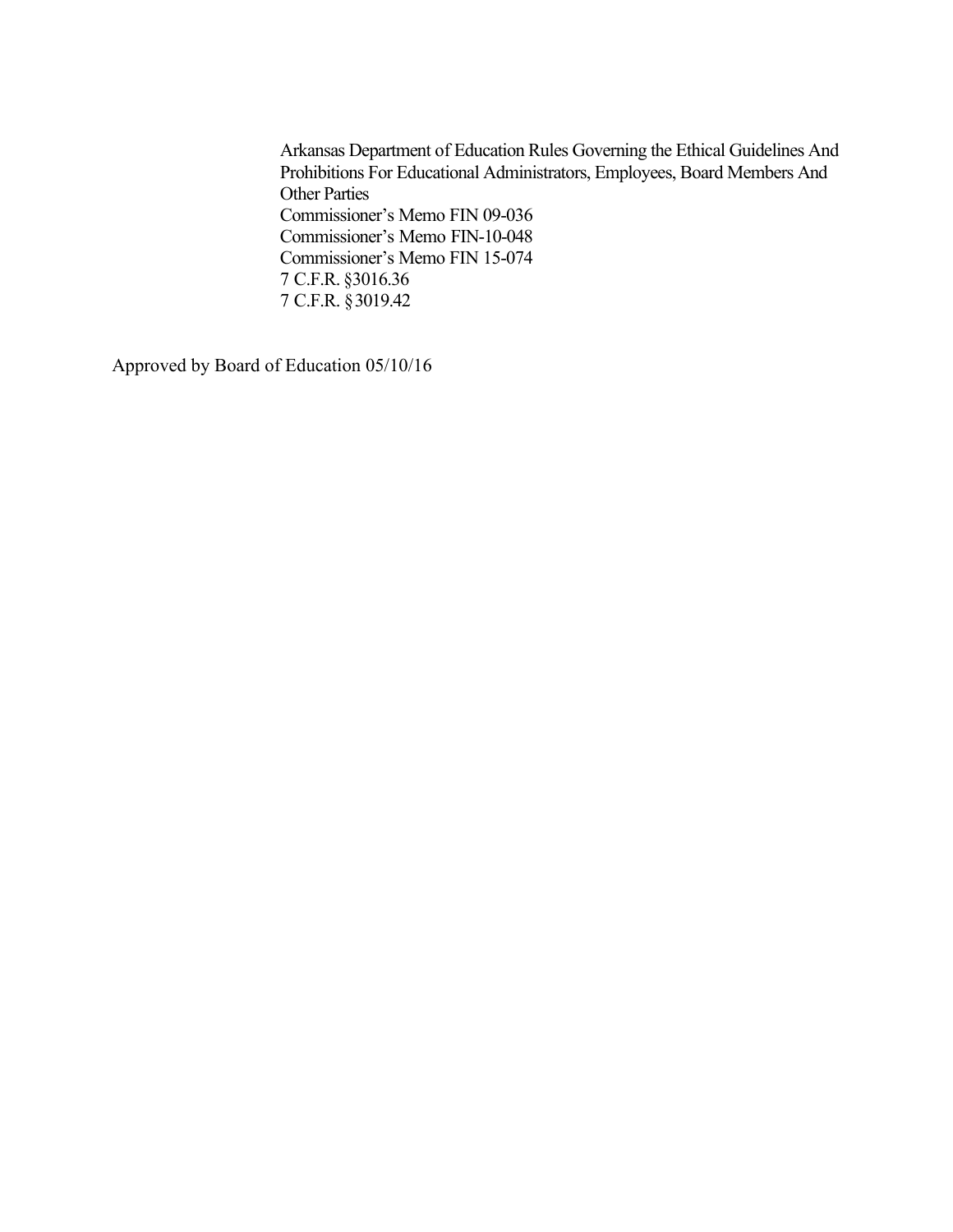Arkansas Department of Education Rules Governing the Ethical Guidelines And Prohibitions For Educational Administrators, Employees, Board Members And Other Parties
Commissioner's Memo FIN 09-036
Commissioner's Memo FIN-10-048
Commissioner's Memo FIN 15-074
7 C.F.R. §3016.36
7 C.F.R. § 3019.42

Approved by Board of Education 05/10/16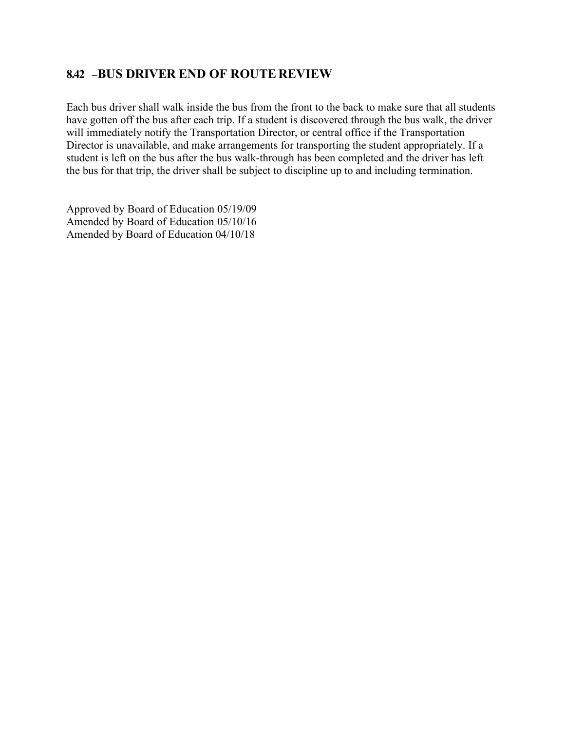## 8.42 –BUS DRIVER END OF ROUTE REVIEW

Each bus driver shall walk inside the bus from the front to the back to make sure that all students have gotten off the bus after each trip. If a student is discovered through the bus walk, the driver will immediately notify the Transportation Director, or central office if the Transportation Director is unavailable, and make arrangements for transporting the student appropriately. If a student is left on the bus after the bus walk-through has been completed and the driver has left the bus for that trip, the driver shall be subject to discipline up to and including termination.

Approved by Board of Education 05/19/09
Amended by Board of Education 05/10/16
Amended by Board of Education 04/10/18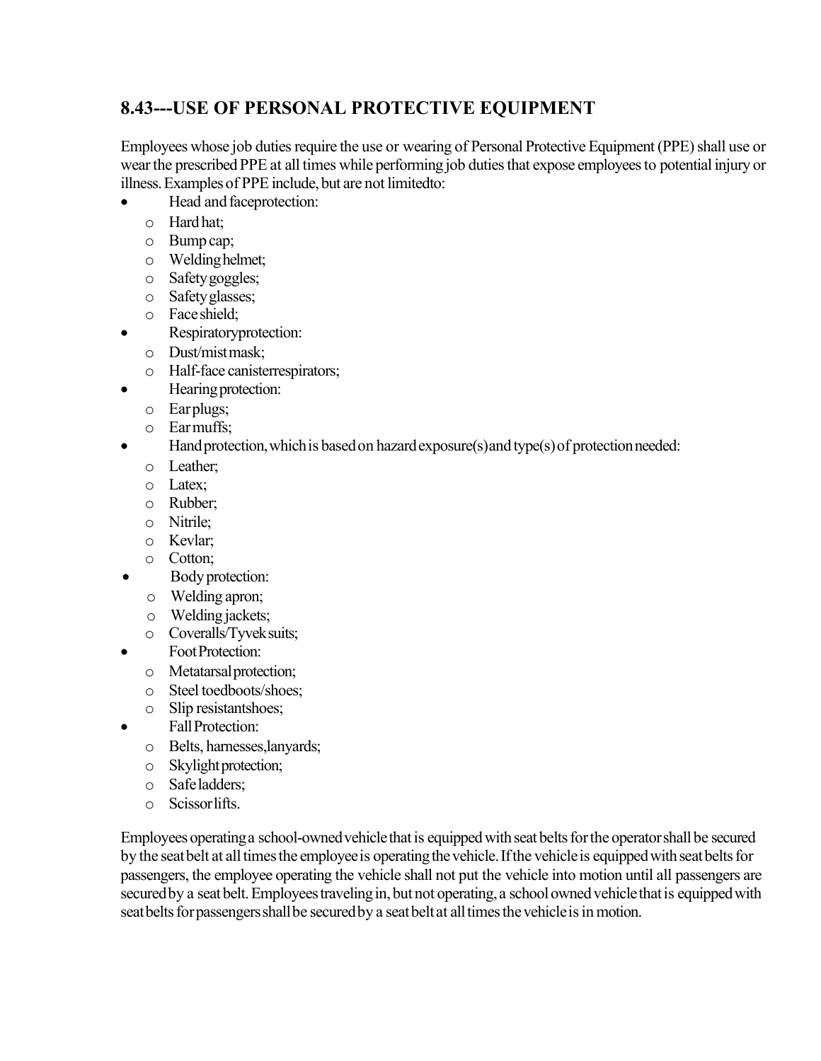## 8.43---USE OF PERSONAL PROTECTIVE EQUIPMENT

Employees whose job duties require the use or wearing of Personal Protective Equipment (PPE) shall use or wear the prescribed PPE at all times while performing job duties that expose employees to potential injury or illness. Examples of PPE include, but are not limitedto:

- Head and faceprotection:
  - Hard hat;
  - Bump cap;
  - Welding helmet;
  - Safety goggles;
  - Safety glasses;
  - Face shield;
- Respiratoryprotection:
  - Dust/mist mask;
  - Half-face canisterrespirators;
- Hearing protection:
  - Ear plugs;
  - Ear muffs;
- Hand protection, which is based on hazard exposure(s) and type(s) of protection needed:
  - Leather;
  - Latex;
  - Rubber;
  - Nitrile;
  - Kevlar;
  - Cotton;
- Body protection:
  - Welding apron;
  - Welding jackets;
  - Coveralls/Tyvek suits;
- Foot Protection:
  - Metatarsal protection;
  - Steel toedboots/shoes;
  - Slip resistantshoes;
- Fall Protection:
  - Belts, harnesses,lanyards;
  - Skylight protection;
  - Safe ladders;
  - Scissor lifts.

Employees operating a school-owned vehicle that is equipped with seat belts for the operator shall be secured by the seat belt at all times the employee is operating the vehicle. If the vehicle is equipped with seat belts for passengers, the employee operating the vehicle shall not put the vehicle into motion until all passengers are secured by a seat belt. Employees traveling in, but not operating, a school owned vehicle that is equipped with seat belts for passengers shall be secured by a seat belt at all times the vehicle is in motion.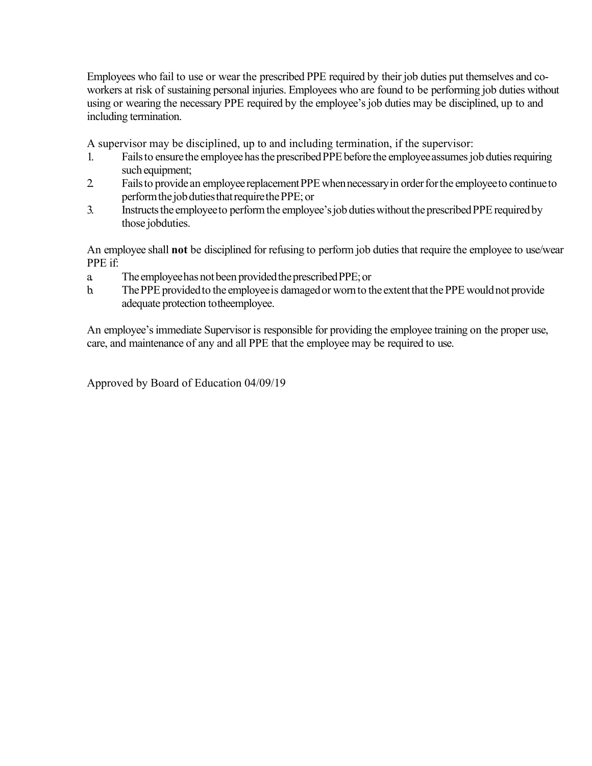Employees who fail to use or wear the prescribed PPE required by their job duties put themselves and co-workers at risk of sustaining personal injuries. Employees who are found to be performing job duties without using or wearing the necessary PPE required by the employee's job duties may be disciplined, up to and including termination.

A supervisor may be disciplined, up to and including termination, if the supervisor:

1. Fails to ensure the employee has the prescribed PPE before the employee assumes job duties requiring such equipment;
2. Fails to provide an employee replacement PPE when necessary in order for the employee to continue to perform the job duties that require the PPE; or
3. Instructs the employee to perform the employee's job duties without the prescribed PPE required by those jobduties.

An employee shall **not** be disciplined for refusing to perform job duties that require the employee to use/wear PPE if:

a. The employee has not been provided the prescribed PPE; or
b. The PPE provided to the employee is damaged or worn to the extent that the PPE would not provide adequate protection totheemployee.

An employee's immediate Supervisor is responsible for providing the employee training on the proper use, care, and maintenance of any and all PPE that the employee may be required to use.

Approved by Board of Education 04/09/19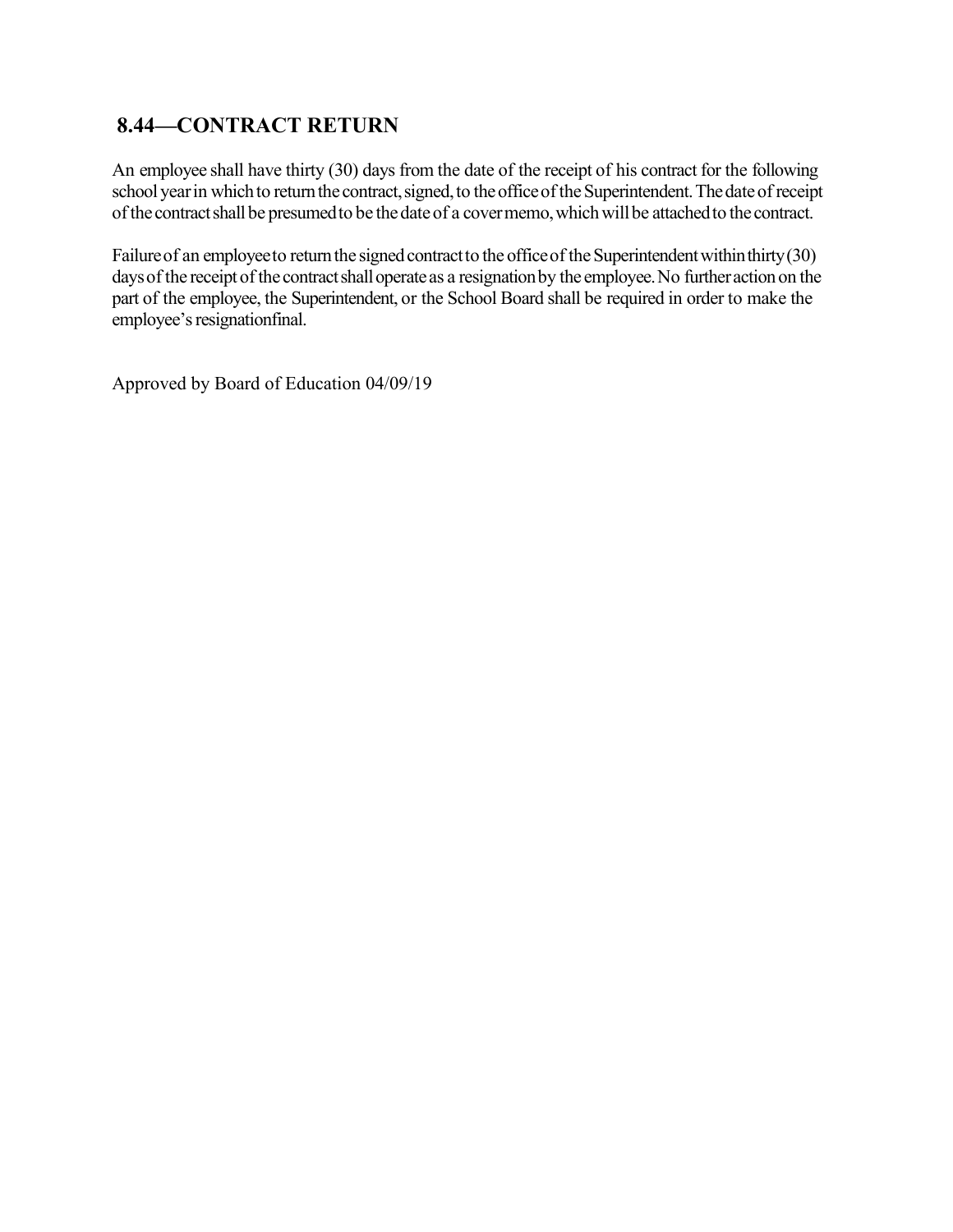## 8.44—CONTRACT RETURN

An employee shall have thirty (30) days from the date of the receipt of his contract for the following school year in which to return the contract, signed, to the office of the Superintendent. The date of receipt of the contract shall be presumed to be the date of a cover memo, which will be attached to the contract.

Failure of an employee to return the signed contract to the office of the Superintendent within thirty (30) days of the receipt of the contract shall operate as a resignation by the employee. No further action on the part of the employee, the Superintendent, or the School Board shall be required in order to make the employee's resignationfinal.

Approved by Board of Education 04/09/19